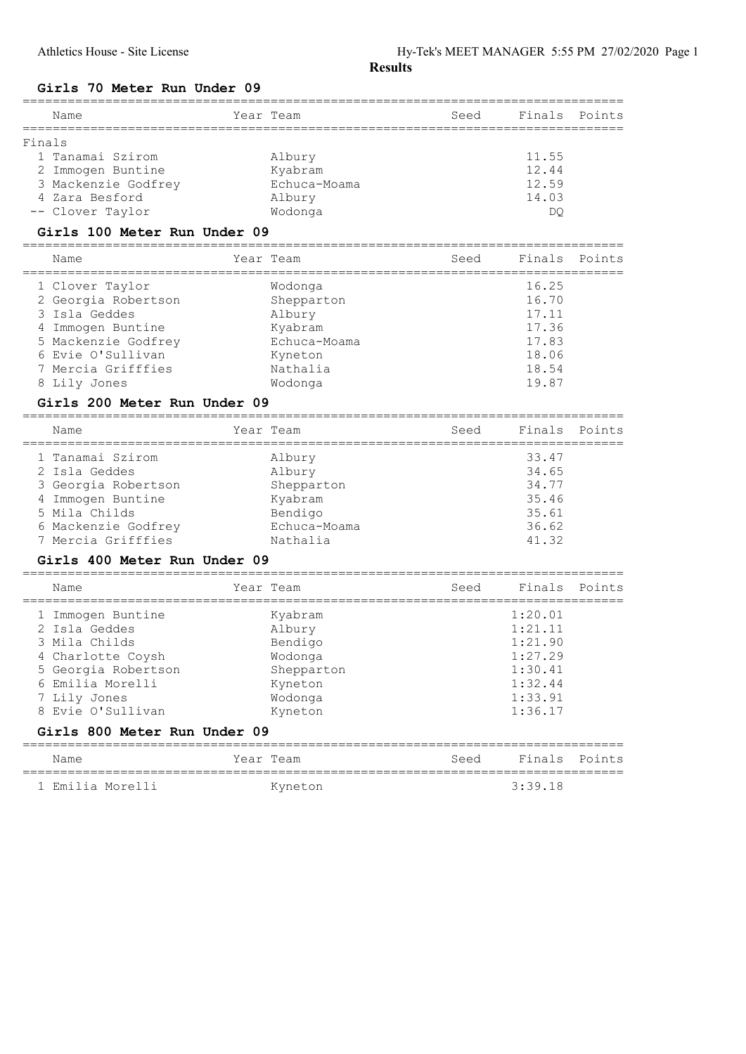**Results**

## Girls 70 Meter Run Under 09

Finals

| | Name | Year | Team | Seed | Finals | Points |
|---|---|---|---|---|---|---|
| 1 | Tanamai Szirom | | Albury | | 11.55 | |
| 2 | Immogen Buntine | | Kyabram | | 12.44 | |
| 3 | Mackenzie Godfrey | | Echuca-Moama | | 12.59 | |
| 4 | Zara Besford | | Albury | | 14.03 | |
| -- | Clover Taylor | | Wodonga | | DQ | |

## Girls 100 Meter Run Under 09

| | Name | Year | Team | Seed | Finals | Points |
|---|---|---|---|---|---|---|
| 1 | Clover Taylor | | Wodonga | | 16.25 | |
| 2 | Georgia Robertson | | Shepparton | | 16.70 | |
| 3 | Isla Geddes | | Albury | | 17.11 | |
| 4 | Immogen Buntine | | Kyabram | | 17.36 | |
| 5 | Mackenzie Godfrey | | Echuca-Moama | | 17.83 | |
| 6 | Evie O'Sullivan | | Kyneton | | 18.06 | |
| 7 | Mercia Grifffies | | Nathalia | | 18.54 | |
| 8 | Lily Jones | | Wodonga | | 19.87 | |

## Girls 200 Meter Run Under 09

| | Name | Year | Team | Seed | Finals | Points |
|---|---|---|---|---|---|---|
| 1 | Tanamai Szirom | | Albury | | 33.47 | |
| 2 | Isla Geddes | | Albury | | 34.65 | |
| 3 | Georgia Robertson | | Shepparton | | 34.77 | |
| 4 | Immogen Buntine | | Kyabram | | 35.46 | |
| 5 | Mila Childs | | Bendigo | | 35.61 | |
| 6 | Mackenzie Godfrey | | Echuca-Moama | | 36.62 | |
| 7 | Mercia Grifffies | | Nathalia | | 41.32 | |

## Girls 400 Meter Run Under 09

| | Name | Year | Team | Seed | Finals | Points |
|---|---|---|---|---|---|---|
| 1 | Immogen Buntine | | Kyabram | | 1:20.01 | |
| 2 | Isla Geddes | | Albury | | 1:21.11 | |
| 3 | Mila Childs | | Bendigo | | 1:21.90 | |
| 4 | Charlotte Coysh | | Wodonga | | 1:27.29 | |
| 5 | Georgia Robertson | | Shepparton | | 1:30.41 | |
| 6 | Emilia Morelli | | Kyneton | | 1:32.44 | |
| 7 | Lily Jones | | Wodonga | | 1:33.91 | |
| 8 | Evie O'Sullivan | | Kyneton | | 1:36.17 | |

## Girls 800 Meter Run Under 09

| | Name | Year | Team | Seed | Finals | Points |
|---|---|---|---|---|---|---|
| 1 | Emilia Morelli | | Kyneton | | 3:39.18 | |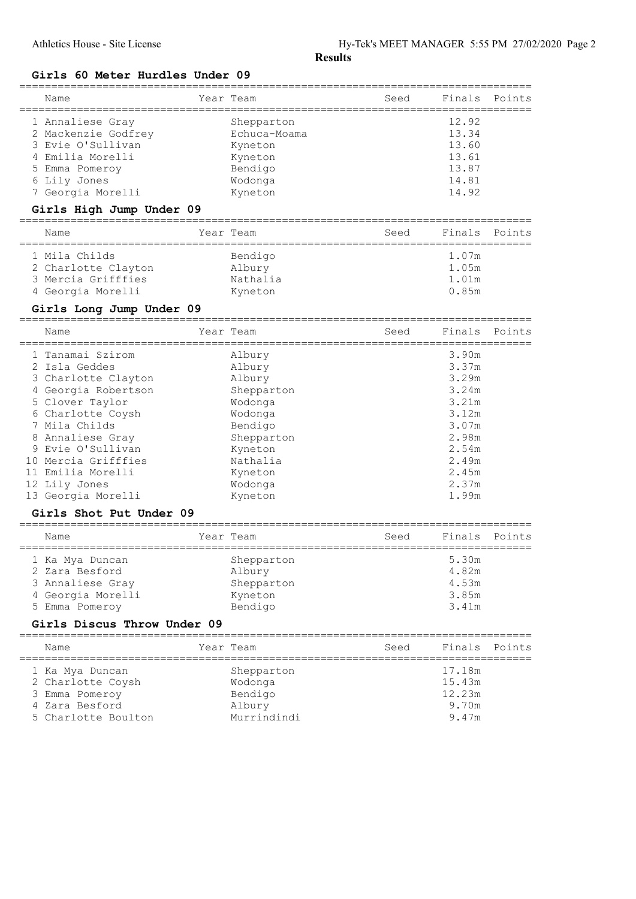## Results

### Girls 60 Meter Hurdles Under 09

| Name | Year | Team | Seed | Finals | Points |
|---|---|---|---|---|---|
| 1 Annaliese Gray | | Shepparton | | 12.92 | |
| 2 Mackenzie Godfrey | | Echuca-Moama | | 13.34 | |
| 3 Evie O'Sullivan | | Kyneton | | 13.60 | |
| 4 Emilia Morelli | | Kyneton | | 13.61 | |
| 5 Emma Pomeroy | | Bendigo | | 13.87 | |
| 6 Lily Jones | | Wodonga | | 14.81 | |
| 7 Georgia Morelli | | Kyneton | | 14.92 | |

### Girls High Jump Under 09

| Name | Year | Team | Seed | Finals | Points |
|---|---|---|---|---|---|
| 1 Mila Childs | | Bendigo | | 1.07m | |
| 2 Charlotte Clayton | | Albury | | 1.05m | |
| 3 Mercia Grifffies | | Nathalia | | 1.01m | |
| 4 Georgia Morelli | | Kyneton | | 0.85m | |

### Girls Long Jump Under 09

| Name | Year | Team | Seed | Finals | Points |
|---|---|---|---|---|---|
| 1 Tanamai Szirom | | Albury | | 3.90m | |
| 2 Isla Geddes | | Albury | | 3.37m | |
| 3 Charlotte Clayton | | Albury | | 3.29m | |
| 4 Georgia Robertson | | Shepparton | | 3.24m | |
| 5 Clover Taylor | | Wodonga | | 3.21m | |
| 6 Charlotte Coysh | | Wodonga | | 3.12m | |
| 7 Mila Childs | | Bendigo | | 3.07m | |
| 8 Annaliese Gray | | Shepparton | | 2.98m | |
| 9 Evie O'Sullivan | | Kyneton | | 2.54m | |
| 10 Mercia Grifffies | | Nathalia | | 2.49m | |
| 11 Emilia Morelli | | Kyneton | | 2.45m | |
| 12 Lily Jones | | Wodonga | | 2.37m | |
| 13 Georgia Morelli | | Kyneton | | 1.99m | |

### Girls Shot Put Under 09

| Name | Year | Team | Seed | Finals | Points |
|---|---|---|---|---|---|
| 1 Ka Mya Duncan | | Shepparton | | 5.30m | |
| 2 Zara Besford | | Albury | | 4.82m | |
| 3 Annaliese Gray | | Shepparton | | 4.53m | |
| 4 Georgia Morelli | | Kyneton | | 3.85m | |
| 5 Emma Pomeroy | | Bendigo | | 3.41m | |

### Girls Discus Throw Under 09

| Name | Year | Team | Seed | Finals | Points |
|---|---|---|---|---|---|
| 1 Ka Mya Duncan | | Shepparton | | 17.18m | |
| 2 Charlotte Coysh | | Wodonga | | 15.43m | |
| 3 Emma Pomeroy | | Bendigo | | 12.23m | |
| 4 Zara Besford | | Albury | | 9.70m | |
| 5 Charlotte Boulton | | Murrindindi | | 9.47m | |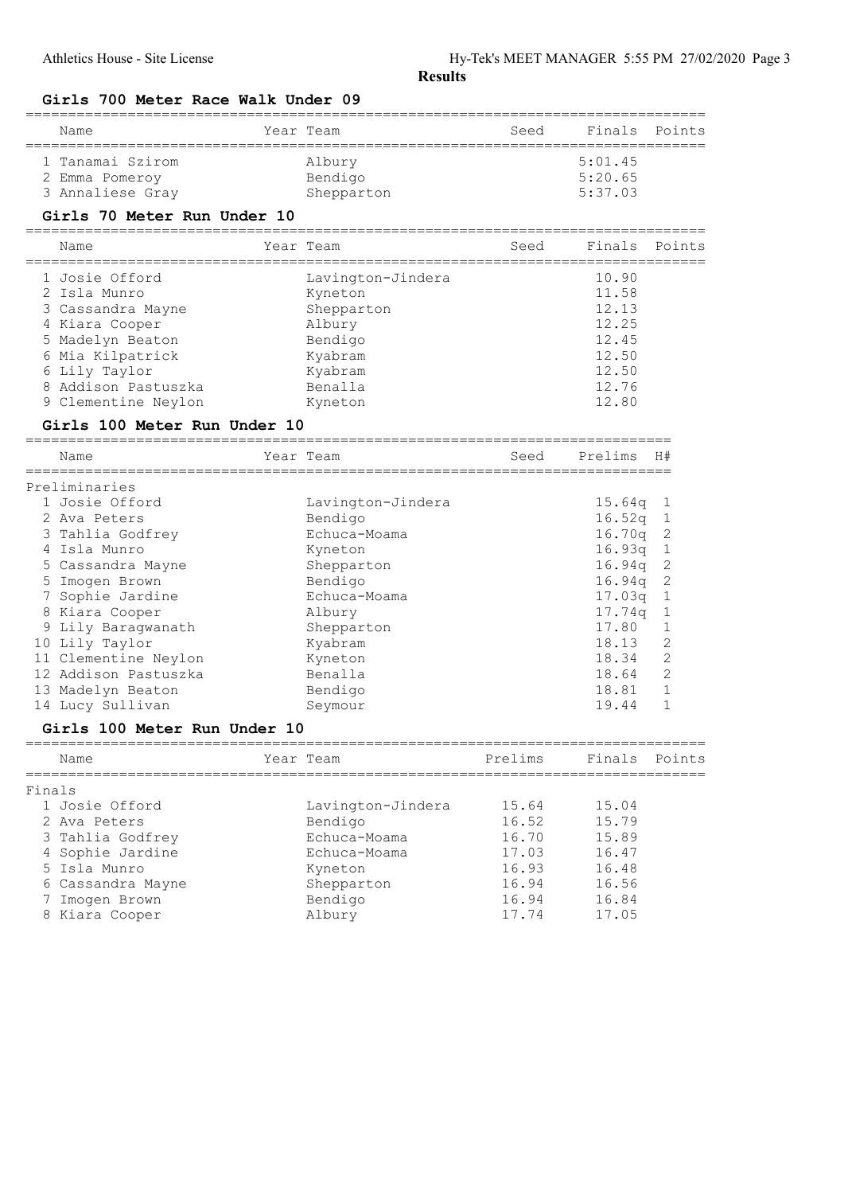**Results**

### Girls 700 Meter Race Walk Under 09

| Name | Year | Team | Seed | Finals | Points |
|---|---|---|---|---|---|
| 1 Tanamai Szirom | | Albury | | 5:01.45 | |
| 2 Emma Pomeroy | | Bendigo | | 5:20.65 | |
| 3 Annaliese Gray | | Shepparton | | 5:37.03 | |

### Girls 70 Meter Run Under 10

| Name | Year | Team | Seed | Finals | Points |
|---|---|---|---|---|---|
| 1 Josie Offord | | Lavington-Jindera | | 10.90 | |
| 2 Isla Munro | | Kyneton | | 11.58 | |
| 3 Cassandra Mayne | | Shepparton | | 12.13 | |
| 4 Kiara Cooper | | Albury | | 12.25 | |
| 5 Madelyn Beaton | | Bendigo | | 12.45 | |
| 6 Mia Kilpatrick | | Kyabram | | 12.50 | |
| 6 Lily Taylor | | Kyabram | | 12.50 | |
| 8 Addison Pastuszka | | Benalla | | 12.76 | |
| 9 Clementine Neylon | | Kyneton | | 12.80 | |

### Girls 100 Meter Run Under 10

| Name | Year | Team | Seed | Prelims | H# |
|---|---|---|---|---|---|
| **Preliminaries** | | | | | |
| 1 Josie Offord | | Lavington-Jindera | | 15.64q | 1 |
| 2 Ava Peters | | Bendigo | | 16.52q | 1 |
| 3 Tahlia Godfrey | | Echuca-Moama | | 16.70q | 2 |
| 4 Isla Munro | | Kyneton | | 16.93q | 1 |
| 5 Cassandra Mayne | | Shepparton | | 16.94q | 2 |
| 5 Imogen Brown | | Bendigo | | 16.94q | 2 |
| 7 Sophie Jardine | | Echuca-Moama | | 17.03q | 1 |
| 8 Kiara Cooper | | Albury | | 17.74q | 1 |
| 9 Lily Baragwanath | | Shepparton | | 17.80 | 1 |
| 10 Lily Taylor | | Kyabram | | 18.13 | 2 |
| 11 Clementine Neylon | | Kyneton | | 18.34 | 2 |
| 12 Addison Pastuszka | | Benalla | | 18.64 | 2 |
| 13 Madelyn Beaton | | Bendigo | | 18.81 | 1 |
| 14 Lucy Sullivan | | Seymour | | 19.44 | 1 |

### Girls 100 Meter Run Under 10

| Name | Year | Team | Prelims | Finals | Points |
|---|---|---|---|---|---|
| **Finals** | | | | | |
| 1 Josie Offord | | Lavington-Jindera | 15.64 | 15.04 | |
| 2 Ava Peters | | Bendigo | 16.52 | 15.79 | |
| 3 Tahlia Godfrey | | Echuca-Moama | 16.70 | 15.89 | |
| 4 Sophie Jardine | | Echuca-Moama | 17.03 | 16.47 | |
| 5 Isla Munro | | Kyneton | 16.93 | 16.48 | |
| 6 Cassandra Mayne | | Shepparton | 16.94 | 16.56 | |
| 7 Imogen Brown | | Bendigo | 16.94 | 16.84 | |
| 8 Kiara Cooper | | Albury | 17.74 | 17.05 | |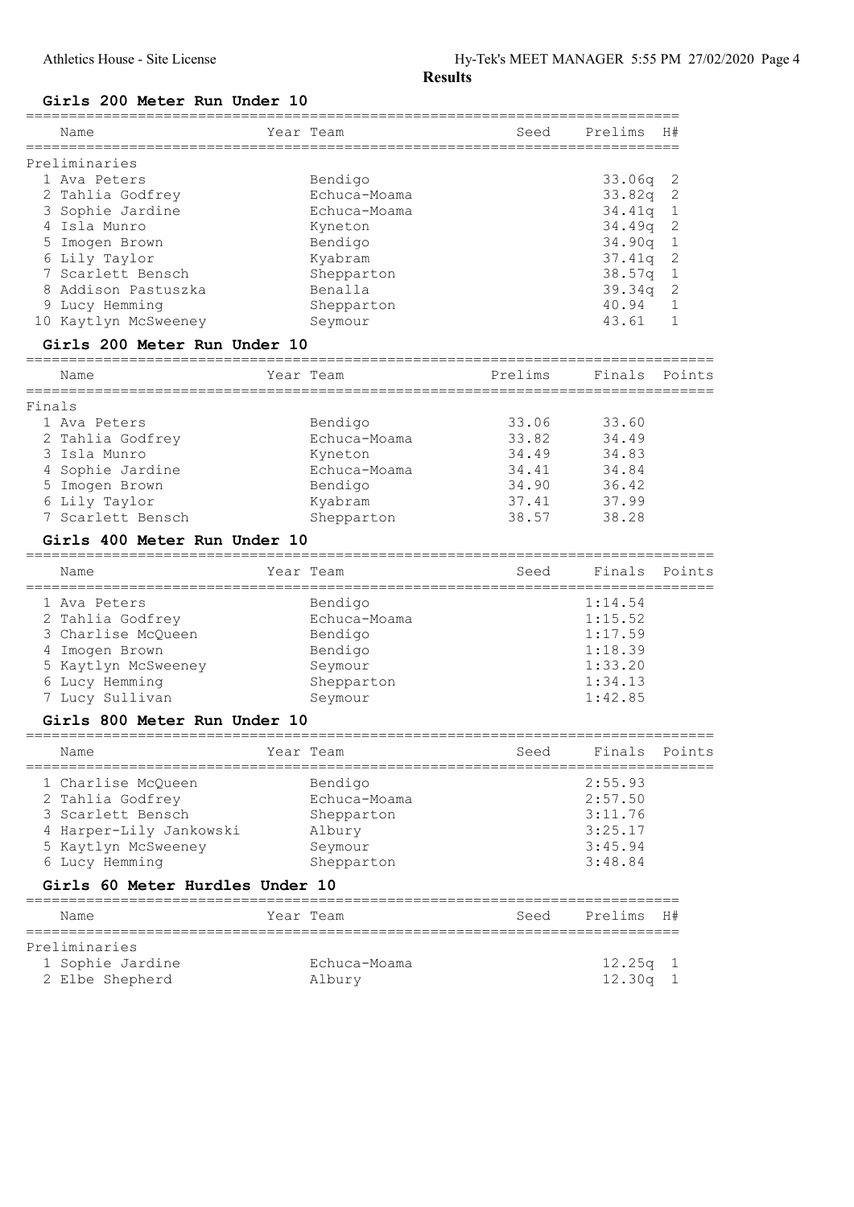**Results**

### Girls 200 Meter Run Under 10

| Name | Year Team | Seed | Prelims | H# |
|---|---|---|---|---|
| **Preliminaries** | | | | |
| 1 Ava Peters | Bendigo | | 33.06q | 2 |
| 2 Tahlia Godfrey | Echuca-Moama | | 33.82q | 2 |
| 3 Sophie Jardine | Echuca-Moama | | 34.41q | 1 |
| 4 Isla Munro | Kyneton | | 34.49q | 2 |
| 5 Imogen Brown | Bendigo | | 34.90q | 1 |
| 6 Lily Taylor | Kyabram | | 37.41q | 2 |
| 7 Scarlett Bensch | Shepparton | | 38.57q | 1 |
| 8 Addison Pastuszka | Benalla | | 39.34q | 2 |
| 9 Lucy Hemming | Shepparton | | 40.94 | 1 |
| 10 Kaytlyn McSweeney | Seymour | | 43.61 | 1 |

### Girls 200 Meter Run Under 10

| Name | Year Team | Prelims | Finals | Points |
|---|---|---|---|---|
| **Finals** | | | | |
| 1 Ava Peters | Bendigo | 33.06 | 33.60 | |
| 2 Tahlia Godfrey | Echuca-Moama | 33.82 | 34.49 | |
| 3 Isla Munro | Kyneton | 34.49 | 34.83 | |
| 4 Sophie Jardine | Echuca-Moama | 34.41 | 34.84 | |
| 5 Imogen Brown | Bendigo | 34.90 | 36.42 | |
| 6 Lily Taylor | Kyabram | 37.41 | 37.99 | |
| 7 Scarlett Bensch | Shepparton | 38.57 | 38.28 | |

### Girls 400 Meter Run Under 10

| Name | Year Team | Seed | Finals | Points |
|---|---|---|---|---|
| 1 Ava Peters | Bendigo | | 1:14.54 | |
| 2 Tahlia Godfrey | Echuca-Moama | | 1:15.52 | |
| 3 Charlise McQueen | Bendigo | | 1:17.59 | |
| 4 Imogen Brown | Bendigo | | 1:18.39 | |
| 5 Kaytlyn McSweeney | Seymour | | 1:33.20 | |
| 6 Lucy Hemming | Shepparton | | 1:34.13 | |
| 7 Lucy Sullivan | Seymour | | 1:42.85 | |

### Girls 800 Meter Run Under 10

| Name | Year Team | Seed | Finals | Points |
|---|---|---|---|---|
| 1 Charlise McQueen | Bendigo | | 2:55.93 | |
| 2 Tahlia Godfrey | Echuca-Moama | | 2:57.50 | |
| 3 Scarlett Bensch | Shepparton | | 3:11.76 | |
| 4 Harper-Lily Jankowski | Albury | | 3:25.17 | |
| 5 Kaytlyn McSweeney | Seymour | | 3:45.94 | |
| 6 Lucy Hemming | Shepparton | | 3:48.84 | |

### Girls 60 Meter Hurdles Under 10

| Name | Year Team | Seed | Prelims | H# |
|---|---|---|---|---|
| **Preliminaries** | | | | |
| 1 Sophie Jardine | Echuca-Moama | | 12.25q | 1 |
| 2 Elbe Shepherd | Albury | | 12.30q | 1 |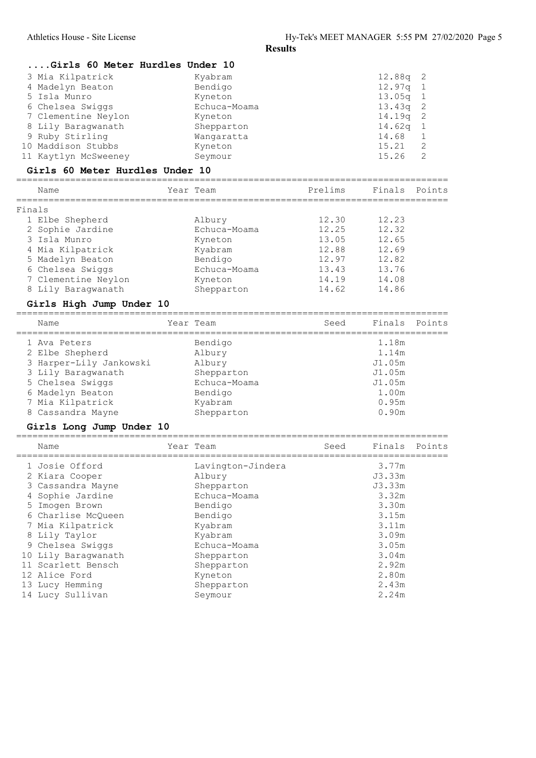## ....Girls 60 Meter Hurdles Under 10

| Place | Name | Team | Time | Heat |
|---|---|---|---|---|
| 3 | Mia Kilpatrick | Kyabram | 12.88q | 2 |
| 4 | Madelyn Beaton | Bendigo | 12.97q | 1 |
| 5 | Isla Munro | Kyneton | 13.05q | 1 |
| 6 | Chelsea Swiggs | Echuca-Moama | 13.43q | 2 |
| 7 | Clementine Neylon | Kyneton | 14.19q | 2 |
| 8 | Lily Baragwanath | Shepparton | 14.62q | 1 |
| 9 | Ruby Stirling | Wangaratta | 14.68 | 1 |
| 10 | Maddison Stubbs | Kyneton | 15.21 | 2 |
| 11 | Kaytlyn McSweeney | Seymour | 15.26 | 2 |

## Girls 60 Meter Hurdles Under 10

Finals

| Name | Year | Team | Prelims | Finals | Points |
|---|---|---|---|---|---|
| 1 Elbe Shepherd | | Albury | 12.30 | 12.23 | |
| 2 Sophie Jardine | | Echuca-Moama | 12.25 | 12.32 | |
| 3 Isla Munro | | Kyneton | 13.05 | 12.65 | |
| 4 Mia Kilpatrick | | Kyabram | 12.88 | 12.69 | |
| 5 Madelyn Beaton | | Bendigo | 12.97 | 12.82 | |
| 6 Chelsea Swiggs | | Echuca-Moama | 13.43 | 13.76 | |
| 7 Clementine Neylon | | Kyneton | 14.19 | 14.08 | |
| 8 Lily Baragwanath | | Shepparton | 14.62 | 14.86 | |

## Girls High Jump Under 10

| Name | Year | Team | Seed | Finals | Points |
|---|---|---|---|---|---|
| 1 Ava Peters | | Bendigo | | 1.18m | |
| 2 Elbe Shepherd | | Albury | | 1.14m | |
| 3 Harper-Lily Jankowski | | Albury | | J1.05m | |
| 3 Lily Baragwanath | | Shepparton | | J1.05m | |
| 5 Chelsea Swiggs | | Echuca-Moama | | J1.05m | |
| 6 Madelyn Beaton | | Bendigo | | 1.00m | |
| 7 Mia Kilpatrick | | Kyabram | | 0.95m | |
| 8 Cassandra Mayne | | Shepparton | | 0.90m | |

## Girls Long Jump Under 10

| Name | Year | Team | Seed | Finals | Points |
|---|---|---|---|---|---|
| 1 Josie Offord | | Lavington-Jindera | | 3.77m | |
| 2 Kiara Cooper | | Albury | | J3.33m | |
| 3 Cassandra Mayne | | Shepparton | | J3.33m | |
| 4 Sophie Jardine | | Echuca-Moama | | 3.32m | |
| 5 Imogen Brown | | Bendigo | | 3.30m | |
| 6 Charlise McQueen | | Bendigo | | 3.15m | |
| 7 Mia Kilpatrick | | Kyabram | | 3.11m | |
| 8 Lily Taylor | | Kyabram | | 3.09m | |
| 9 Chelsea Swiggs | | Echuca-Moama | | 3.05m | |
| 10 Lily Baragwanath | | Shepparton | | 3.04m | |
| 11 Scarlett Bensch | | Shepparton | | 2.92m | |
| 12 Alice Ford | | Kyneton | | 2.80m | |
| 13 Lucy Hemming | | Shepparton | | 2.43m | |
| 14 Lucy Sullivan | | Seymour | | 2.24m | |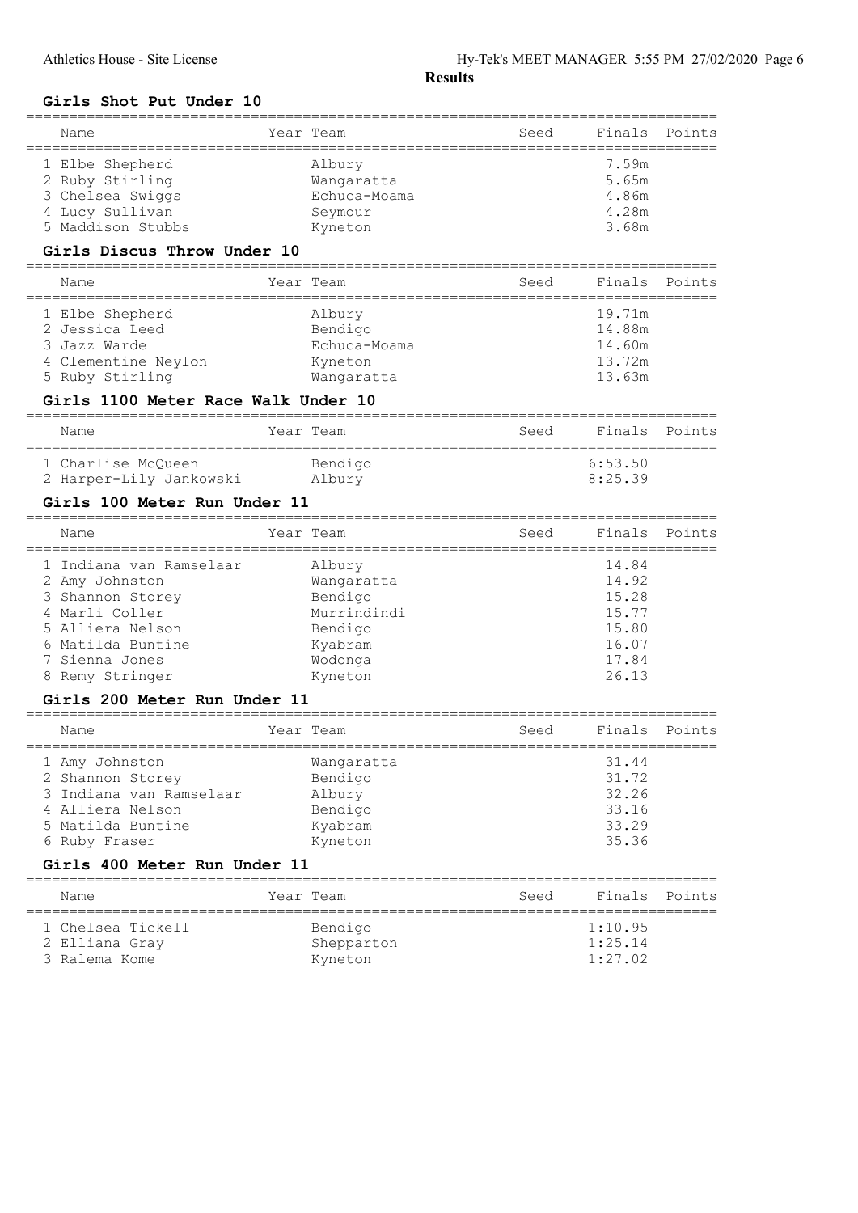**Results**

### Girls Shot Put Under 10

| Name | Year | Team | Seed | Finals | Points |
|---|---|---|---|---|---|
| 1 Elbe Shepherd | | Albury | | 7.59m | |
| 2 Ruby Stirling | | Wangaratta | | 5.65m | |
| 3 Chelsea Swiggs | | Echuca-Moama | | 4.86m | |
| 4 Lucy Sullivan | | Seymour | | 4.28m | |
| 5 Maddison Stubbs | | Kyneton | | 3.68m | |

### Girls Discus Throw Under 10

| Name | Year | Team | Seed | Finals | Points |
|---|---|---|---|---|---|
| 1 Elbe Shepherd | | Albury | | 19.71m | |
| 2 Jessica Leed | | Bendigo | | 14.88m | |
| 3 Jazz Warde | | Echuca-Moama | | 14.60m | |
| 4 Clementine Neylon | | Kyneton | | 13.72m | |
| 5 Ruby Stirling | | Wangaratta | | 13.63m | |

### Girls 1100 Meter Race Walk Under 10

| Name | Year | Team | Seed | Finals | Points |
|---|---|---|---|---|---|
| 1 Charlise McQueen | | Bendigo | | 6:53.50 | |
| 2 Harper-Lily Jankowski | | Albury | | 8:25.39 | |

### Girls 100 Meter Run Under 11

| Name | Year | Team | Seed | Finals | Points |
|---|---|---|---|---|---|
| 1 Indiana van Ramselaar | | Albury | | 14.84 | |
| 2 Amy Johnston | | Wangaratta | | 14.92 | |
| 3 Shannon Storey | | Bendigo | | 15.28 | |
| 4 Marli Coller | | Murrindindi | | 15.77 | |
| 5 Alliera Nelson | | Bendigo | | 15.80 | |
| 6 Matilda Buntine | | Kyabram | | 16.07 | |
| 7 Sienna Jones | | Wodonga | | 17.84 | |
| 8 Remy Stringer | | Kyneton | | 26.13 | |

### Girls 200 Meter Run Under 11

| Name | Year | Team | Seed | Finals | Points |
|---|---|---|---|---|---|
| 1 Amy Johnston | | Wangaratta | | 31.44 | |
| 2 Shannon Storey | | Bendigo | | 31.72 | |
| 3 Indiana van Ramselaar | | Albury | | 32.26 | |
| 4 Alliera Nelson | | Bendigo | | 33.16 | |
| 5 Matilda Buntine | | Kyabram | | 33.29 | |
| 6 Ruby Fraser | | Kyneton | | 35.36 | |

### Girls 400 Meter Run Under 11

| Name | Year | Team | Seed | Finals | Points |
|---|---|---|---|---|---|
| 1 Chelsea Tickell | | Bendigo | | 1:10.95 | |
| 2 Elliana Gray | | Shepparton | | 1:25.14 | |
| 3 Ralema Kome | | Kyneton | | 1:27.02 | |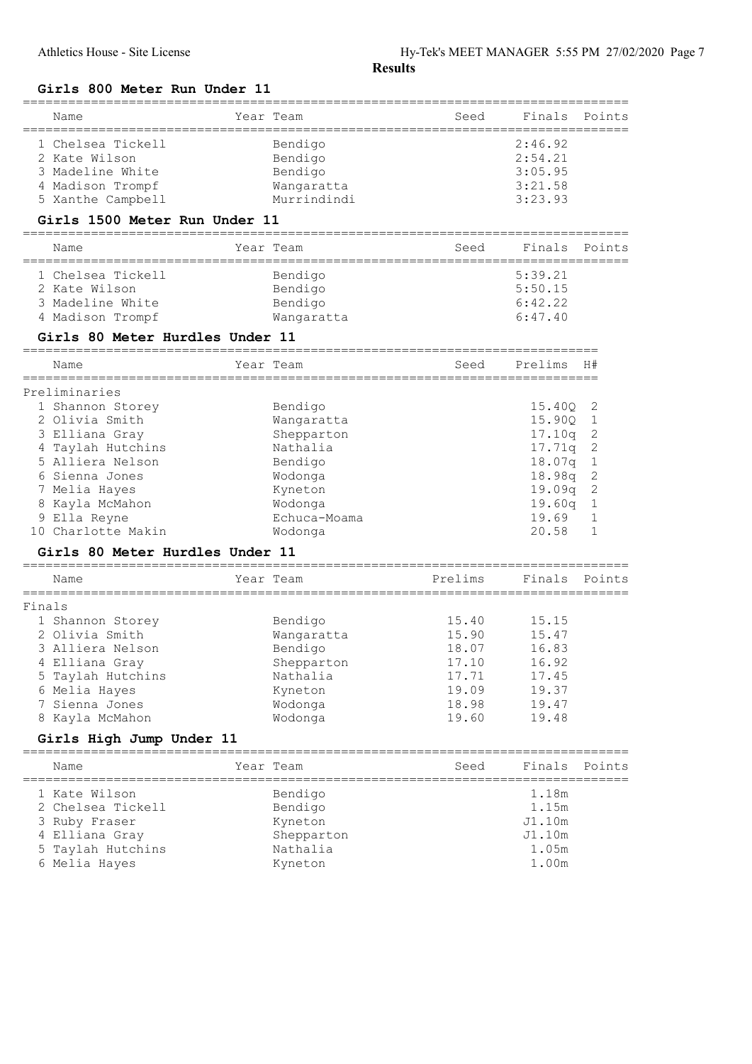**Results**

### Girls 800 Meter Run Under 11

| Name | Year | Team | Seed | Finals | Points |
|---|---|---|---|---|---|
| 1 Chelsea Tickell | | Bendigo | | 2:46.92 | |
| 2 Kate Wilson | | Bendigo | | 2:54.21 | |
| 3 Madeline White | | Bendigo | | 3:05.95 | |
| 4 Madison Trompf | | Wangaratta | | 3:21.58 | |
| 5 Xanthe Campbell | | Murrindindi | | 3:23.93 | |

### Girls 1500 Meter Run Under 11

| Name | Year | Team | Seed | Finals | Points |
|---|---|---|---|---|---|
| 1 Chelsea Tickell | | Bendigo | | 5:39.21 | |
| 2 Kate Wilson | | Bendigo | | 5:50.15 | |
| 3 Madeline White | | Bendigo | | 6:42.22 | |
| 4 Madison Trompf | | Wangaratta | | 6:47.40 | |

### Girls 80 Meter Hurdles Under 11

Preliminaries

| Name | Year | Team | Seed | Prelims | H# |
|---|---|---|---|---|---|
| 1 Shannon Storey | | Bendigo | | 15.40Q | 2 |
| 2 Olivia Smith | | Wangaratta | | 15.90Q | 1 |
| 3 Elliana Gray | | Shepparton | | 17.10q | 2 |
| 4 Taylah Hutchins | | Nathalia | | 17.71q | 2 |
| 5 Alliera Nelson | | Bendigo | | 18.07q | 1 |
| 6 Sienna Jones | | Wodonga | | 18.98q | 2 |
| 7 Melia Hayes | | Kyneton | | 19.09q | 2 |
| 8 Kayla McMahon | | Wodonga | | 19.60q | 1 |
| 9 Ella Reyne | | Echuca-Moama | | 19.69 | 1 |
| 10 Charlotte Makin | | Wodonga | | 20.58 | 1 |

### Girls 80 Meter Hurdles Under 11

Finals

| Name | Year | Team | Prelims | Finals | Points |
|---|---|---|---|---|---|
| 1 Shannon Storey | | Bendigo | 15.40 | 15.15 | |
| 2 Olivia Smith | | Wangaratta | 15.90 | 15.47 | |
| 3 Alliera Nelson | | Bendigo | 18.07 | 16.83 | |
| 4 Elliana Gray | | Shepparton | 17.10 | 16.92 | |
| 5 Taylah Hutchins | | Nathalia | 17.71 | 17.45 | |
| 6 Melia Hayes | | Kyneton | 19.09 | 19.37 | |
| 7 Sienna Jones | | Wodonga | 18.98 | 19.47 | |
| 8 Kayla McMahon | | Wodonga | 19.60 | 19.48 | |

### Girls High Jump Under 11

| Name | Year | Team | Seed | Finals | Points |
|---|---|---|---|---|---|
| 1 Kate Wilson | | Bendigo | | 1.18m | |
| 2 Chelsea Tickell | | Bendigo | | 1.15m | |
| 3 Ruby Fraser | | Kyneton | | J1.10m | |
| 4 Elliana Gray | | Shepparton | | J1.10m | |
| 5 Taylah Hutchins | | Nathalia | | 1.05m | |
| 6 Melia Hayes | | Kyneton | | 1.00m | |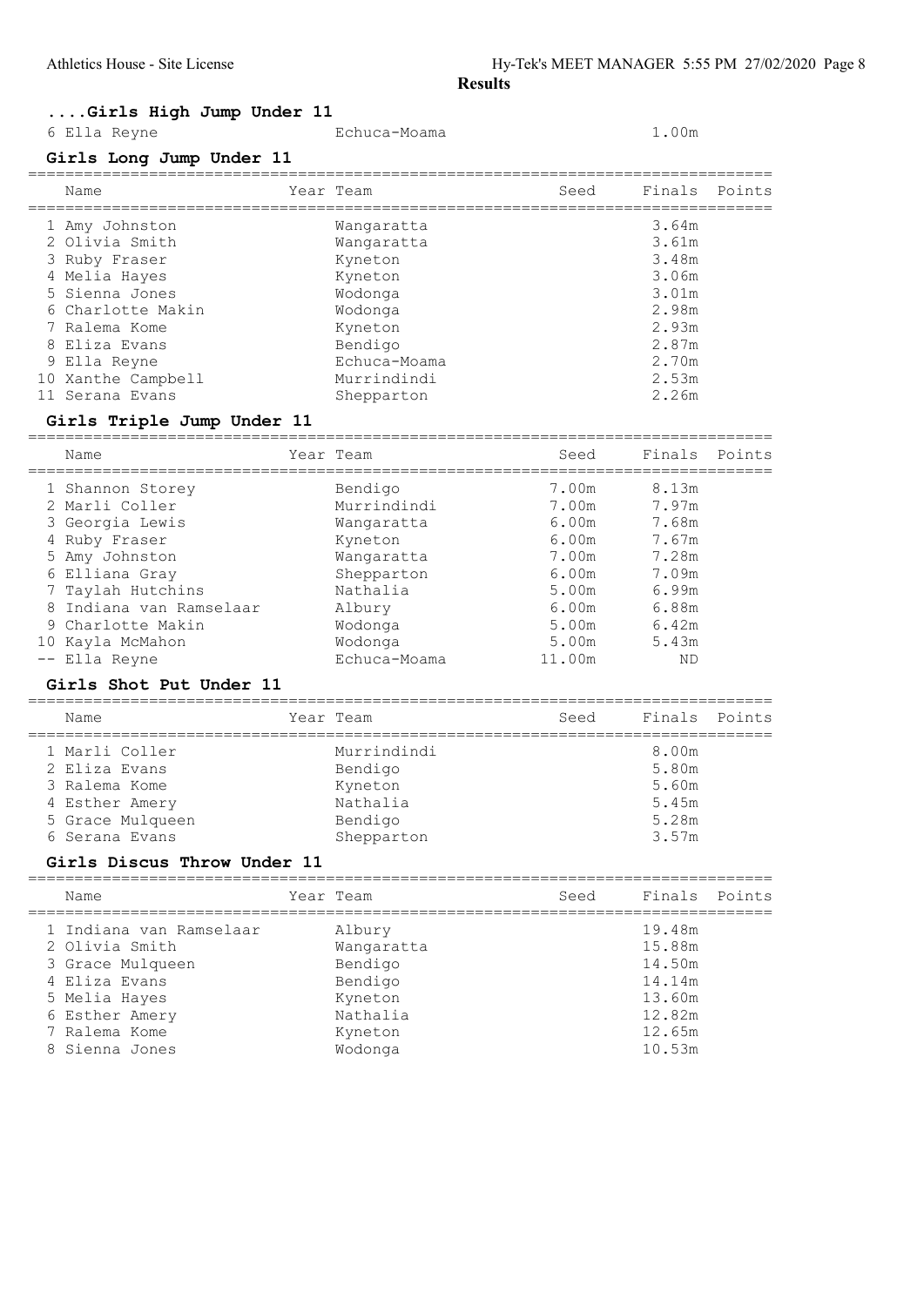**Results**

### ....Girls High Jump Under 11

| Name | Year | Team | Seed | Finals | Points |
|---|---|---|---|---|---|
| 6 Ella Reyne | | Echuca-Moama | | 1.00m | |

### Girls Long Jump Under 11

| Name | Year | Team | Seed | Finals | Points |
|---|---|---|---|---|---|
| 1 Amy Johnston | | Wangaratta | | 3.64m | |
| 2 Olivia Smith | | Wangaratta | | 3.61m | |
| 3 Ruby Fraser | | Kyneton | | 3.48m | |
| 4 Melia Hayes | | Kyneton | | 3.06m | |
| 5 Sienna Jones | | Wodonga | | 3.01m | |
| 6 Charlotte Makin | | Wodonga | | 2.98m | |
| 7 Ralema Kome | | Kyneton | | 2.93m | |
| 8 Eliza Evans | | Bendigo | | 2.87m | |
| 9 Ella Reyne | | Echuca-Moama | | 2.70m | |
| 10 Xanthe Campbell | | Murrindindi | | 2.53m | |
| 11 Serana Evans | | Shepparton | | 2.26m | |

### Girls Triple Jump Under 11

| Name | Year | Team | Seed | Finals | Points |
|---|---|---|---|---|---|
| 1 Shannon Storey | | Bendigo | 7.00m | 8.13m | |
| 2 Marli Coller | | Murrindindi | 7.00m | 7.97m | |
| 3 Georgia Lewis | | Wangaratta | 6.00m | 7.68m | |
| 4 Ruby Fraser | | Kyneton | 6.00m | 7.67m | |
| 5 Amy Johnston | | Wangaratta | 7.00m | 7.28m | |
| 6 Elliana Gray | | Shepparton | 6.00m | 7.09m | |
| 7 Taylah Hutchins | | Nathalia | 5.00m | 6.99m | |
| 8 Indiana van Ramselaar | | Albury | 6.00m | 6.88m | |
| 9 Charlotte Makin | | Wodonga | 5.00m | 6.42m | |
| 10 Kayla McMahon | | Wodonga | 5.00m | 5.43m | |
| -- Ella Reyne | | Echuca-Moama | 11.00m | ND | |

### Girls Shot Put Under 11

| Name | Year | Team | Seed | Finals | Points |
|---|---|---|---|---|---|
| 1 Marli Coller | | Murrindindi | | 8.00m | |
| 2 Eliza Evans | | Bendigo | | 5.80m | |
| 3 Ralema Kome | | Kyneton | | 5.60m | |
| 4 Esther Amery | | Nathalia | | 5.45m | |
| 5 Grace Mulqueen | | Bendigo | | 5.28m | |
| 6 Serana Evans | | Shepparton | | 3.57m | |

### Girls Discus Throw Under 11

| Name | Year | Team | Seed | Finals | Points |
|---|---|---|---|---|---|
| 1 Indiana van Ramselaar | | Albury | | 19.48m | |
| 2 Olivia Smith | | Wangaratta | | 15.88m | |
| 3 Grace Mulqueen | | Bendigo | | 14.50m | |
| 4 Eliza Evans | | Bendigo | | 14.14m | |
| 5 Melia Hayes | | Kyneton | | 13.60m | |
| 6 Esther Amery | | Nathalia | | 12.82m | |
| 7 Ralema Kome | | Kyneton | | 12.65m | |
| 8 Sienna Jones | | Wodonga | | 10.53m | |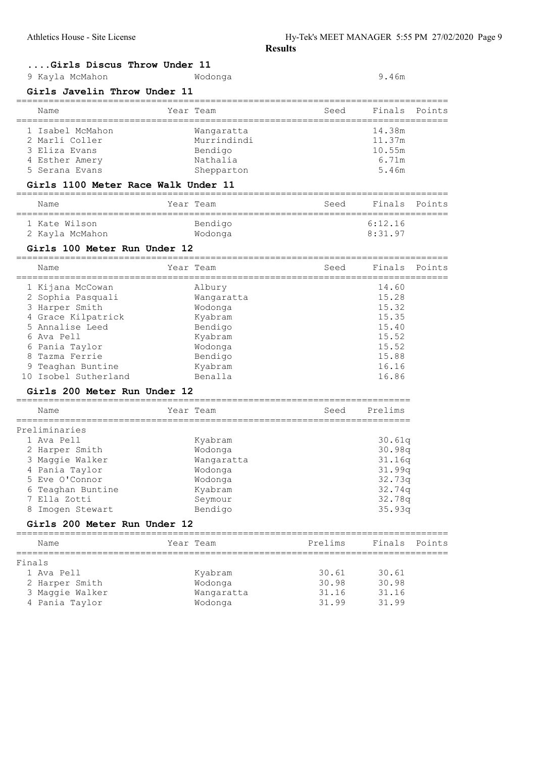**Results**

### ....Girls Discus Throw Under 11

| Name | Year | Team | Seed | Finals | Points |
|---|---|---|---|---|---|
| 9 Kayla McMahon | | Wodonga | | 9.46m | |

### Girls Javelin Throw Under 11

| Name | Year | Team | Seed | Finals | Points |
|---|---|---|---|---|---|
| 1 Isabel McMahon | | Wangaratta | | 14.38m | |
| 2 Marli Coller | | Murrindindi | | 11.37m | |
| 3 Eliza Evans | | Bendigo | | 10.55m | |
| 4 Esther Amery | | Nathalia | | 6.71m | |
| 5 Serana Evans | | Shepparton | | 5.46m | |

### Girls 1100 Meter Race Walk Under 11

| Name | Year | Team | Seed | Finals | Points |
|---|---|---|---|---|---|
| 1 Kate Wilson | | Bendigo | | 6:12.16 | |
| 2 Kayla McMahon | | Wodonga | | 8:31.97 | |

### Girls 100 Meter Run Under 12

| Name | Year | Team | Seed | Finals | Points |
|---|---|---|---|---|---|
| 1 Kijana McCowan | | Albury | | 14.60 | |
| 2 Sophia Pasquali | | Wangaratta | | 15.28 | |
| 3 Harper Smith | | Wodonga | | 15.32 | |
| 4 Grace Kilpatrick | | Kyabram | | 15.35 | |
| 5 Annalise Leed | | Bendigo | | 15.40 | |
| 6 Ava Pell | | Kyabram | | 15.52 | |
| 6 Pania Taylor | | Wodonga | | 15.52 | |
| 8 Tazma Ferrie | | Bendigo | | 15.88 | |
| 9 Teaghan Buntine | | Kyabram | | 16.16 | |
| 10 Isobel Sutherland | | Benalla | | 16.86 | |

### Girls 200 Meter Run Under 12

| Name | Year | Team | Seed | Prelims |
|---|---|---|---|---|
| **Preliminaries** | | | | |
| 1 Ava Pell | | Kyabram | | 30.61q |
| 2 Harper Smith | | Wodonga | | 30.98q |
| 3 Maggie Walker | | Wangaratta | | 31.16q |
| 4 Pania Taylor | | Wodonga | | 31.99q |
| 5 Eve O'Connor | | Wodonga | | 32.73q |
| 6 Teaghan Buntine | | Kyabram | | 32.74q |
| 7 Ella Zotti | | Seymour | | 32.78q |
| 8 Imogen Stewart | | Bendigo | | 35.93q |

### Girls 200 Meter Run Under 12

| Name | Year | Team | Prelims | Finals | Points |
|---|---|---|---|---|---|
| **Finals** | | | | | |
| 1 Ava Pell | | Kyabram | 30.61 | 30.61 | |
| 2 Harper Smith | | Wodonga | 30.98 | 30.98 | |
| 3 Maggie Walker | | Wangaratta | 31.16 | 31.16 | |
| 4 Pania Taylor | | Wodonga | 31.99 | 31.99 | |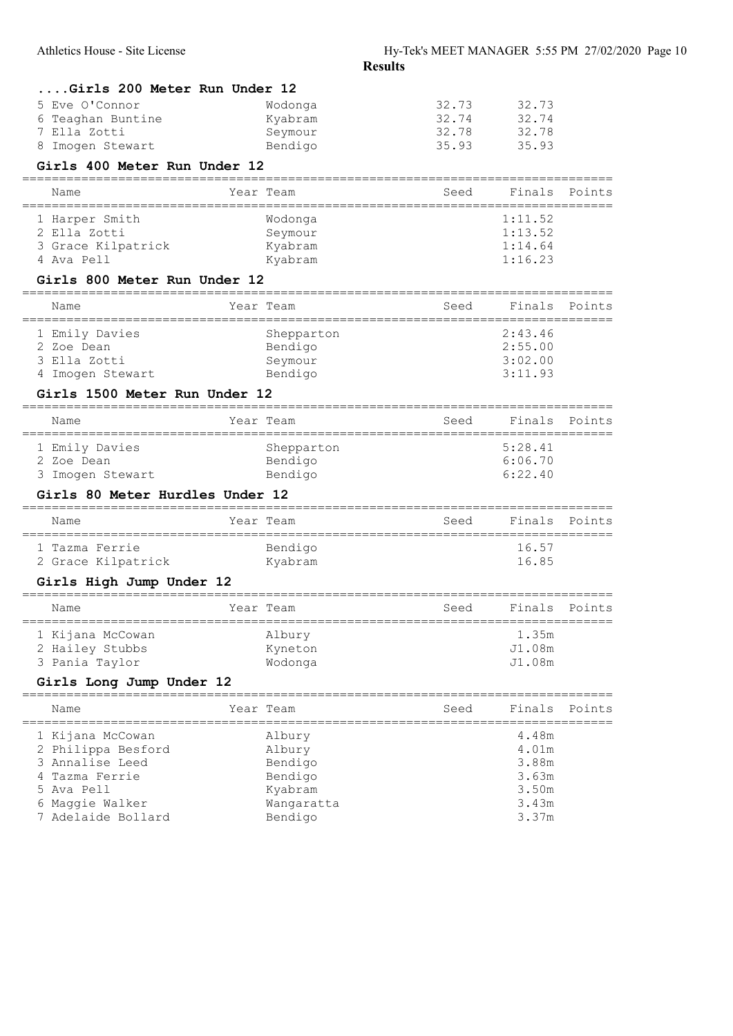## ....Girls 200 Meter Run Under 12

| Name | Year Team | Seed | Finals | Points |
|---|---|---|---|---|
| 5 Eve O'Connor | Wodonga | 32.73 | 32.73 | |
| 6 Teaghan Buntine | Kyabram | 32.74 | 32.74 | |
| 7 Ella Zotti | Seymour | 32.78 | 32.78 | |
| 8 Imogen Stewart | Bendigo | 35.93 | 35.93 | |

## Girls 400 Meter Run Under 12

| Name | Year Team | Seed | Finals | Points |
|---|---|---|---|---|
| 1 Harper Smith | Wodonga | | 1:11.52 | |
| 2 Ella Zotti | Seymour | | 1:13.52 | |
| 3 Grace Kilpatrick | Kyabram | | 1:14.64 | |
| 4 Ava Pell | Kyabram | | 1:16.23 | |

## Girls 800 Meter Run Under 12

| Name | Year Team | Seed | Finals | Points |
|---|---|---|---|---|
| 1 Emily Davies | Shepparton | | 2:43.46 | |
| 2 Zoe Dean | Bendigo | | 2:55.00 | |
| 3 Ella Zotti | Seymour | | 3:02.00 | |
| 4 Imogen Stewart | Bendigo | | 3:11.93 | |

## Girls 1500 Meter Run Under 12

| Name | Year Team | Seed | Finals | Points |
|---|---|---|---|---|
| 1 Emily Davies | Shepparton | | 5:28.41 | |
| 2 Zoe Dean | Bendigo | | 6:06.70 | |
| 3 Imogen Stewart | Bendigo | | 6:22.40 | |

## Girls 80 Meter Hurdles Under 12

| Name | Year Team | Seed | Finals | Points |
|---|---|---|---|---|
| 1 Tazma Ferrie | Bendigo | | 16.57 | |
| 2 Grace Kilpatrick | Kyabram | | 16.85 | |

## Girls High Jump Under 12

| Name | Year Team | Seed | Finals | Points |
|---|---|---|---|---|
| 1 Kijana McCowan | Albury | | 1.35m | |
| 2 Hailey Stubbs | Kyneton | | J1.08m | |
| 3 Pania Taylor | Wodonga | | J1.08m | |

## Girls Long Jump Under 12

| Name | Year Team | Seed | Finals | Points |
|---|---|---|---|---|
| 1 Kijana McCowan | Albury | | 4.48m | |
| 2 Philippa Besford | Albury | | 4.01m | |
| 3 Annalise Leed | Bendigo | | 3.88m | |
| 4 Tazma Ferrie | Bendigo | | 3.63m | |
| 5 Ava Pell | Kyabram | | 3.50m | |
| 6 Maggie Walker | Wangaratta | | 3.43m | |
| 7 Adelaide Bollard | Bendigo | | 3.37m | |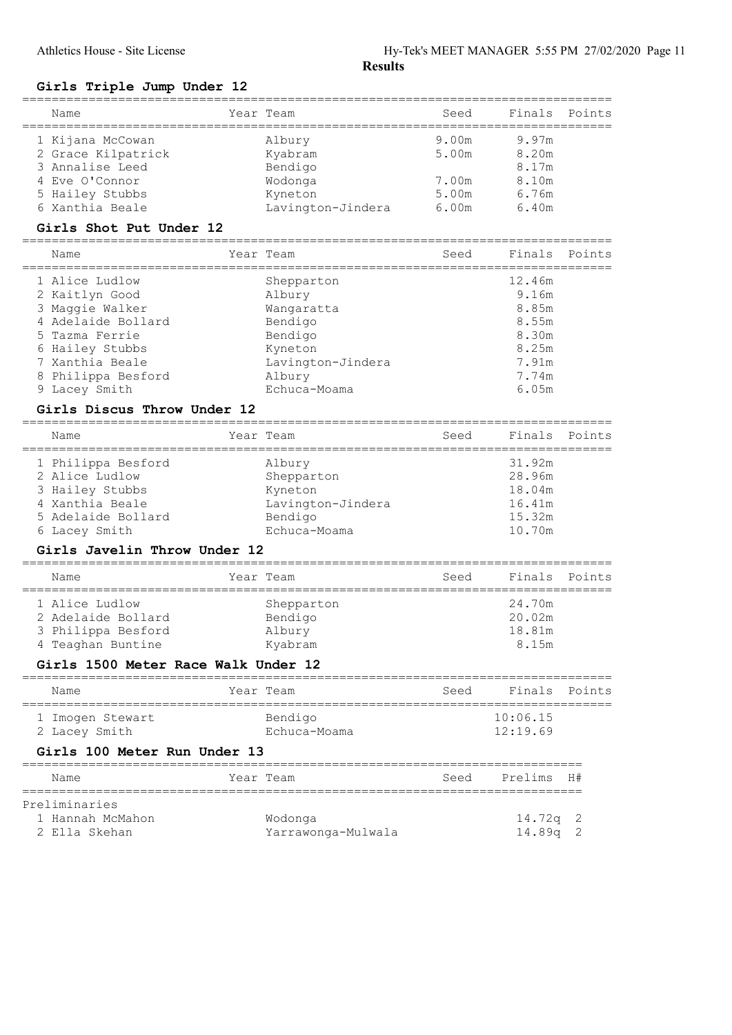**Results**

### Girls Triple Jump Under 12

| Name | Year | Team | Seed | Finals | Points |
|---|---|---|---|---|---|
| 1 Kijana McCowan | | Albury | 9.00m | 9.97m | |
| 2 Grace Kilpatrick | | Kyabram | 5.00m | 8.20m | |
| 3 Annalise Leed | | Bendigo | | 8.17m | |
| 4 Eve O'Connor | | Wodonga | 7.00m | 8.10m | |
| 5 Hailey Stubbs | | Kyneton | 5.00m | 6.76m | |
| 6 Xanthia Beale | | Lavington-Jindera | 6.00m | 6.40m | |

### Girls Shot Put Under 12

| Name | Year | Team | Seed | Finals | Points |
|---|---|---|---|---|---|
| 1 Alice Ludlow | | Shepparton | | 12.46m | |
| 2 Kaitlyn Good | | Albury | | 9.16m | |
| 3 Maggie Walker | | Wangaratta | | 8.85m | |
| 4 Adelaide Bollard | | Bendigo | | 8.55m | |
| 5 Tazma Ferrie | | Bendigo | | 8.30m | |
| 6 Hailey Stubbs | | Kyneton | | 8.25m | |
| 7 Xanthia Beale | | Lavington-Jindera | | 7.91m | |
| 8 Philippa Besford | | Albury | | 7.74m | |
| 9 Lacey Smith | | Echuca-Moama | | 6.05m | |

### Girls Discus Throw Under 12

| Name | Year | Team | Seed | Finals | Points |
|---|---|---|---|---|---|
| 1 Philippa Besford | | Albury | | 31.92m | |
| 2 Alice Ludlow | | Shepparton | | 28.96m | |
| 3 Hailey Stubbs | | Kyneton | | 18.04m | |
| 4 Xanthia Beale | | Lavington-Jindera | | 16.41m | |
| 5 Adelaide Bollard | | Bendigo | | 15.32m | |
| 6 Lacey Smith | | Echuca-Moama | | 10.70m | |

### Girls Javelin Throw Under 12

| Name | Year | Team | Seed | Finals | Points |
|---|---|---|---|---|---|
| 1 Alice Ludlow | | Shepparton | | 24.70m | |
| 2 Adelaide Bollard | | Bendigo | | 20.02m | |
| 3 Philippa Besford | | Albury | | 18.81m | |
| 4 Teaghan Buntine | | Kyabram | | 8.15m | |

### Girls 1500 Meter Race Walk Under 12

| Name | Year | Team | Seed | Finals | Points |
|---|---|---|---|---|---|
| 1 Imogen Stewart | | Bendigo | | 10:06.15 | |
| 2 Lacey Smith | | Echuca-Moama | | 12:19.69 | |

### Girls 100 Meter Run Under 13

| Name | Year | Team | Seed | Prelims | H# |
|---|---|---|---|---|---|
| Preliminaries | | | | | |
| 1 Hannah McMahon | | Wodonga | | 14.72q | 2 |
| 2 Ella Skehan | | Yarrawonga-Mulwala | | 14.89q | 2 |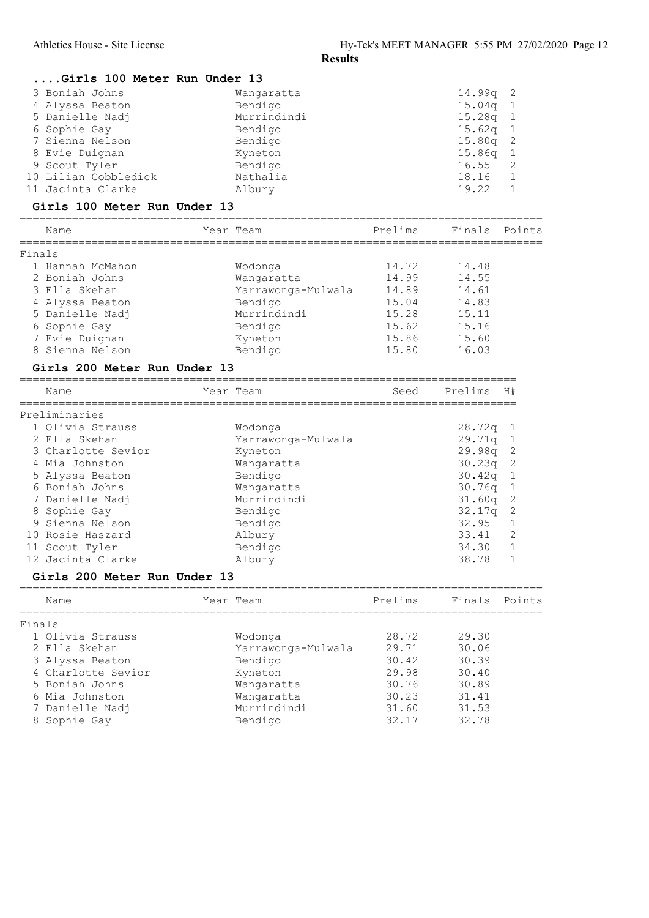## ....Girls 100 Meter Run Under 13

| | Name | Team | Prelims | H# |
|---|---|---|---|---|
| 3 | Boniah Johns | Wangaratta | 14.99q | 2 |
| 4 | Alyssa Beaton | Bendigo | 15.04q | 1 |
| 5 | Danielle Nadj | Murrindindi | 15.28q | 1 |
| 6 | Sophie Gay | Bendigo | 15.62q | 1 |
| 7 | Sienna Nelson | Bendigo | 15.80q | 2 |
| 8 | Evie Duignan | Kyneton | 15.86q | 1 |
| 9 | Scout Tyler | Bendigo | 16.55 | 2 |
| 10 | Lilian Cobbledick | Nathalia | 18.16 | 1 |
| 11 | Jacinta Clarke | Albury | 19.22 | 1 |

## Girls 100 Meter Run Under 13

| | Name | Year | Team | Prelims | Finals | Points |
|---|---|---|---|---|---|---|
| **Finals** | | | | | | |
| 1 | Hannah McMahon | | Wodonga | 14.72 | 14.48 | |
| 2 | Boniah Johns | | Wangaratta | 14.99 | 14.55 | |
| 3 | Ella Skehan | | Yarrawonga-Mulwala | 14.89 | 14.61 | |
| 4 | Alyssa Beaton | | Bendigo | 15.04 | 14.83 | |
| 5 | Danielle Nadj | | Murrindindi | 15.28 | 15.11 | |
| 6 | Sophie Gay | | Bendigo | 15.62 | 15.16 | |
| 7 | Evie Duignan | | Kyneton | 15.86 | 15.60 | |
| 8 | Sienna Nelson | | Bendigo | 15.80 | 16.03 | |

## Girls 200 Meter Run Under 13

| | Name | Year | Team | Seed | Prelims | H# |
|---|---|---|---|---|---|---|
| **Preliminaries** | | | | | | |
| 1 | Olivia Strauss | | Wodonga | | 28.72q | 1 |
| 2 | Ella Skehan | | Yarrawonga-Mulwala | | 29.71q | 1 |
| 3 | Charlotte Sevior | | Kyneton | | 29.98q | 2 |
| 4 | Mia Johnston | | Wangaratta | | 30.23q | 2 |
| 5 | Alyssa Beaton | | Bendigo | | 30.42q | 1 |
| 6 | Boniah Johns | | Wangaratta | | 30.76q | 1 |
| 7 | Danielle Nadj | | Murrindindi | | 31.60q | 2 |
| 8 | Sophie Gay | | Bendigo | | 32.17q | 2 |
| 9 | Sienna Nelson | | Bendigo | | 32.95 | 1 |
| 10 | Rosie Haszard | | Albury | | 33.41 | 2 |
| 11 | Scout Tyler | | Bendigo | | 34.30 | 1 |
| 12 | Jacinta Clarke | | Albury | | 38.78 | 1 |

## Girls 200 Meter Run Under 13

| | Name | Year | Team | Prelims | Finals | Points |
|---|---|---|---|---|---|---|
| **Finals** | | | | | | |
| 1 | Olivia Strauss | | Wodonga | 28.72 | 29.30 | |
| 2 | Ella Skehan | | Yarrawonga-Mulwala | 29.71 | 30.06 | |
| 3 | Alyssa Beaton | | Bendigo | 30.42 | 30.39 | |
| 4 | Charlotte Sevior | | Kyneton | 29.98 | 30.40 | |
| 5 | Boniah Johns | | Wangaratta | 30.76 | 30.89 | |
| 6 | Mia Johnston | | Wangaratta | 30.23 | 31.41 | |
| 7 | Danielle Nadj | | Murrindindi | 31.60 | 31.53 | |
| 8 | Sophie Gay | | Bendigo | 32.17 | 32.78 | |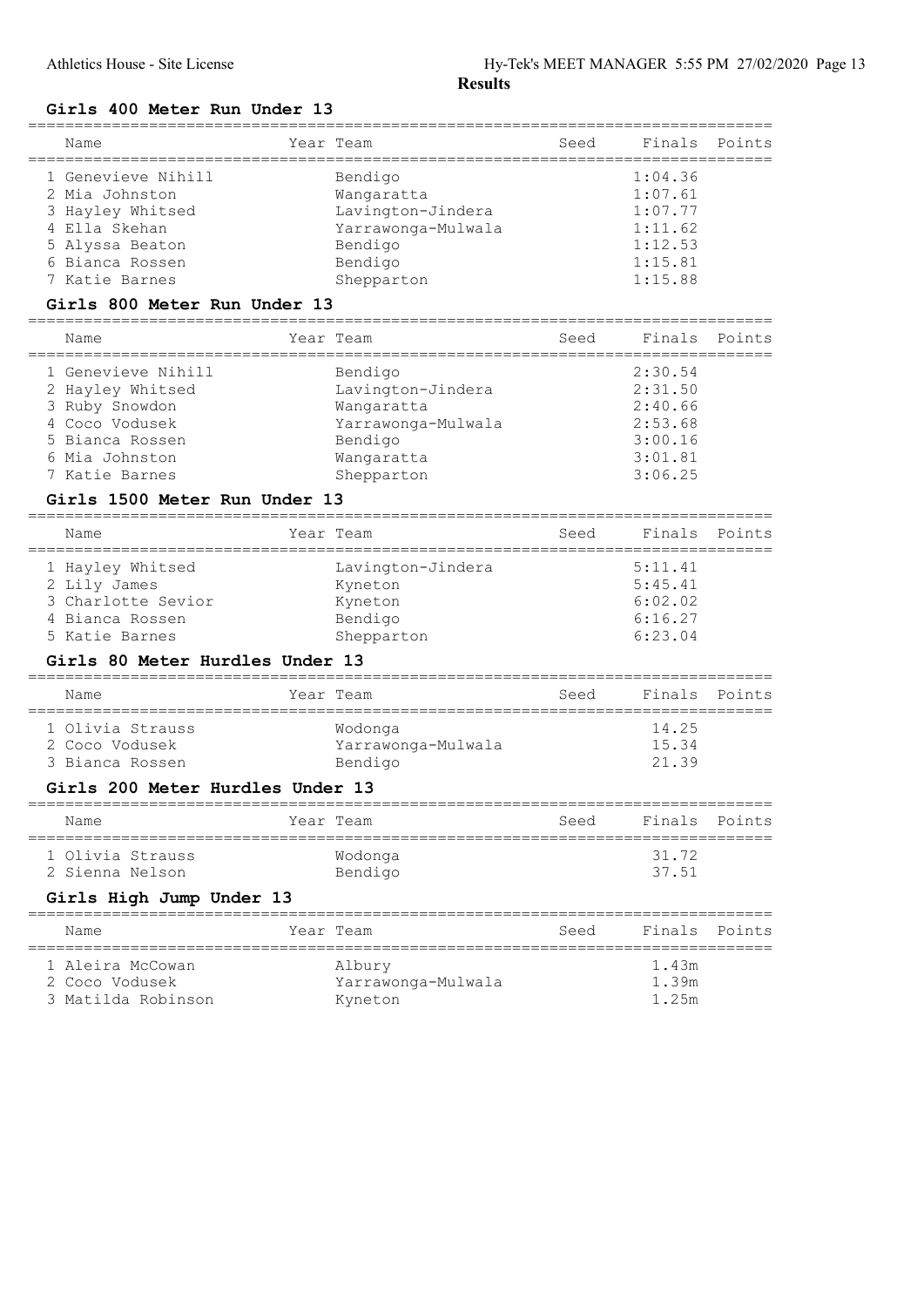**Results**

## Girls 400 Meter Run Under 13

| Name | Year | Team | Seed | Finals | Points |
|---|---|---|---|---|---|
| 1 Genevieve Nihill | | Bendigo | | 1:04.36 | |
| 2 Mia Johnston | | Wangaratta | | 1:07.61 | |
| 3 Hayley Whitsed | | Lavington-Jindera | | 1:07.77 | |
| 4 Ella Skehan | | Yarrawonga-Mulwala | | 1:11.62 | |
| 5 Alyssa Beaton | | Bendigo | | 1:12.53 | |
| 6 Bianca Rossen | | Bendigo | | 1:15.81 | |
| 7 Katie Barnes | | Shepparton | | 1:15.88 | |

## Girls 800 Meter Run Under 13

| Name | Year | Team | Seed | Finals | Points |
|---|---|---|---|---|---|
| 1 Genevieve Nihill | | Bendigo | | 2:30.54 | |
| 2 Hayley Whitsed | | Lavington-Jindera | | 2:31.50 | |
| 3 Ruby Snowdon | | Wangaratta | | 2:40.66 | |
| 4 Coco Vodusek | | Yarrawonga-Mulwala | | 2:53.68 | |
| 5 Bianca Rossen | | Bendigo | | 3:00.16 | |
| 6 Mia Johnston | | Wangaratta | | 3:01.81 | |
| 7 Katie Barnes | | Shepparton | | 3:06.25 | |

## Girls 1500 Meter Run Under 13

| Name | Year | Team | Seed | Finals | Points |
|---|---|---|---|---|---|
| 1 Hayley Whitsed | | Lavington-Jindera | | 5:11.41 | |
| 2 Lily James | | Kyneton | | 5:45.41 | |
| 3 Charlotte Sevior | | Kyneton | | 6:02.02 | |
| 4 Bianca Rossen | | Bendigo | | 6:16.27 | |
| 5 Katie Barnes | | Shepparton | | 6:23.04 | |

## Girls 80 Meter Hurdles Under 13

| Name | Year | Team | Seed | Finals | Points |
|---|---|---|---|---|---|
| 1 Olivia Strauss | | Wodonga | | 14.25 | |
| 2 Coco Vodusek | | Yarrawonga-Mulwala | | 15.34 | |
| 3 Bianca Rossen | | Bendigo | | 21.39 | |

## Girls 200 Meter Hurdles Under 13

| Name | Year | Team | Seed | Finals | Points |
|---|---|---|---|---|---|
| 1 Olivia Strauss | | Wodonga | | 31.72 | |
| 2 Sienna Nelson | | Bendigo | | 37.51 | |

## Girls High Jump Under 13

| Name | Year | Team | Seed | Finals | Points |
|---|---|---|---|---|---|
| 1 Aleira McCowan | | Albury | | 1.43m | |
| 2 Coco Vodusek | | Yarrawonga-Mulwala | | 1.39m | |
| 3 Matilda Robinson | | Kyneton | | 1.25m | |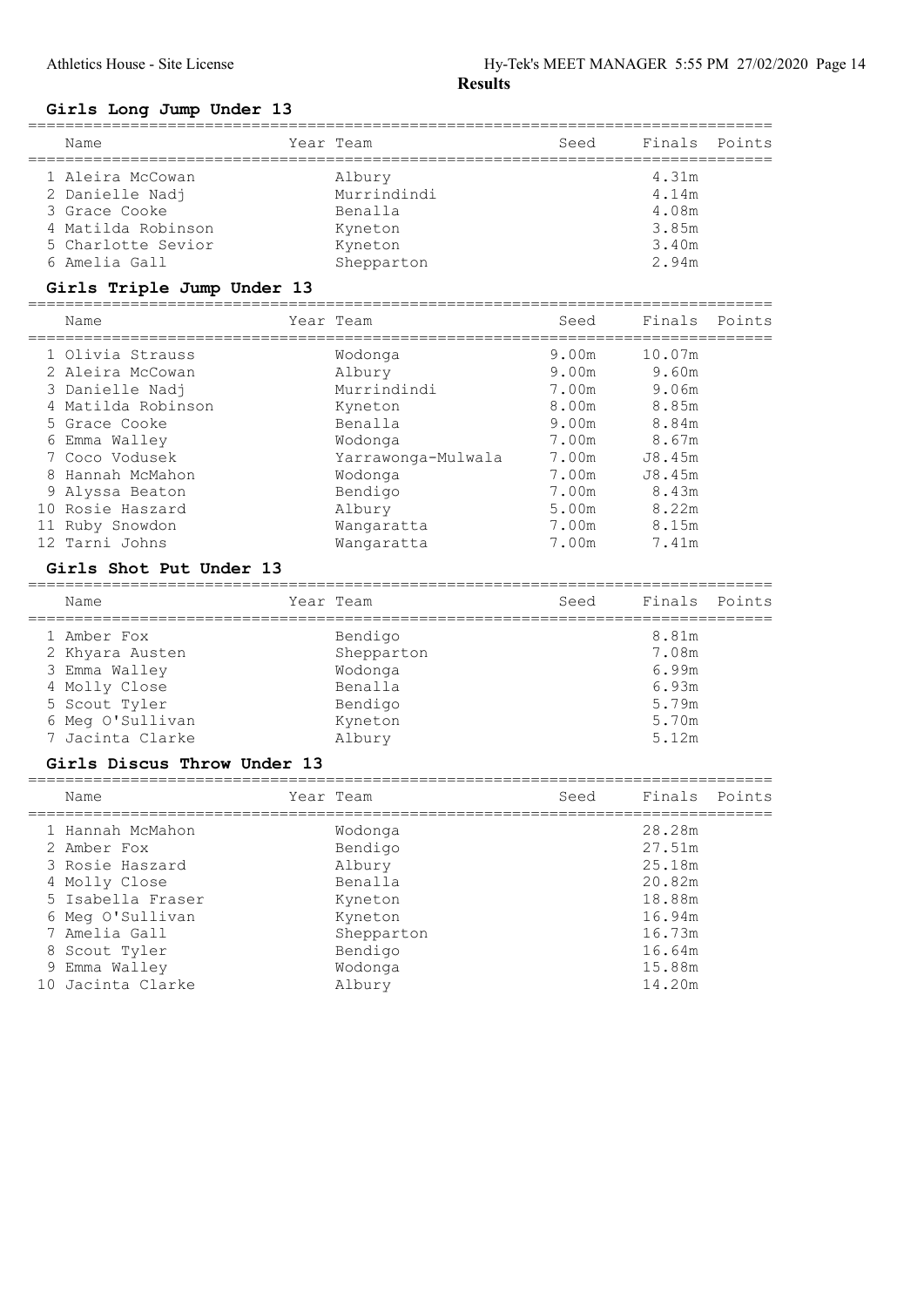**Results**

## Girls Long Jump Under 13

| Name | Year | Team | Seed | Finals | Points |
|---|---|---|---|---|---|
| 1 Aleira McCowan | | Albury | | 4.31m | |
| 2 Danielle Nadj | | Murrindindi | | 4.14m | |
| 3 Grace Cooke | | Benalla | | 4.08m | |
| 4 Matilda Robinson | | Kyneton | | 3.85m | |
| 5 Charlotte Sevior | | Kyneton | | 3.40m | |
| 6 Amelia Gall | | Shepparton | | 2.94m | |

## Girls Triple Jump Under 13

| Name | Year | Team | Seed | Finals | Points |
|---|---|---|---|---|---|
| 1 Olivia Strauss | | Wodonga | 9.00m | 10.07m | |
| 2 Aleira McCowan | | Albury | 9.00m | 9.60m | |
| 3 Danielle Nadj | | Murrindindi | 7.00m | 9.06m | |
| 4 Matilda Robinson | | Kyneton | 8.00m | 8.85m | |
| 5 Grace Cooke | | Benalla | 9.00m | 8.84m | |
| 6 Emma Walley | | Wodonga | 7.00m | 8.67m | |
| 7 Coco Vodusek | | Yarrawonga-Mulwala | 7.00m | J8.45m | |
| 8 Hannah McMahon | | Wodonga | 7.00m | J8.45m | |
| 9 Alyssa Beaton | | Bendigo | 7.00m | 8.43m | |
| 10 Rosie Haszard | | Albury | 5.00m | 8.22m | |
| 11 Ruby Snowdon | | Wangaratta | 7.00m | 8.15m | |
| 12 Tarni Johns | | Wangaratta | 7.00m | 7.41m | |

## Girls Shot Put Under 13

| Name | Year | Team | Seed | Finals | Points |
|---|---|---|---|---|---|
| 1 Amber Fox | | Bendigo | | 8.81m | |
| 2 Khyara Austen | | Shepparton | | 7.08m | |
| 3 Emma Walley | | Wodonga | | 6.99m | |
| 4 Molly Close | | Benalla | | 6.93m | |
| 5 Scout Tyler | | Bendigo | | 5.79m | |
| 6 Meg O'Sullivan | | Kyneton | | 5.70m | |
| 7 Jacinta Clarke | | Albury | | 5.12m | |

## Girls Discus Throw Under 13

| Name | Year | Team | Seed | Finals | Points |
|---|---|---|---|---|---|
| 1 Hannah McMahon | | Wodonga | | 28.28m | |
| 2 Amber Fox | | Bendigo | | 27.51m | |
| 3 Rosie Haszard | | Albury | | 25.18m | |
| 4 Molly Close | | Benalla | | 20.82m | |
| 5 Isabella Fraser | | Kyneton | | 18.88m | |
| 6 Meg O'Sullivan | | Kyneton | | 16.94m | |
| 7 Amelia Gall | | Shepparton | | 16.73m | |
| 8 Scout Tyler | | Bendigo | | 16.64m | |
| 9 Emma Walley | | Wodonga | | 15.88m | |
| 10 Jacinta Clarke | | Albury | | 14.20m | |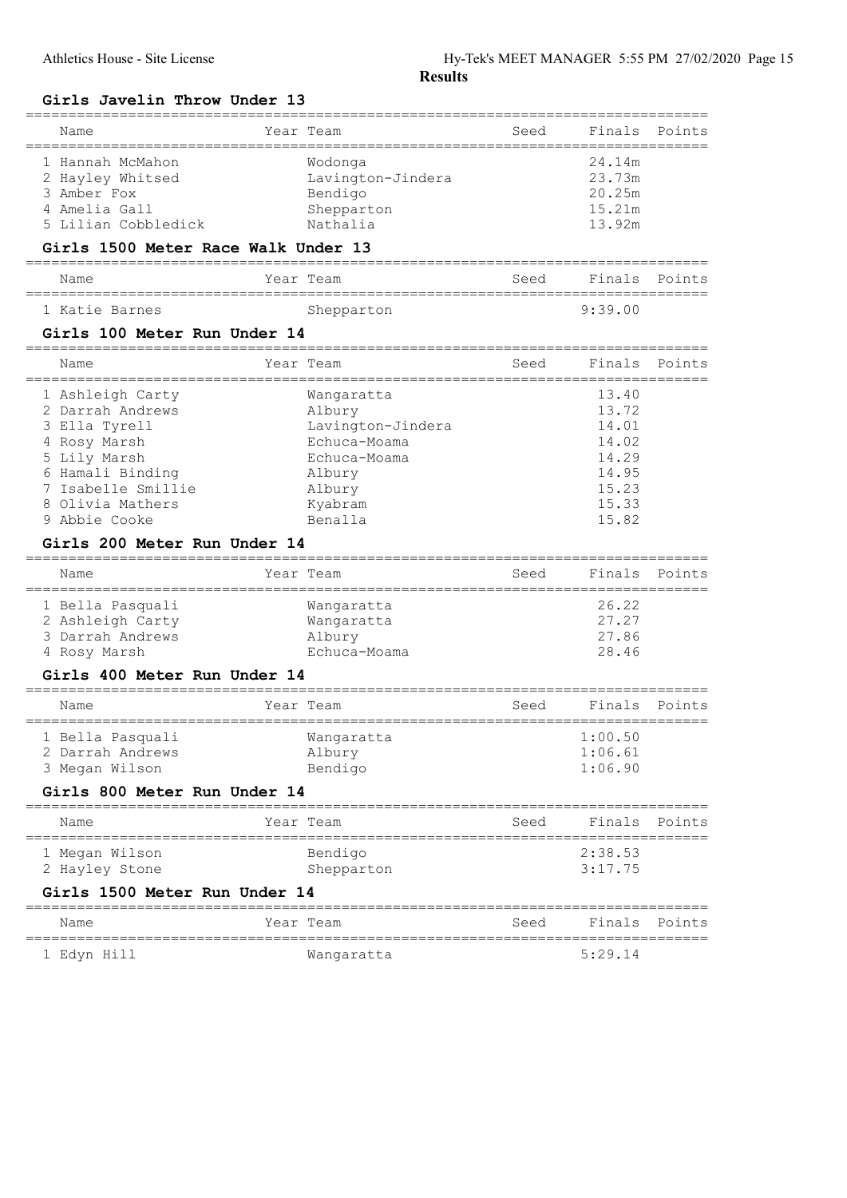## Results

### Girls Javelin Throw Under 13

| Name | Year | Team | Seed | Finals | Points |
|---|---|---|---|---|---|
| 1 Hannah McMahon | | Wodonga | | 24.14m | |
| 2 Hayley Whitsed | | Lavington-Jindera | | 23.73m | |
| 3 Amber Fox | | Bendigo | | 20.25m | |
| 4 Amelia Gall | | Shepparton | | 15.21m | |
| 5 Lilian Cobbledick | | Nathalia | | 13.92m | |

### Girls 1500 Meter Race Walk Under 13

| Name | Year | Team | Seed | Finals | Points |
|---|---|---|---|---|---|
| 1 Katie Barnes | | Shepparton | | 9:39.00 | |

### Girls 100 Meter Run Under 14

| Name | Year | Team | Seed | Finals | Points |
|---|---|---|---|---|---|
| 1 Ashleigh Carty | | Wangaratta | | 13.40 | |
| 2 Darrah Andrews | | Albury | | 13.72 | |
| 3 Ella Tyrell | | Lavington-Jindera | | 14.01 | |
| 4 Rosy Marsh | | Echuca-Moama | | 14.02 | |
| 5 Lily Marsh | | Echuca-Moama | | 14.29 | |
| 6 Hamali Binding | | Albury | | 14.95 | |
| 7 Isabelle Smillie | | Albury | | 15.23 | |
| 8 Olivia Mathers | | Kyabram | | 15.33 | |
| 9 Abbie Cooke | | Benalla | | 15.82 | |

### Girls 200 Meter Run Under 14

| Name | Year | Team | Seed | Finals | Points |
|---|---|---|---|---|---|
| 1 Bella Pasquali | | Wangaratta | | 26.22 | |
| 2 Ashleigh Carty | | Wangaratta | | 27.27 | |
| 3 Darrah Andrews | | Albury | | 27.86 | |
| 4 Rosy Marsh | | Echuca-Moama | | 28.46 | |

### Girls 400 Meter Run Under 14

| Name | Year | Team | Seed | Finals | Points |
|---|---|---|---|---|---|
| 1 Bella Pasquali | | Wangaratta | | 1:00.50 | |
| 2 Darrah Andrews | | Albury | | 1:06.61 | |
| 3 Megan Wilson | | Bendigo | | 1:06.90 | |

### Girls 800 Meter Run Under 14

| Name | Year | Team | Seed | Finals | Points |
|---|---|---|---|---|---|
| 1 Megan Wilson | | Bendigo | | 2:38.53 | |
| 2 Hayley Stone | | Shepparton | | 3:17.75 | |

### Girls 1500 Meter Run Under 14

| Name | Year | Team | Seed | Finals | Points |
|---|---|---|---|---|---|
| 1 Edyn Hill | | Wangaratta | | 5:29.14 | |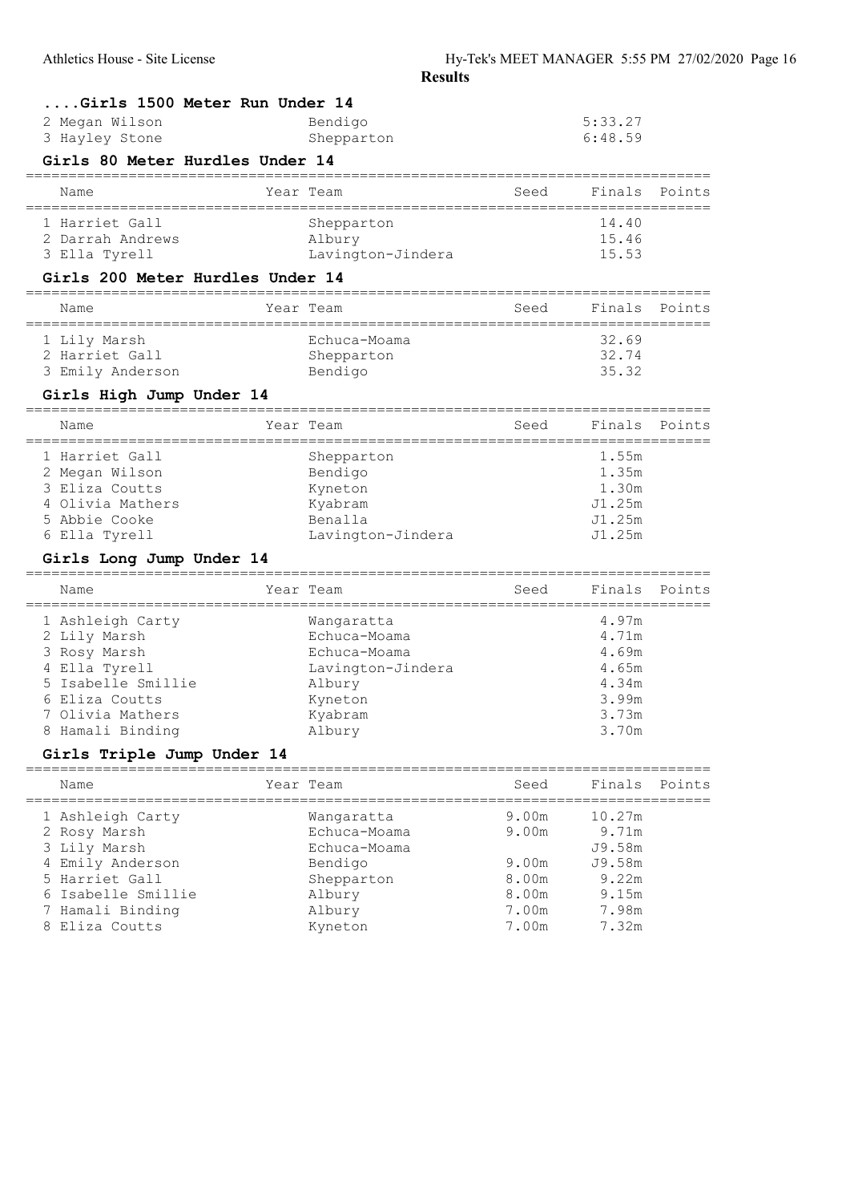## Results

### ....Girls 1500 Meter Run Under 14

| Name | Year | Team | Seed | Finals | Points |
|---|---|---|---|---|---|
| 2 Megan Wilson | | Bendigo | | 5:33.27 | |
| 3 Hayley Stone | | Shepparton | | 6:48.59 | |

### Girls 80 Meter Hurdles Under 14

| Name | Year | Team | Seed | Finals | Points |
|---|---|---|---|---|---|
| 1 Harriet Gall | | Shepparton | | 14.40 | |
| 2 Darrah Andrews | | Albury | | 15.46 | |
| 3 Ella Tyrell | | Lavington-Jindera | | 15.53 | |

### Girls 200 Meter Hurdles Under 14

| Name | Year | Team | Seed | Finals | Points |
|---|---|---|---|---|---|
| 1 Lily Marsh | | Echuca-Moama | | 32.69 | |
| 2 Harriet Gall | | Shepparton | | 32.74 | |
| 3 Emily Anderson | | Bendigo | | 35.32 | |

### Girls High Jump Under 14

| Name | Year | Team | Seed | Finals | Points |
|---|---|---|---|---|---|
| 1 Harriet Gall | | Shepparton | | 1.55m | |
| 2 Megan Wilson | | Bendigo | | 1.35m | |
| 3 Eliza Coutts | | Kyneton | | 1.30m | |
| 4 Olivia Mathers | | Kyabram | | J1.25m | |
| 5 Abbie Cooke | | Benalla | | J1.25m | |
| 6 Ella Tyrell | | Lavington-Jindera | | J1.25m | |

### Girls Long Jump Under 14

| Name | Year | Team | Seed | Finals | Points |
|---|---|---|---|---|---|
| 1 Ashleigh Carty | | Wangaratta | | 4.97m | |
| 2 Lily Marsh | | Echuca-Moama | | 4.71m | |
| 3 Rosy Marsh | | Echuca-Moama | | 4.69m | |
| 4 Ella Tyrell | | Lavington-Jindera | | 4.65m | |
| 5 Isabelle Smillie | | Albury | | 4.34m | |
| 6 Eliza Coutts | | Kyneton | | 3.99m | |
| 7 Olivia Mathers | | Kyabram | | 3.73m | |
| 8 Hamali Binding | | Albury | | 3.70m | |

### Girls Triple Jump Under 14

| Name | Year | Team | Seed | Finals | Points |
|---|---|---|---|---|---|
| 1 Ashleigh Carty | | Wangaratta | 9.00m | 10.27m | |
| 2 Rosy Marsh | | Echuca-Moama | 9.00m | 9.71m | |
| 3 Lily Marsh | | Echuca-Moama | | J9.58m | |
| 4 Emily Anderson | | Bendigo | 9.00m | J9.58m | |
| 5 Harriet Gall | | Shepparton | 8.00m | 9.22m | |
| 6 Isabelle Smillie | | Albury | 8.00m | 9.15m | |
| 7 Hamali Binding | | Albury | 7.00m | 7.98m | |
| 8 Eliza Coutts | | Kyneton | 7.00m | 7.32m | |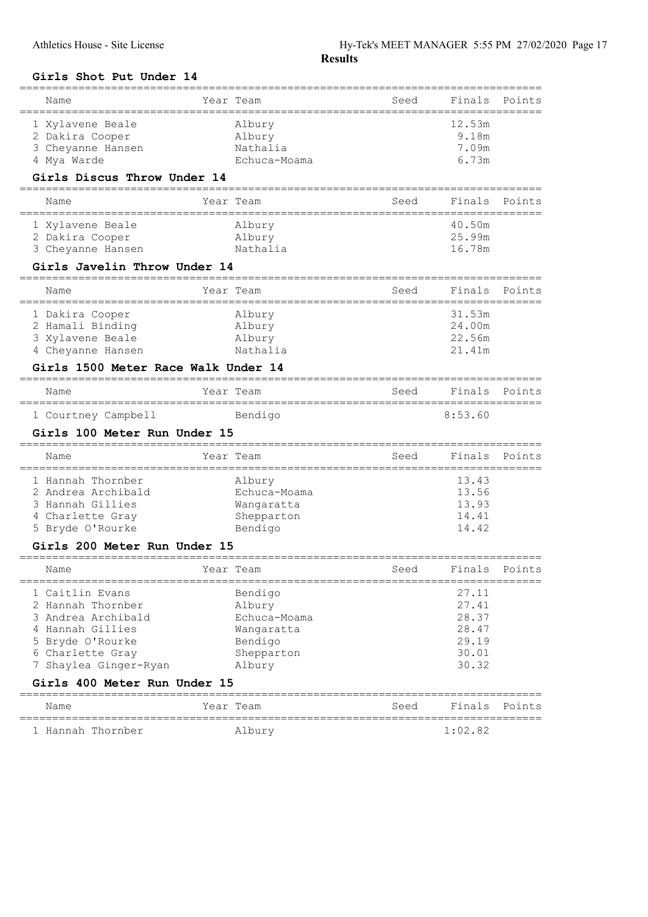**Results**

### Girls Shot Put Under 14

| Name | Year | Team | Seed | Finals | Points |
|---|---|---|---|---|---|
| 1 Xylavene Beale | | Albury | | 12.53m | |
| 2 Dakira Cooper | | Albury | | 9.18m | |
| 3 Cheyanne Hansen | | Nathalia | | 7.09m | |
| 4 Mya Warde | | Echuca-Moama | | 6.73m | |

### Girls Discus Throw Under 14

| Name | Year | Team | Seed | Finals | Points |
|---|---|---|---|---|---|
| 1 Xylavene Beale | | Albury | | 40.50m | |
| 2 Dakira Cooper | | Albury | | 25.99m | |
| 3 Cheyanne Hansen | | Nathalia | | 16.78m | |

### Girls Javelin Throw Under 14

| Name | Year | Team | Seed | Finals | Points |
|---|---|---|---|---|---|
| 1 Dakira Cooper | | Albury | | 31.53m | |
| 2 Hamali Binding | | Albury | | 24.00m | |
| 3 Xylavene Beale | | Albury | | 22.56m | |
| 4 Cheyanne Hansen | | Nathalia | | 21.41m | |

### Girls 1500 Meter Race Walk Under 14

| Name | Year | Team | Seed | Finals | Points |
|---|---|---|---|---|---|
| 1 Courtney Campbell | | Bendigo | | 8:53.60 | |

### Girls 100 Meter Run Under 15

| Name | Year | Team | Seed | Finals | Points |
|---|---|---|---|---|---|
| 1 Hannah Thornber | | Albury | | 13.43 | |
| 2 Andrea Archibald | | Echuca-Moama | | 13.56 | |
| 3 Hannah Gillies | | Wangaratta | | 13.93 | |
| 4 Charlette Gray | | Shepparton | | 14.41 | |
| 5 Bryde O'Rourke | | Bendigo | | 14.42 | |

### Girls 200 Meter Run Under 15

| Name | Year | Team | Seed | Finals | Points |
|---|---|---|---|---|---|
| 1 Caitlin Evans | | Bendigo | | 27.11 | |
| 2 Hannah Thornber | | Albury | | 27.41 | |
| 3 Andrea Archibald | | Echuca-Moama | | 28.37 | |
| 4 Hannah Gillies | | Wangaratta | | 28.47 | |
| 5 Bryde O'Rourke | | Bendigo | | 29.19 | |
| 6 Charlette Gray | | Shepparton | | 30.01 | |
| 7 Shaylea Ginger-Ryan | | Albury | | 30.32 | |

### Girls 400 Meter Run Under 15

| Name | Year | Team | Seed | Finals | Points |
|---|---|---|---|---|---|
| 1 Hannah Thornber | | Albury | | 1:02.82 | |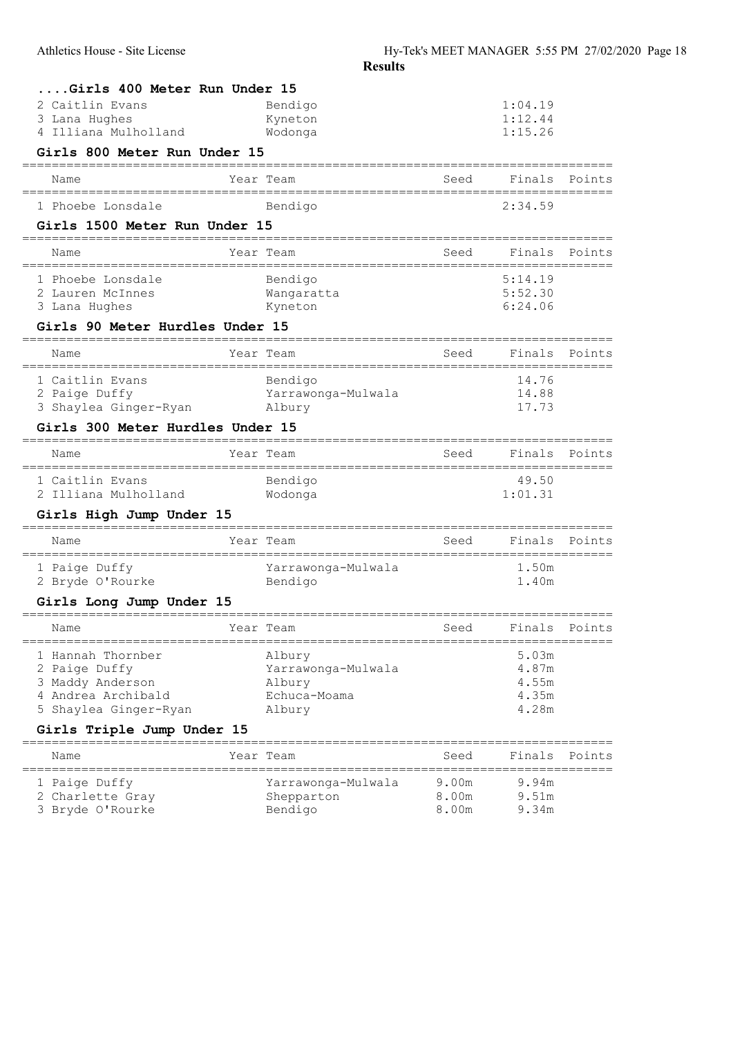**Results**

### ....Girls 400 Meter Run Under 15

| Name | Year | Team | Seed | Finals | Points |
|---|---|---|---|---|---|
| 2 Caitlin Evans | | Bendigo | | 1:04.19 | |
| 3 Lana Hughes | | Kyneton | | 1:12.44 | |
| 4 Illiana Mulholland | | Wodonga | | 1:15.26 | |

### Girls 800 Meter Run Under 15

| Name | Year | Team | Seed | Finals | Points |
|---|---|---|---|---|---|
| 1 Phoebe Lonsdale | | Bendigo | | 2:34.59 | |

### Girls 1500 Meter Run Under 15

| Name | Year | Team | Seed | Finals | Points |
|---|---|---|---|---|---|
| 1 Phoebe Lonsdale | | Bendigo | | 5:14.19 | |
| 2 Lauren McInnes | | Wangaratta | | 5:52.30 | |
| 3 Lana Hughes | | Kyneton | | 6:24.06 | |

### Girls 90 Meter Hurdles Under 15

| Name | Year | Team | Seed | Finals | Points |
|---|---|---|---|---|---|
| 1 Caitlin Evans | | Bendigo | | 14.76 | |
| 2 Paige Duffy | | Yarrawonga-Mulwala | | 14.88 | |
| 3 Shaylea Ginger-Ryan | | Albury | | 17.73 | |

### Girls 300 Meter Hurdles Under 15

| Name | Year | Team | Seed | Finals | Points |
|---|---|---|---|---|---|
| 1 Caitlin Evans | | Bendigo | | 49.50 | |
| 2 Illiana Mulholland | | Wodonga | | 1:01.31 | |

### Girls High Jump Under 15

| Name | Year | Team | Seed | Finals | Points |
|---|---|---|---|---|---|
| 1 Paige Duffy | | Yarrawonga-Mulwala | | 1.50m | |
| 2 Bryde O'Rourke | | Bendigo | | 1.40m | |

### Girls Long Jump Under 15

| Name | Year | Team | Seed | Finals | Points |
|---|---|---|---|---|---|
| 1 Hannah Thornber | | Albury | | 5.03m | |
| 2 Paige Duffy | | Yarrawonga-Mulwala | | 4.87m | |
| 3 Maddy Anderson | | Albury | | 4.55m | |
| 4 Andrea Archibald | | Echuca-Moama | | 4.35m | |
| 5 Shaylea Ginger-Ryan | | Albury | | 4.28m | |

### Girls Triple Jump Under 15

| Name | Year | Team | Seed | Finals | Points |
|---|---|---|---|---|---|
| 1 Paige Duffy | | Yarrawonga-Mulwala | 9.00m | 9.94m | |
| 2 Charlette Gray | | Shepparton | 8.00m | 9.51m | |
| 3 Bryde O'Rourke | | Bendigo | 8.00m | 9.34m | |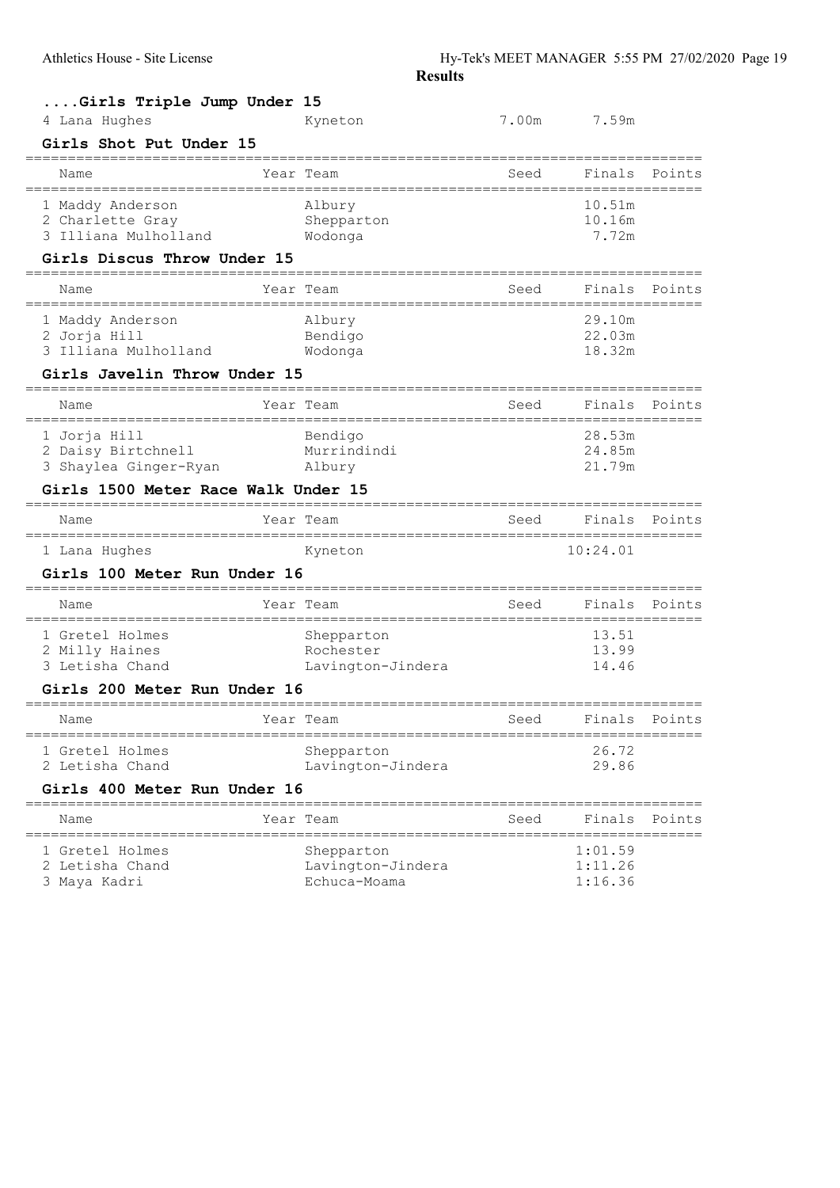**Results**

### ....Girls Triple Jump Under 15

| Name | Year | Team | Seed | Finals | Points |
|---|---|---|---|---|---|
| 4 Lana Hughes | | Kyneton | 7.00m | 7.59m | |

### Girls Shot Put Under 15

| Name | Year | Team | Seed | Finals | Points |
|---|---|---|---|---|---|
| 1 Maddy Anderson | | Albury | | 10.51m | |
| 2 Charlette Gray | | Shepparton | | 10.16m | |
| 3 Illiana Mulholland | | Wodonga | | 7.72m | |

### Girls Discus Throw Under 15

| Name | Year | Team | Seed | Finals | Points |
|---|---|---|---|---|---|
| 1 Maddy Anderson | | Albury | | 29.10m | |
| 2 Jorja Hill | | Bendigo | | 22.03m | |
| 3 Illiana Mulholland | | Wodonga | | 18.32m | |

### Girls Javelin Throw Under 15

| Name | Year | Team | Seed | Finals | Points |
|---|---|---|---|---|---|
| 1 Jorja Hill | | Bendigo | | 28.53m | |
| 2 Daisy Birtchnell | | Murrindindi | | 24.85m | |
| 3 Shaylea Ginger-Ryan | | Albury | | 21.79m | |

### Girls 1500 Meter Race Walk Under 15

| Name | Year | Team | Seed | Finals | Points |
|---|---|---|---|---|---|
| 1 Lana Hughes | | Kyneton | | 10:24.01 | |

### Girls 100 Meter Run Under 16

| Name | Year | Team | Seed | Finals | Points |
|---|---|---|---|---|---|
| 1 Gretel Holmes | | Shepparton | | 13.51 | |
| 2 Milly Haines | | Rochester | | 13.99 | |
| 3 Letisha Chand | | Lavington-Jindera | | 14.46 | |

### Girls 200 Meter Run Under 16

| Name | Year | Team | Seed | Finals | Points |
|---|---|---|---|---|---|
| 1 Gretel Holmes | | Shepparton | | 26.72 | |
| 2 Letisha Chand | | Lavington-Jindera | | 29.86 | |

### Girls 400 Meter Run Under 16

| Name | Year | Team | Seed | Finals | Points |
|---|---|---|---|---|---|
| 1 Gretel Holmes | | Shepparton | | 1:01.59 | |
| 2 Letisha Chand | | Lavington-Jindera | | 1:11.26 | |
| 3 Maya Kadri | | Echuca-Moama | | 1:16.36 | |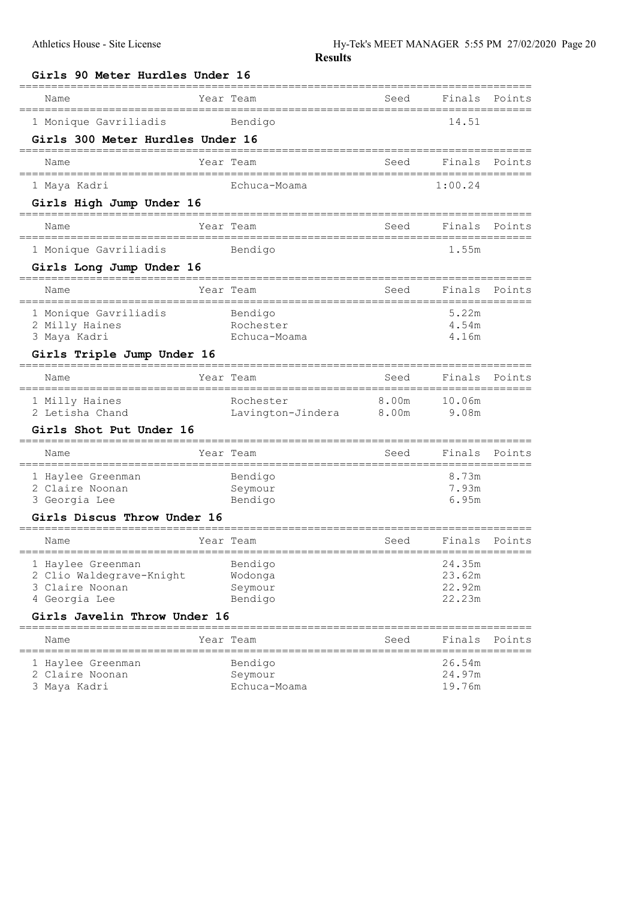**Results**

### Girls 90 Meter Hurdles Under 16

| Name | Year | Team | Seed | Finals | Points |
|---|---|---|---|---|---|
| 1 Monique Gavriliadis | | Bendigo | | 14.51 | |

### Girls 300 Meter Hurdles Under 16

| Name | Year | Team | Seed | Finals | Points |
|---|---|---|---|---|---|
| 1 Maya Kadri | | Echuca-Moama | | 1:00.24 | |

### Girls High Jump Under 16

| Name | Year | Team | Seed | Finals | Points |
|---|---|---|---|---|---|
| 1 Monique Gavriliadis | | Bendigo | | 1.55m | |

### Girls Long Jump Under 16

| Name | Year | Team | Seed | Finals | Points |
|---|---|---|---|---|---|
| 1 Monique Gavriliadis | | Bendigo | | 5.22m | |
| 2 Milly Haines | | Rochester | | 4.54m | |
| 3 Maya Kadri | | Echuca-Moama | | 4.16m | |

### Girls Triple Jump Under 16

| Name | Year | Team | Seed | Finals | Points |
|---|---|---|---|---|---|
| 1 Milly Haines | | Rochester | 8.00m | 10.06m | |
| 2 Letisha Chand | | Lavington-Jindera | 8.00m | 9.08m | |

### Girls Shot Put Under 16

| Name | Year | Team | Seed | Finals | Points |
|---|---|---|---|---|---|
| 1 Haylee Greenman | | Bendigo | | 8.73m | |
| 2 Claire Noonan | | Seymour | | 7.93m | |
| 3 Georgia Lee | | Bendigo | | 6.95m | |

### Girls Discus Throw Under 16

| Name | Year | Team | Seed | Finals | Points |
|---|---|---|---|---|---|
| 1 Haylee Greenman | | Bendigo | | 24.35m | |
| 2 Clio Waldegrave-Knight | | Wodonga | | 23.62m | |
| 3 Claire Noonan | | Seymour | | 22.92m | |
| 4 Georgia Lee | | Bendigo | | 22.23m | |

### Girls Javelin Throw Under 16

| Name | Year | Team | Seed | Finals | Points |
|---|---|---|---|---|---|
| 1 Haylee Greenman | | Bendigo | | 26.54m | |
| 2 Claire Noonan | | Seymour | | 24.97m | |
| 3 Maya Kadri | | Echuca-Moama | | 19.76m | |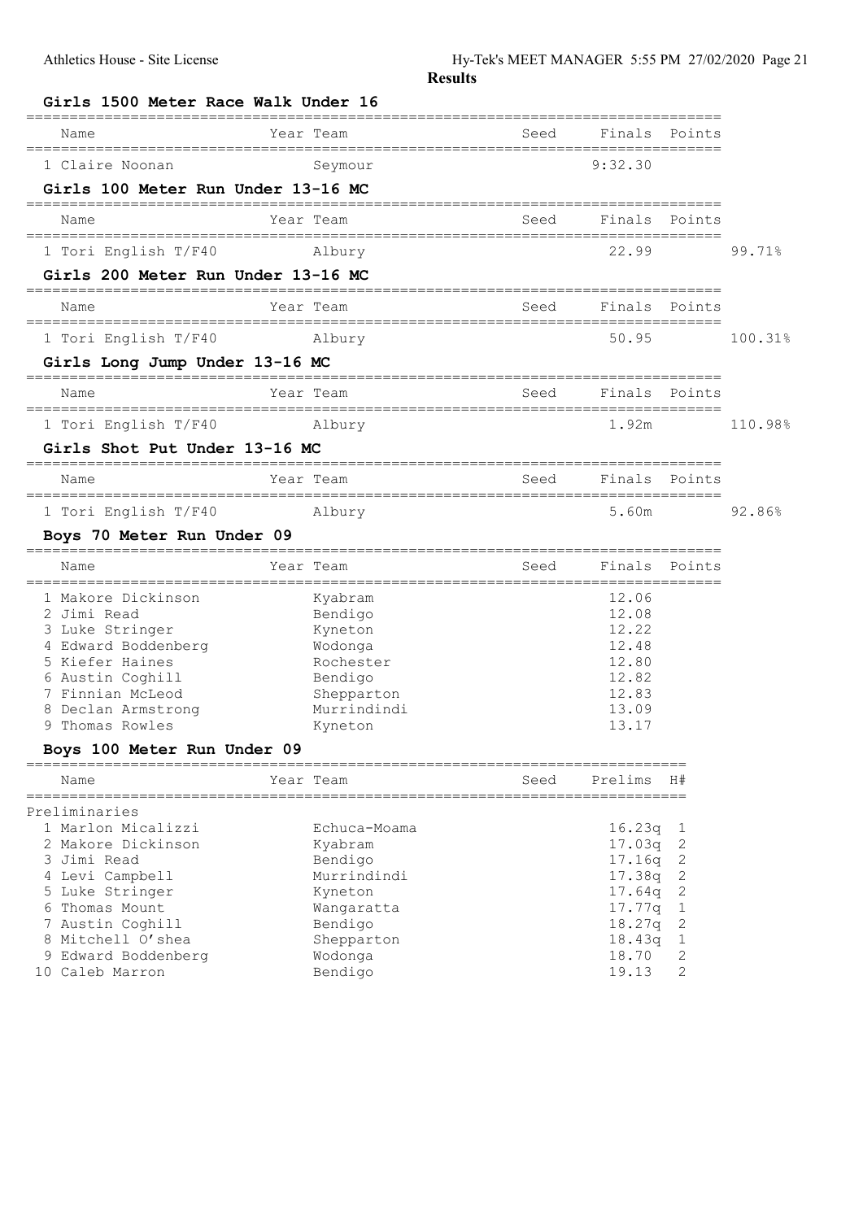**Results**

### Girls 1500 Meter Race Walk Under 16

| Name | Year | Team | Seed | Finals | Points |
|---|---|---|---|---|---|
| 1 Claire Noonan | | Seymour | | 9:32.30 | |

### Girls 100 Meter Run Under 13-16 MC

| Name | Year | Team | Seed | Finals | Points | |
|---|---|---|---|---|---|---|
| 1 Tori English T/F40 | | Albury | | 22.99 | | 99.71% |

### Girls 200 Meter Run Under 13-16 MC

| Name | Year | Team | Seed | Finals | Points | |
|---|---|---|---|---|---|---|
| 1 Tori English T/F40 | | Albury | | 50.95 | | 100.31% |

### Girls Long Jump Under 13-16 MC

| Name | Year | Team | Seed | Finals | Points | |
|---|---|---|---|---|---|---|
| 1 Tori English T/F40 | | Albury | | 1.92m | | 110.98% |

### Girls Shot Put Under 13-16 MC

| Name | Year | Team | Seed | Finals | Points | |
|---|---|---|---|---|---|---|
| 1 Tori English T/F40 | | Albury | | 5.60m | | 92.86% |

### Boys 70 Meter Run Under 09

| Name | Year | Team | Seed | Finals | Points |
|---|---|---|---|---|---|
| 1 Makore Dickinson | | Kyabram | | 12.06 | |
| 2 Jimi Read | | Bendigo | | 12.08 | |
| 3 Luke Stringer | | Kyneton | | 12.22 | |
| 4 Edward Boddenberg | | Wodonga | | 12.48 | |
| 5 Kiefer Haines | | Rochester | | 12.80 | |
| 6 Austin Coghill | | Bendigo | | 12.82 | |
| 7 Finnian McLeod | | Shepparton | | 12.83 | |
| 8 Declan Armstrong | | Murrindindi | | 13.09 | |
| 9 Thomas Rowles | | Kyneton | | 13.17 | |

### Boys 100 Meter Run Under 09

| Name | Year | Team | Seed | Prelims | H# |
|---|---|---|---|---|---|
| Preliminaries | | | | | |
| 1 Marlon Micalizzi | | Echuca-Moama | | 16.23q | 1 |
| 2 Makore Dickinson | | Kyabram | | 17.03q | 2 |
| 3 Jimi Read | | Bendigo | | 17.16q | 2 |
| 4 Levi Campbell | | Murrindindi | | 17.38q | 2 |
| 5 Luke Stringer | | Kyneton | | 17.64q | 2 |
| 6 Thomas Mount | | Wangaratta | | 17.77q | 1 |
| 7 Austin Coghill | | Bendigo | | 18.27q | 2 |
| 8 Mitchell O'shea | | Shepparton | | 18.43q | 1 |
| 9 Edward Boddenberg | | Wodonga | | 18.70 | 2 |
| 10 Caleb Marron | | Bendigo | | 19.13 | 2 |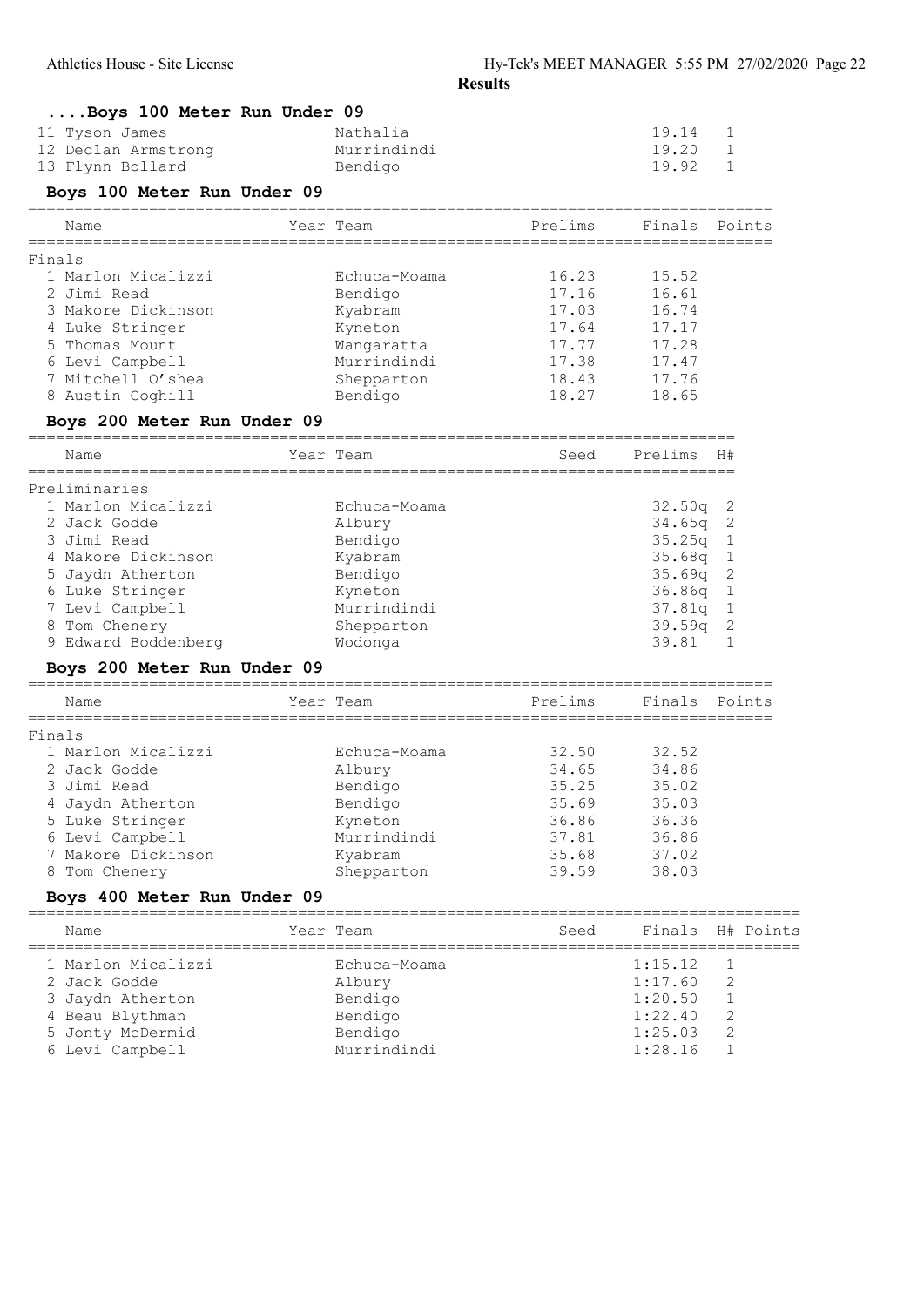**Results**

### ....Boys 100 Meter Run Under 09

| Place | Name | Team | Finals | H# |
|---|---|---|---|---|
| 11 | Tyson James | Nathalia | 19.14 | 1 |
| 12 | Declan Armstrong | Murrindindi | 19.20 | 1 |
| 13 | Flynn Bollard | Bendigo | 19.92 | 1 |

### Boys 100 Meter Run Under 09

Finals

| Place | Name | Year | Team | Prelims | Finals | Points |
|---|---|---|---|---|---|---|
| 1 | Marlon Micalizzi | | Echuca-Moama | 16.23 | 15.52 | |
| 2 | Jimi Read | | Bendigo | 17.16 | 16.61 | |
| 3 | Makore Dickinson | | Kyabram | 17.03 | 16.74 | |
| 4 | Luke Stringer | | Kyneton | 17.64 | 17.17 | |
| 5 | Thomas Mount | | Wangaratta | 17.77 | 17.28 | |
| 6 | Levi Campbell | | Murrindindi | 17.38 | 17.47 | |
| 7 | Mitchell O'shea | | Shepparton | 18.43 | 17.76 | |
| 8 | Austin Coghill | | Bendigo | 18.27 | 18.65 | |

### Boys 200 Meter Run Under 09

Preliminaries

| Place | Name | Year | Team | Seed | Prelims | H# |
|---|---|---|---|---|---|---|
| 1 | Marlon Micalizzi | | Echuca-Moama | | 32.50q | 2 |
| 2 | Jack Godde | | Albury | | 34.65q | 2 |
| 3 | Jimi Read | | Bendigo | | 35.25q | 1 |
| 4 | Makore Dickinson | | Kyabram | | 35.68q | 1 |
| 5 | Jaydn Atherton | | Bendigo | | 35.69q | 2 |
| 6 | Luke Stringer | | Kyneton | | 36.86q | 1 |
| 7 | Levi Campbell | | Murrindindi | | 37.81q | 1 |
| 8 | Tom Chenery | | Shepparton | | 39.59q | 2 |
| 9 | Edward Boddenberg | | Wodonga | | 39.81 | 1 |

### Boys 200 Meter Run Under 09

Finals

| Place | Name | Year | Team | Prelims | Finals | Points |
|---|---|---|---|---|---|---|
| 1 | Marlon Micalizzi | | Echuca-Moama | 32.50 | 32.52 | |
| 2 | Jack Godde | | Albury | 34.65 | 34.86 | |
| 3 | Jimi Read | | Bendigo | 35.25 | 35.02 | |
| 4 | Jaydn Atherton | | Bendigo | 35.69 | 35.03 | |
| 5 | Luke Stringer | | Kyneton | 36.86 | 36.36 | |
| 6 | Levi Campbell | | Murrindindi | 37.81 | 36.86 | |
| 7 | Makore Dickinson | | Kyabram | 35.68 | 37.02 | |
| 8 | Tom Chenery | | Shepparton | 39.59 | 38.03 | |

### Boys 400 Meter Run Under 09

| Place | Name | Year | Team | Seed | Finals | H# | Points |
|---|---|---|---|---|---|---|---|
| 1 | Marlon Micalizzi | | Echuca-Moama | | 1:15.12 | 1 | |
| 2 | Jack Godde | | Albury | | 1:17.60 | 2 | |
| 3 | Jaydn Atherton | | Bendigo | | 1:20.50 | 1 | |
| 4 | Beau Blythman | | Bendigo | | 1:22.40 | 2 | |
| 5 | Jonty McDermid | | Bendigo | | 1:25.03 | 2 | |
| 6 | Levi Campbell | | Murrindindi | | 1:28.16 | 1 | |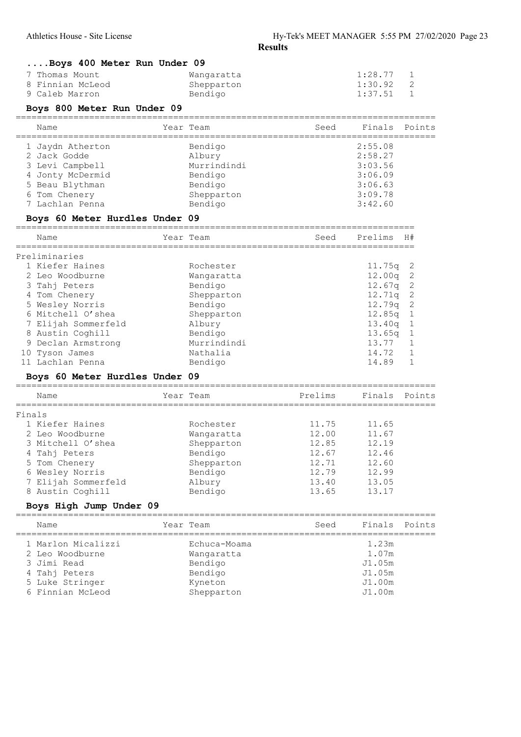### ....Boys 400 Meter Run Under 09

| Name | Year | Team | Seed | Finals | H# |
|---|---|---|---|---|---|
| 7 Thomas Mount | | Wangaratta | | 1:28.77 | 1 |
| 8 Finnian McLeod | | Shepparton | | 1:30.92 | 2 |
| 9 Caleb Marron | | Bendigo | | 1:37.51 | 1 |

### Boys 800 Meter Run Under 09

| Name | Year | Team | Seed | Finals | Points |
|---|---|---|---|---|---|
| 1 Jaydn Atherton | | Bendigo | | 2:55.08 | |
| 2 Jack Godde | | Albury | | 2:58.27 | |
| 3 Levi Campbell | | Murrindindi | | 3:03.56 | |
| 4 Jonty McDermid | | Bendigo | | 3:06.09 | |
| 5 Beau Blythman | | Bendigo | | 3:06.63 | |
| 6 Tom Chenery | | Shepparton | | 3:09.78 | |
| 7 Lachlan Penna | | Bendigo | | 3:42.60 | |

### Boys 60 Meter Hurdles Under 09

| Name | Year | Team | Seed | Prelims | H# |
|---|---|---|---|---|---|
| **Preliminaries** | | | | | |
| 1 Kiefer Haines | | Rochester | | 11.75q | 2 |
| 2 Leo Woodburne | | Wangaratta | | 12.00q | 2 |
| 3 Tahj Peters | | Bendigo | | 12.67q | 2 |
| 4 Tom Chenery | | Shepparton | | 12.71q | 2 |
| 5 Wesley Norris | | Bendigo | | 12.79q | 2 |
| 6 Mitchell O'shea | | Shepparton | | 12.85q | 1 |
| 7 Elijah Sommerfeld | | Albury | | 13.40q | 1 |
| 8 Austin Coghill | | Bendigo | | 13.65q | 1 |
| 9 Declan Armstrong | | Murrindindi | | 13.77 | 1 |
| 10 Tyson James | | Nathalia | | 14.72 | 1 |
| 11 Lachlan Penna | | Bendigo | | 14.89 | 1 |

### Boys 60 Meter Hurdles Under 09

| Name | Year | Team | Prelims | Finals | Points |
|---|---|---|---|---|---|
| **Finals** | | | | | |
| 1 Kiefer Haines | | Rochester | 11.75 | 11.65 | |
| 2 Leo Woodburne | | Wangaratta | 12.00 | 11.67 | |
| 3 Mitchell O'shea | | Shepparton | 12.85 | 12.19 | |
| 4 Tahj Peters | | Bendigo | 12.67 | 12.46 | |
| 5 Tom Chenery | | Shepparton | 12.71 | 12.60 | |
| 6 Wesley Norris | | Bendigo | 12.79 | 12.99 | |
| 7 Elijah Sommerfeld | | Albury | 13.40 | 13.05 | |
| 8 Austin Coghill | | Bendigo | 13.65 | 13.17 | |

### Boys High Jump Under 09

| Name | Year | Team | Seed | Finals | Points |
|---|---|---|---|---|---|
| 1 Marlon Micalizzi | | Echuca-Moama | | 1.23m | |
| 2 Leo Woodburne | | Wangaratta | | 1.07m | |
| 3 Jimi Read | | Bendigo | | J1.05m | |
| 4 Tahj Peters | | Bendigo | | J1.05m | |
| 5 Luke Stringer | | Kyneton | | J1.00m | |
| 6 Finnian McLeod | | Shepparton | | J1.00m | |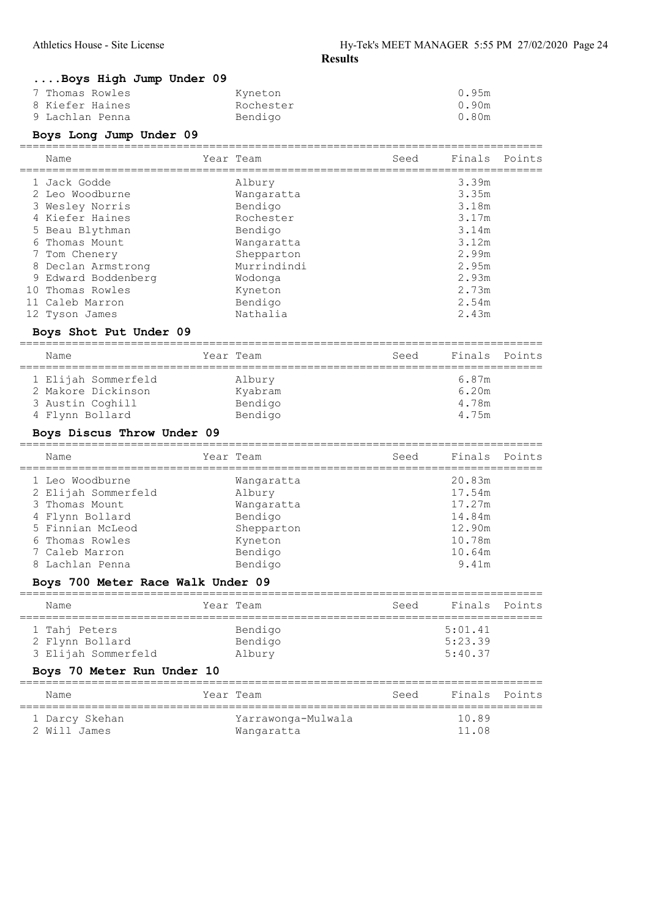## Results

### ....Boys High Jump Under 09

| Name | Year Team | Seed | Finals | Points |
|---|---|---|---|---|
| 7 Thomas Rowles | Kyneton | | 0.95m | |
| 8 Kiefer Haines | Rochester | | 0.90m | |
| 9 Lachlan Penna | Bendigo | | 0.80m | |

### Boys Long Jump Under 09

| Name | Year Team | Seed | Finals | Points |
|---|---|---|---|---|
| 1 Jack Godde | Albury | | 3.39m | |
| 2 Leo Woodburne | Wangaratta | | 3.35m | |
| 3 Wesley Norris | Bendigo | | 3.18m | |
| 4 Kiefer Haines | Rochester | | 3.17m | |
| 5 Beau Blythman | Bendigo | | 3.14m | |
| 6 Thomas Mount | Wangaratta | | 3.12m | |
| 7 Tom Chenery | Shepparton | | 2.99m | |
| 8 Declan Armstrong | Murrindindi | | 2.95m | |
| 9 Edward Boddenberg | Wodonga | | 2.93m | |
| 10 Thomas Rowles | Kyneton | | 2.73m | |
| 11 Caleb Marron | Bendigo | | 2.54m | |
| 12 Tyson James | Nathalia | | 2.43m | |

### Boys Shot Put Under 09

| Name | Year Team | Seed | Finals | Points |
|---|---|---|---|---|
| 1 Elijah Sommerfeld | Albury | | 6.87m | |
| 2 Makore Dickinson | Kyabram | | 6.20m | |
| 3 Austin Coghill | Bendigo | | 4.78m | |
| 4 Flynn Bollard | Bendigo | | 4.75m | |

### Boys Discus Throw Under 09

| Name | Year Team | Seed | Finals | Points |
|---|---|---|---|---|
| 1 Leo Woodburne | Wangaratta | | 20.83m | |
| 2 Elijah Sommerfeld | Albury | | 17.54m | |
| 3 Thomas Mount | Wangaratta | | 17.27m | |
| 4 Flynn Bollard | Bendigo | | 14.84m | |
| 5 Finnian McLeod | Shepparton | | 12.90m | |
| 6 Thomas Rowles | Kyneton | | 10.78m | |
| 7 Caleb Marron | Bendigo | | 10.64m | |
| 8 Lachlan Penna | Bendigo | | 9.41m | |

### Boys 700 Meter Race Walk Under 09

| Name | Year Team | Seed | Finals | Points |
|---|---|---|---|---|
| 1 Tahj Peters | Bendigo | | 5:01.41 | |
| 2 Flynn Bollard | Bendigo | | 5:23.39 | |
| 3 Elijah Sommerfeld | Albury | | 5:40.37 | |

### Boys 70 Meter Run Under 10

| Name | Year Team | Seed | Finals | Points |
|---|---|---|---|---|
| 1 Darcy Skehan | Yarrawonga-Mulwala | | 10.89 | |
| 2 Will James | Wangaratta | | 11.08 | |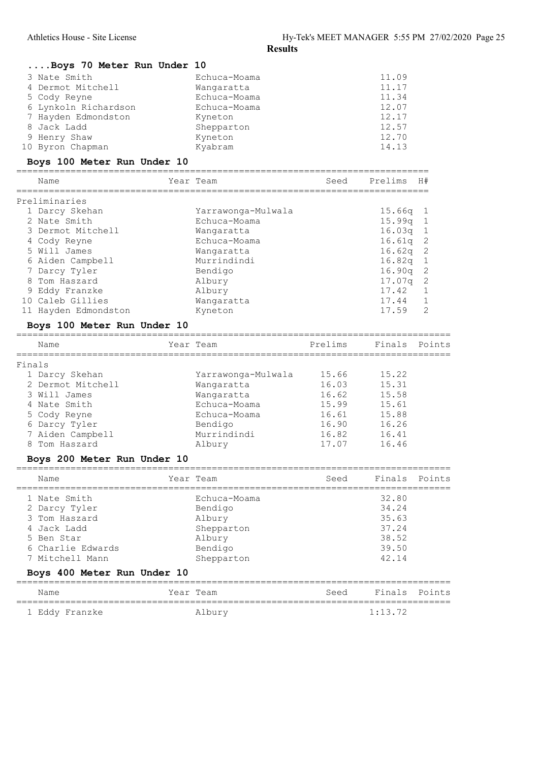**Results**

### ....Boys 70 Meter Run Under 10

| Place | Name | Team | Time |
|---|---|---|---|
| 3 | Nate Smith | Echuca-Moama | 11.09 |
| 4 | Dermot Mitchell | Wangaratta | 11.17 |
| 5 | Cody Reyne | Echuca-Moama | 11.34 |
| 6 | Lynkoln Richardson | Echuca-Moama | 12.07 |
| 7 | Hayden Edmondston | Kyneton | 12.17 |
| 8 | Jack Ladd | Shepparton | 12.57 |
| 9 | Henry Shaw | Kyneton | 12.70 |
| 10 | Byron Chapman | Kyabram | 14.13 |

### Boys 100 Meter Run Under 10

Preliminaries

| Place | Name | Year | Team | Seed | Prelims | H# |
|---|---|---|---|---|---|---|
| 1 | Darcy Skehan | | Yarrawonga-Mulwala | | 15.66q | 1 |
| 2 | Nate Smith | | Echuca-Moama | | 15.99q | 1 |
| 3 | Dermot Mitchell | | Wangaratta | | 16.03q | 1 |
| 4 | Cody Reyne | | Echuca-Moama | | 16.61q | 2 |
| 5 | Will James | | Wangaratta | | 16.62q | 2 |
| 6 | Aiden Campbell | | Murrindindi | | 16.82q | 1 |
| 7 | Darcy Tyler | | Bendigo | | 16.90q | 2 |
| 8 | Tom Haszard | | Albury | | 17.07q | 2 |
| 9 | Eddy Franzke | | Albury | | 17.42 | 1 |
| 10 | Caleb Gillies | | Wangaratta | | 17.44 | 1 |
| 11 | Hayden Edmondston | | Kyneton | | 17.59 | 2 |

### Boys 100 Meter Run Under 10

Finals

| Place | Name | Year | Team | Prelims | Finals | Points |
|---|---|---|---|---|---|---|
| 1 | Darcy Skehan | | Yarrawonga-Mulwala | 15.66 | 15.22 | |
| 2 | Dermot Mitchell | | Wangaratta | 16.03 | 15.31 | |
| 3 | Will James | | Wangaratta | 16.62 | 15.58 | |
| 4 | Nate Smith | | Echuca-Moama | 15.99 | 15.61 | |
| 5 | Cody Reyne | | Echuca-Moama | 16.61 | 15.88 | |
| 6 | Darcy Tyler | | Bendigo | 16.90 | 16.26 | |
| 7 | Aiden Campbell | | Murrindindi | 16.82 | 16.41 | |
| 8 | Tom Haszard | | Albury | 17.07 | 16.46 | |

### Boys 200 Meter Run Under 10

| Place | Name | Year | Team | Seed | Finals | Points |
|---|---|---|---|---|---|---|
| 1 | Nate Smith | | Echuca-Moama | | 32.80 | |
| 2 | Darcy Tyler | | Bendigo | | 34.24 | |
| 3 | Tom Haszard | | Albury | | 35.63 | |
| 4 | Jack Ladd | | Shepparton | | 37.24 | |
| 5 | Ben Star | | Albury | | 38.52 | |
| 6 | Charlie Edwards | | Bendigo | | 39.50 | |
| 7 | Mitchell Mann | | Shepparton | | 42.14 | |

### Boys 400 Meter Run Under 10

| Place | Name | Year | Team | Seed | Finals | Points |
|---|---|---|---|---|---|---|
| 1 | Eddy Franzke | | Albury | | 1:13.72 | |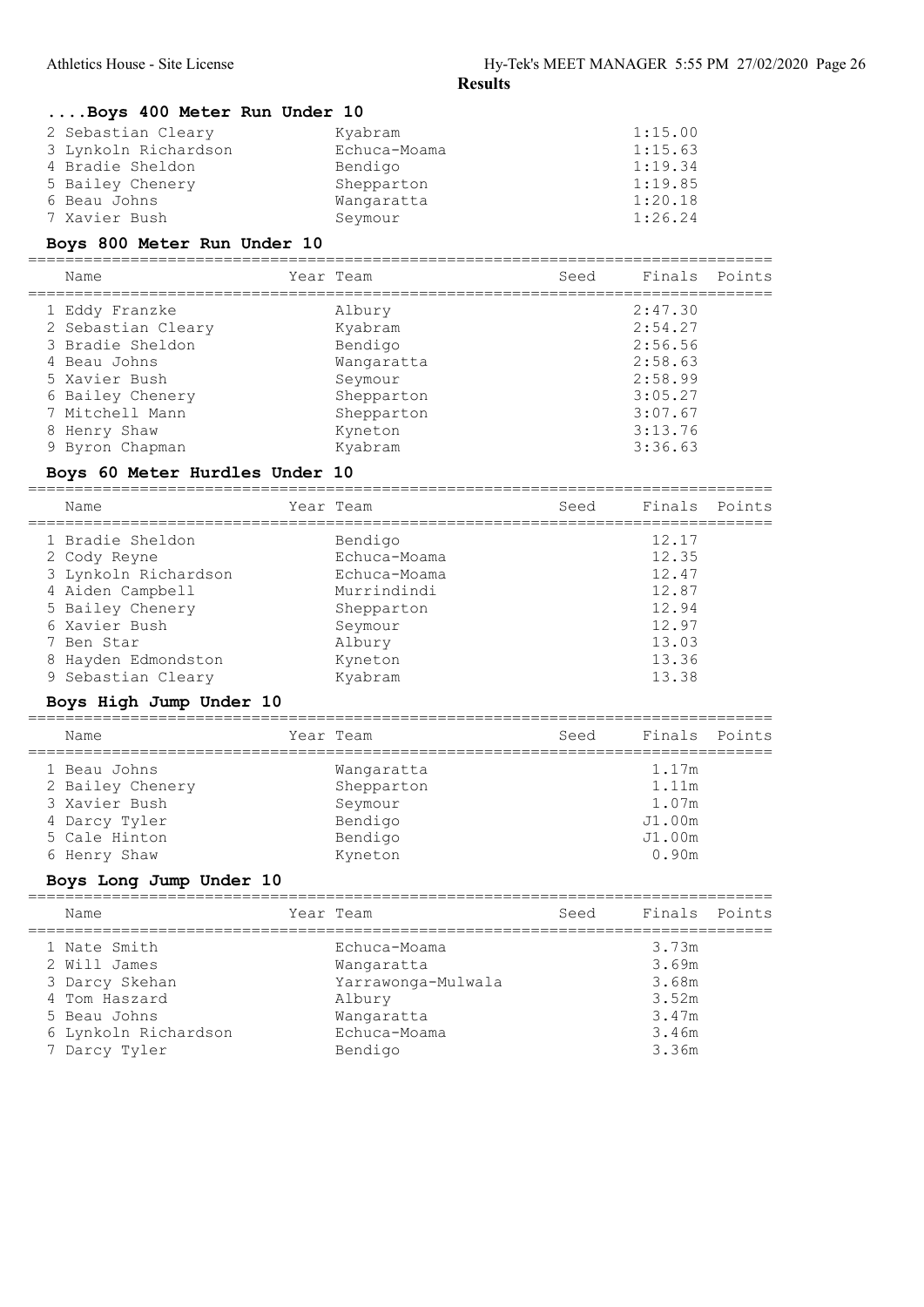**Results**

### ....Boys 400 Meter Run Under 10

| Name | Year | Team | Seed | Finals | Points |
|---|---|---|---|---|---|
| 2 Sebastian Cleary | | Kyabram | | 1:15.00 | |
| 3 Lynkoln Richardson | | Echuca-Moama | | 1:15.63 | |
| 4 Bradie Sheldon | | Bendigo | | 1:19.34 | |
| 5 Bailey Chenery | | Shepparton | | 1:19.85 | |
| 6 Beau Johns | | Wangaratta | | 1:20.18 | |
| 7 Xavier Bush | | Seymour | | 1:26.24 | |

### Boys 800 Meter Run Under 10

| Name | Year | Team | Seed | Finals | Points |
|---|---|---|---|---|---|
| 1 Eddy Franzke | | Albury | | 2:47.30 | |
| 2 Sebastian Cleary | | Kyabram | | 2:54.27 | |
| 3 Bradie Sheldon | | Bendigo | | 2:56.56 | |
| 4 Beau Johns | | Wangaratta | | 2:58.63 | |
| 5 Xavier Bush | | Seymour | | 2:58.99 | |
| 6 Bailey Chenery | | Shepparton | | 3:05.27 | |
| 7 Mitchell Mann | | Shepparton | | 3:07.67 | |
| 8 Henry Shaw | | Kyneton | | 3:13.76 | |
| 9 Byron Chapman | | Kyabram | | 3:36.63 | |

### Boys 60 Meter Hurdles Under 10

| Name | Year | Team | Seed | Finals | Points |
|---|---|---|---|---|---|
| 1 Bradie Sheldon | | Bendigo | | 12.17 | |
| 2 Cody Reyne | | Echuca-Moama | | 12.35 | |
| 3 Lynkoln Richardson | | Echuca-Moama | | 12.47 | |
| 4 Aiden Campbell | | Murrindindi | | 12.87 | |
| 5 Bailey Chenery | | Shepparton | | 12.94 | |
| 6 Xavier Bush | | Seymour | | 12.97 | |
| 7 Ben Star | | Albury | | 13.03 | |
| 8 Hayden Edmondston | | Kyneton | | 13.36 | |
| 9 Sebastian Cleary | | Kyabram | | 13.38 | |

### Boys High Jump Under 10

| Name | Year | Team | Seed | Finals | Points |
|---|---|---|---|---|---|
| 1 Beau Johns | | Wangaratta | | 1.17m | |
| 2 Bailey Chenery | | Shepparton | | 1.11m | |
| 3 Xavier Bush | | Seymour | | 1.07m | |
| 4 Darcy Tyler | | Bendigo | | J1.00m | |
| 5 Cale Hinton | | Bendigo | | J1.00m | |
| 6 Henry Shaw | | Kyneton | | 0.90m | |

### Boys Long Jump Under 10

| Name | Year | Team | Seed | Finals | Points |
|---|---|---|---|---|---|
| 1 Nate Smith | | Echuca-Moama | | 3.73m | |
| 2 Will James | | Wangaratta | | 3.69m | |
| 3 Darcy Skehan | | Yarrawonga-Mulwala | | 3.68m | |
| 4 Tom Haszard | | Albury | | 3.52m | |
| 5 Beau Johns | | Wangaratta | | 3.47m | |
| 6 Lynkoln Richardson | | Echuca-Moama | | 3.46m | |
| 7 Darcy Tyler | | Bendigo | | 3.36m | |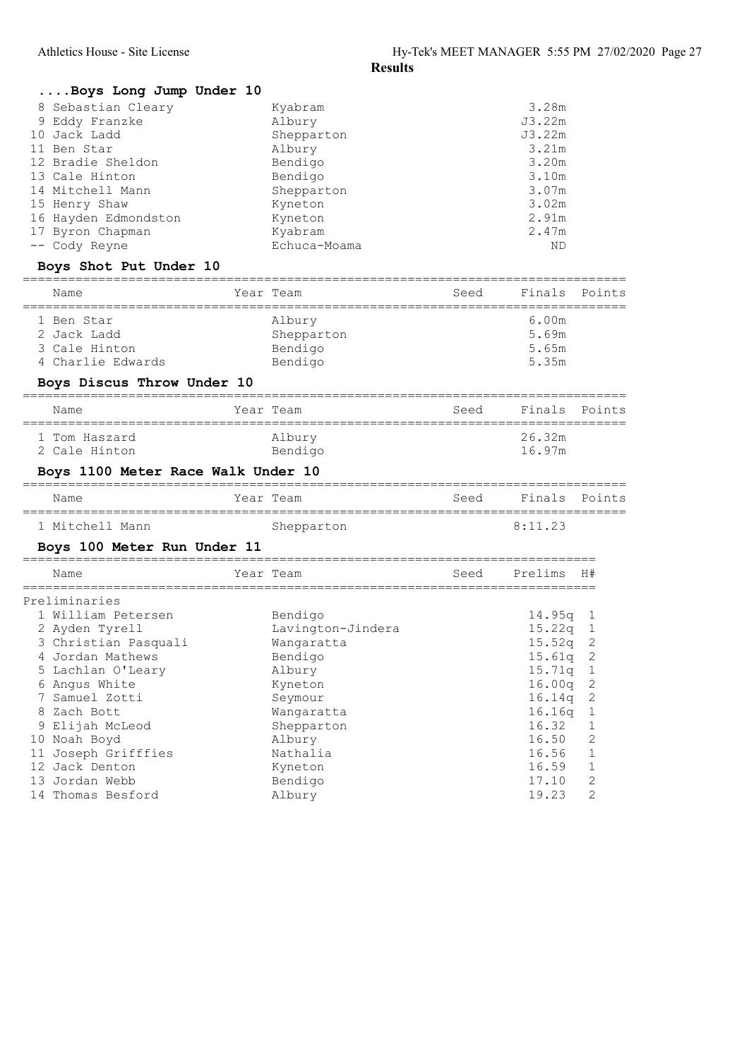**Results**

### ....Boys Long Jump Under 10

| Place | Name | Year | Team | Finals |
|---|---|---|---|---|
| 8 | Sebastian Cleary | | Kyabram | 3.28m |
| 9 | Eddy Franzke | | Albury | J3.22m |
| 10 | Jack Ladd | | Shepparton | J3.22m |
| 11 | Ben Star | | Albury | 3.21m |
| 12 | Bradie Sheldon | | Bendigo | 3.20m |
| 13 | Cale Hinton | | Bendigo | 3.10m |
| 14 | Mitchell Mann | | Shepparton | 3.07m |
| 15 | Henry Shaw | | Kyneton | 3.02m |
| 16 | Hayden Edmondston | | Kyneton | 2.91m |
| 17 | Byron Chapman | | Kyabram | 2.47m |
| -- | Cody Reyne | | Echuca-Moama | ND |

### Boys Shot Put Under 10

| Place | Name | Year | Team | Seed | Finals | Points |
|---|---|---|---|---|---|---|
| 1 | Ben Star | | Albury | | 6.00m | |
| 2 | Jack Ladd | | Shepparton | | 5.69m | |
| 3 | Cale Hinton | | Bendigo | | 5.65m | |
| 4 | Charlie Edwards | | Bendigo | | 5.35m | |

### Boys Discus Throw Under 10

| Place | Name | Year | Team | Seed | Finals | Points |
|---|---|---|---|---|---|---|
| 1 | Tom Haszard | | Albury | | 26.32m | |
| 2 | Cale Hinton | | Bendigo | | 16.97m | |

### Boys 1100 Meter Race Walk Under 10

| Place | Name | Year | Team | Seed | Finals | Points |
|---|---|---|---|---|---|---|
| 1 | Mitchell Mann | | Shepparton | | 8:11.23 | |

### Boys 100 Meter Run Under 11

Preliminaries

| Place | Name | Year | Team | Seed | Prelims | H# |
|---|---|---|---|---|---|---|
| 1 | William Petersen | | Bendigo | | 14.95q | 1 |
| 2 | Ayden Tyrell | | Lavington-Jindera | | 15.22q | 1 |
| 3 | Christian Pasquali | | Wangaratta | | 15.52q | 2 |
| 4 | Jordan Mathews | | Bendigo | | 15.61q | 2 |
| 5 | Lachlan O'Leary | | Albury | | 15.71q | 1 |
| 6 | Angus White | | Kyneton | | 16.00q | 2 |
| 7 | Samuel Zotti | | Seymour | | 16.14q | 2 |
| 8 | Zach Bott | | Wangaratta | | 16.16q | 1 |
| 9 | Elijah McLeod | | Shepparton | | 16.32 | 1 |
| 10 | Noah Boyd | | Albury | | 16.50 | 2 |
| 11 | Joseph Grifffies | | Nathalia | | 16.56 | 1 |
| 12 | Jack Denton | | Kyneton | | 16.59 | 1 |
| 13 | Jordan Webb | | Bendigo | | 17.10 | 2 |
| 14 | Thomas Besford | | Albury | | 19.23 | 2 |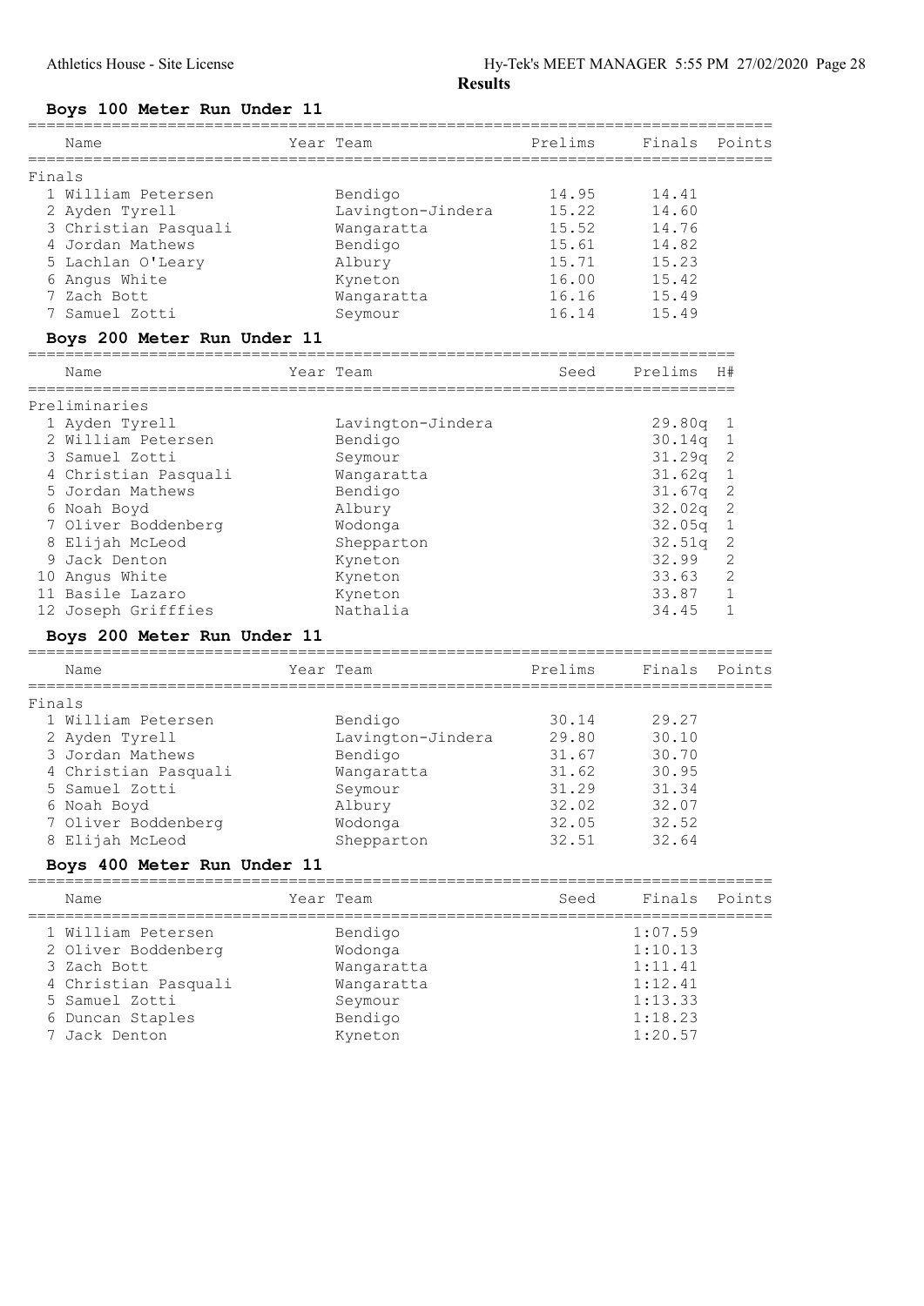**Results**

## Boys 100 Meter Run Under 11

| | Name | Year | Team | Prelims | Finals | Points |
|---|---|---|---|---|---|---|
| **Finals** | | | | | | |
| 1 | William Petersen | | Bendigo | 14.95 | 14.41 | |
| 2 | Ayden Tyrell | | Lavington-Jindera | 15.22 | 14.60 | |
| 3 | Christian Pasquali | | Wangaratta | 15.52 | 14.76 | |
| 4 | Jordan Mathews | | Bendigo | 15.61 | 14.82 | |
| 5 | Lachlan O'Leary | | Albury | 15.71 | 15.23 | |
| 6 | Angus White | | Kyneton | 16.00 | 15.42 | |
| 7 | Zach Bott | | Wangaratta | 16.16 | 15.49 | |
| 7 | Samuel Zotti | | Seymour | 16.14 | 15.49 | |

## Boys 200 Meter Run Under 11

| | Name | Year | Team | Seed | Prelims | H# |
|---|---|---|---|---|---|---|
| **Preliminaries** | | | | | | |
| 1 | Ayden Tyrell | | Lavington-Jindera | | 29.80q | 1 |
| 2 | William Petersen | | Bendigo | | 30.14q | 1 |
| 3 | Samuel Zotti | | Seymour | | 31.29q | 2 |
| 4 | Christian Pasquali | | Wangaratta | | 31.62q | 1 |
| 5 | Jordan Mathews | | Bendigo | | 31.67q | 2 |
| 6 | Noah Boyd | | Albury | | 32.02q | 2 |
| 7 | Oliver Boddenberg | | Wodonga | | 32.05q | 1 |
| 8 | Elijah McLeod | | Shepparton | | 32.51q | 2 |
| 9 | Jack Denton | | Kyneton | | 32.99 | 2 |
| 10 | Angus White | | Kyneton | | 33.63 | 2 |
| 11 | Basile Lazaro | | Kyneton | | 33.87 | 1 |
| 12 | Joseph Grifffies | | Nathalia | | 34.45 | 1 |

## Boys 200 Meter Run Under 11

| | Name | Year | Team | Prelims | Finals | Points |
|---|---|---|---|---|---|---|
| **Finals** | | | | | | |
| 1 | William Petersen | | Bendigo | 30.14 | 29.27 | |
| 2 | Ayden Tyrell | | Lavington-Jindera | 29.80 | 30.10 | |
| 3 | Jordan Mathews | | Bendigo | 31.67 | 30.70 | |
| 4 | Christian Pasquali | | Wangaratta | 31.62 | 30.95 | |
| 5 | Samuel Zotti | | Seymour | 31.29 | 31.34 | |
| 6 | Noah Boyd | | Albury | 32.02 | 32.07 | |
| 7 | Oliver Boddenberg | | Wodonga | 32.05 | 32.52 | |
| 8 | Elijah McLeod | | Shepparton | 32.51 | 32.64 | |

## Boys 400 Meter Run Under 11

| | Name | Year | Team | Seed | Finals | Points |
|---|---|---|---|---|---|---|
| 1 | William Petersen | | Bendigo | | 1:07.59 | |
| 2 | Oliver Boddenberg | | Wodonga | | 1:10.13 | |
| 3 | Zach Bott | | Wangaratta | | 1:11.41 | |
| 4 | Christian Pasquali | | Wangaratta | | 1:12.41 | |
| 5 | Samuel Zotti | | Seymour | | 1:13.33 | |
| 6 | Duncan Staples | | Bendigo | | 1:18.23 | |
| 7 | Jack Denton | | Kyneton | | 1:20.57 | |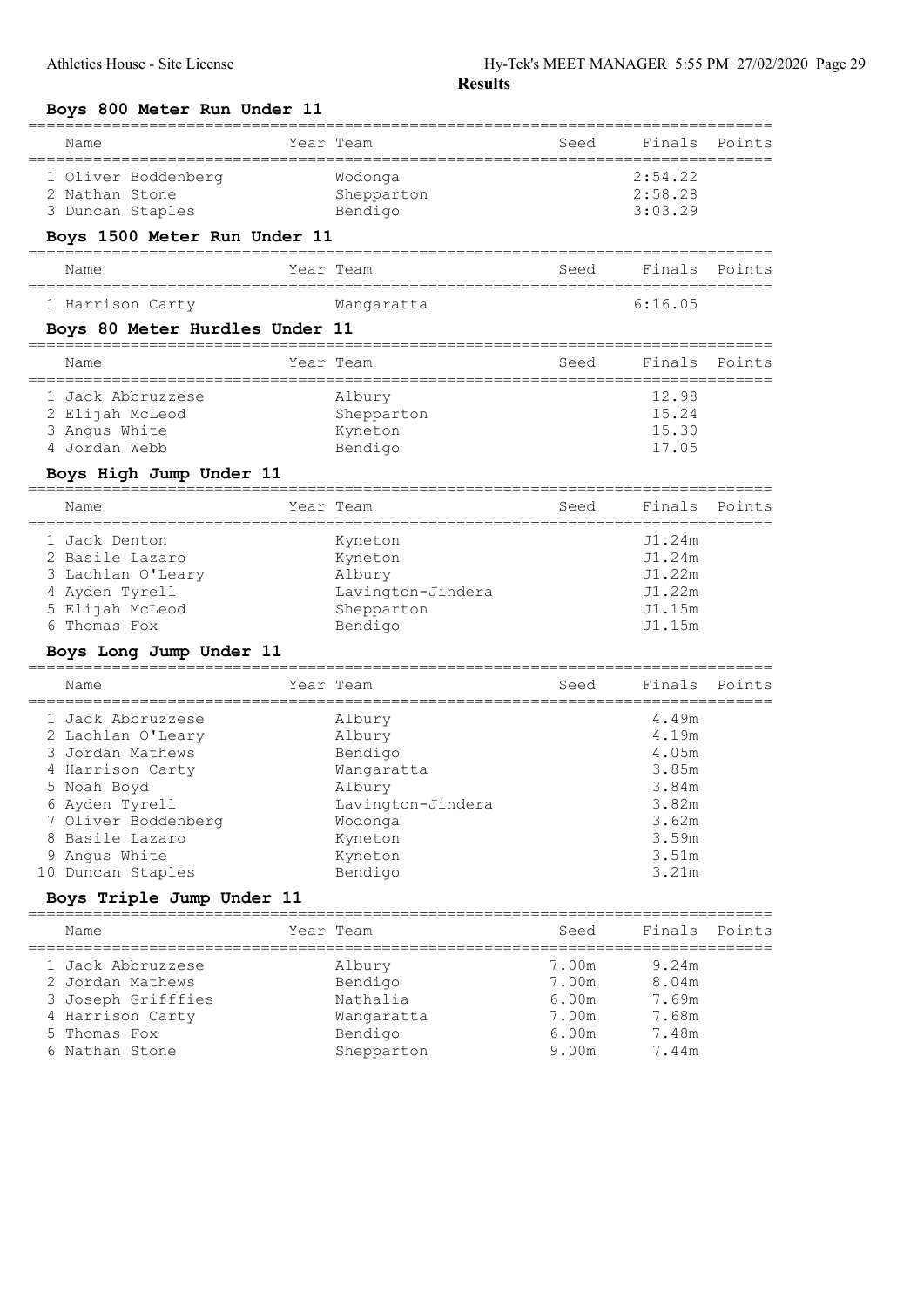# Results

## Boys 800 Meter Run Under 11

| Name | Year | Team | Seed | Finals | Points |
|---|---|---|---|---|---|
| 1 Oliver Boddenberg | | Wodonga | | 2:54.22 | |
| 2 Nathan Stone | | Shepparton | | 2:58.28 | |
| 3 Duncan Staples | | Bendigo | | 3:03.29 | |

## Boys 1500 Meter Run Under 11

| Name | Year | Team | Seed | Finals | Points |
|---|---|---|---|---|---|
| 1 Harrison Carty | | Wangaratta | | 6:16.05 | |

## Boys 80 Meter Hurdles Under 11

| Name | Year | Team | Seed | Finals | Points |
|---|---|---|---|---|---|
| 1 Jack Abbruzzese | | Albury | | 12.98 | |
| 2 Elijah McLeod | | Shepparton | | 15.24 | |
| 3 Angus White | | Kyneton | | 15.30 | |
| 4 Jordan Webb | | Bendigo | | 17.05 | |

## Boys High Jump Under 11

| Name | Year | Team | Seed | Finals | Points |
|---|---|---|---|---|---|
| 1 Jack Denton | | Kyneton | | J1.24m | |
| 2 Basile Lazaro | | Kyneton | | J1.24m | |
| 3 Lachlan O'Leary | | Albury | | J1.22m | |
| 4 Ayden Tyrell | | Lavington-Jindera | | J1.22m | |
| 5 Elijah McLeod | | Shepparton | | J1.15m | |
| 6 Thomas Fox | | Bendigo | | J1.15m | |

## Boys Long Jump Under 11

| Name | Year | Team | Seed | Finals | Points |
|---|---|---|---|---|---|
| 1 Jack Abbruzzese | | Albury | | 4.49m | |
| 2 Lachlan O'Leary | | Albury | | 4.19m | |
| 3 Jordan Mathews | | Bendigo | | 4.05m | |
| 4 Harrison Carty | | Wangaratta | | 3.85m | |
| 5 Noah Boyd | | Albury | | 3.84m | |
| 6 Ayden Tyrell | | Lavington-Jindera | | 3.82m | |
| 7 Oliver Boddenberg | | Wodonga | | 3.62m | |
| 8 Basile Lazaro | | Kyneton | | 3.59m | |
| 9 Angus White | | Kyneton | | 3.51m | |
| 10 Duncan Staples | | Bendigo | | 3.21m | |

## Boys Triple Jump Under 11

| Name | Year | Team | Seed | Finals | Points |
|---|---|---|---|---|---|
| 1 Jack Abbruzzese | | Albury | 7.00m | 9.24m | |
| 2 Jordan Mathews | | Bendigo | 7.00m | 8.04m | |
| 3 Joseph Grifffies | | Nathalia | 6.00m | 7.69m | |
| 4 Harrison Carty | | Wangaratta | 7.00m | 7.68m | |
| 5 Thomas Fox | | Bendigo | 6.00m | 7.48m | |
| 6 Nathan Stone | | Shepparton | 9.00m | 7.44m | |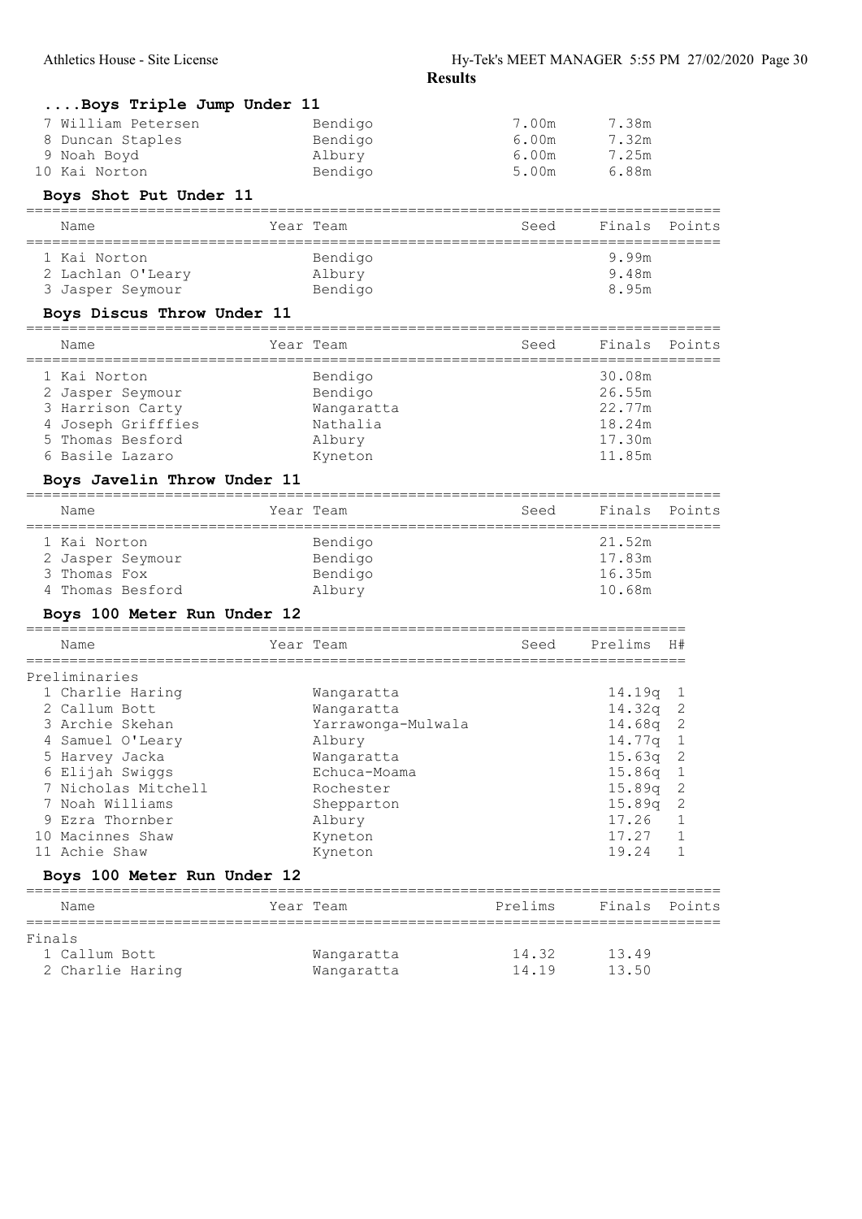## ....Boys Triple Jump Under 11

| Name | Year | Team | Seed | Finals | Points |
|---|---|---|---|---|---|
| 7 William Petersen | | Bendigo | 7.00m | 7.38m | |
| 8 Duncan Staples | | Bendigo | 6.00m | 7.32m | |
| 9 Noah Boyd | | Albury | 6.00m | 7.25m | |
| 10 Kai Norton | | Bendigo | 5.00m | 6.88m | |

## Boys Shot Put Under 11

| Name | Year | Team | Seed | Finals | Points |
|---|---|---|---|---|---|
| 1 Kai Norton | | Bendigo | | 9.99m | |
| 2 Lachlan O'Leary | | Albury | | 9.48m | |
| 3 Jasper Seymour | | Bendigo | | 8.95m | |

## Boys Discus Throw Under 11

| Name | Year | Team | Seed | Finals | Points |
|---|---|---|---|---|---|
| 1 Kai Norton | | Bendigo | | 30.08m | |
| 2 Jasper Seymour | | Bendigo | | 26.55m | |
| 3 Harrison Carty | | Wangaratta | | 22.77m | |
| 4 Joseph Grifffies | | Nathalia | | 18.24m | |
| 5 Thomas Besford | | Albury | | 17.30m | |
| 6 Basile Lazaro | | Kyneton | | 11.85m | |

## Boys Javelin Throw Under 11

| Name | Year | Team | Seed | Finals | Points |
|---|---|---|---|---|---|
| 1 Kai Norton | | Bendigo | | 21.52m | |
| 2 Jasper Seymour | | Bendigo | | 17.83m | |
| 3 Thomas Fox | | Bendigo | | 16.35m | |
| 4 Thomas Besford | | Albury | | 10.68m | |

## Boys 100 Meter Run Under 12

| Name | Year | Team | Seed | Prelims | H# |
|---|---|---|---|---|---|
| **Preliminaries** | | | | | |
| 1 Charlie Haring | | Wangaratta | | 14.19q | 1 |
| 2 Callum Bott | | Wangaratta | | 14.32q | 2 |
| 3 Archie Skehan | | Yarrawonga-Mulwala | | 14.68q | 2 |
| 4 Samuel O'Leary | | Albury | | 14.77q | 1 |
| 5 Harvey Jacka | | Wangaratta | | 15.63q | 2 |
| 6 Elijah Swiggs | | Echuca-Moama | | 15.86q | 1 |
| 7 Nicholas Mitchell | | Rochester | | 15.89q | 2 |
| 7 Noah Williams | | Shepparton | | 15.89q | 2 |
| 9 Ezra Thornber | | Albury | | 17.26 | 1 |
| 10 Macinnes Shaw | | Kyneton | | 17.27 | 1 |
| 11 Achie Shaw | | Kyneton | | 19.24 | 1 |

## Boys 100 Meter Run Under 12

| Name | Year | Team | Prelims | Finals | Points |
|---|---|---|---|---|---|
| **Finals** | | | | | |
| 1 Callum Bott | | Wangaratta | 14.32 | 13.49 | |
| 2 Charlie Haring | | Wangaratta | 14.19 | 13.50 | |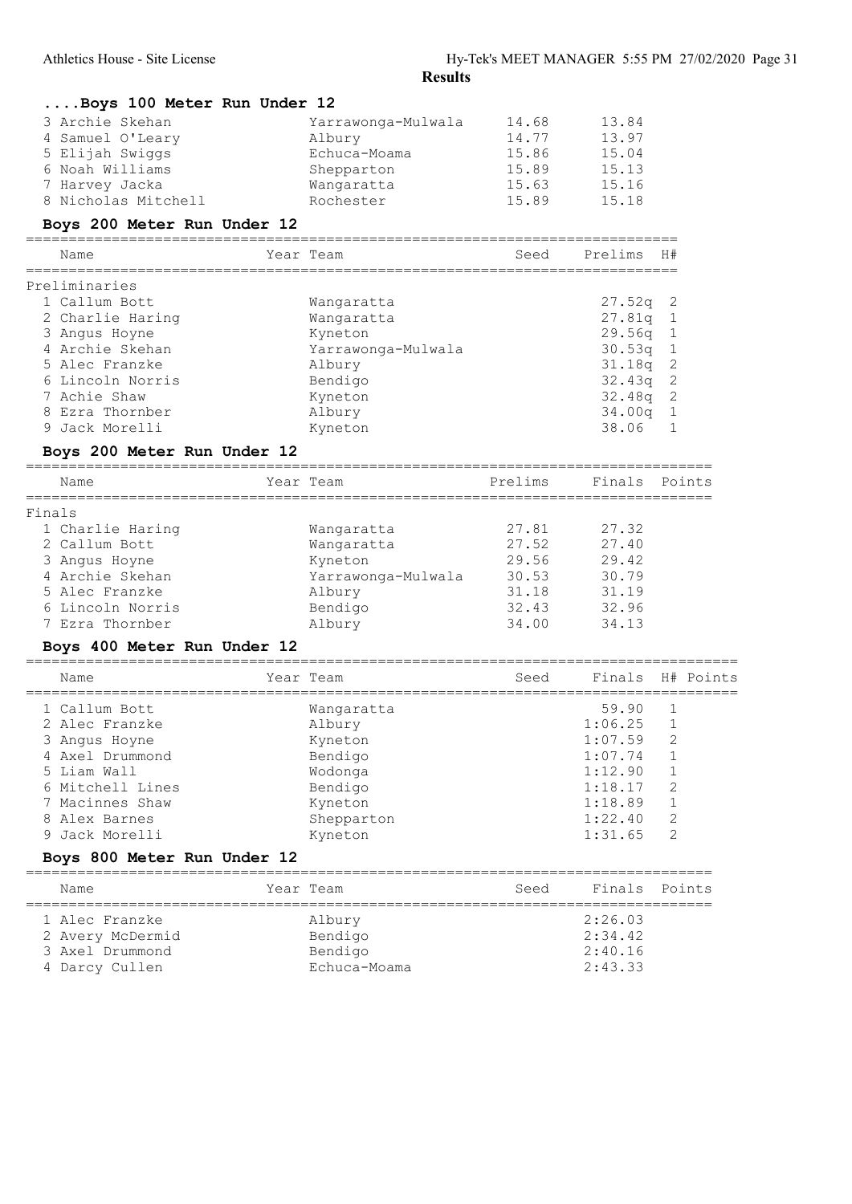**Results**

## ....Boys 100 Meter Run Under 12

| | Name | Year | Team | Prelims | Finals |
|---|---|---|---|---|---|
| 3 | Archie Skehan | | Yarrawonga-Mulwala | 14.68 | 13.84 |
| 4 | Samuel O'Leary | | Albury | 14.77 | 13.97 |
| 5 | Elijah Swiggs | | Echuca-Moama | 15.86 | 15.04 |
| 6 | Noah Williams | | Shepparton | 15.89 | 15.13 |
| 7 | Harvey Jacka | | Wangaratta | 15.63 | 15.16 |
| 8 | Nicholas Mitchell | | Rochester | 15.89 | 15.18 |

## Boys 200 Meter Run Under 12

Preliminaries

| | Name | Year | Team | Seed | Prelims | H# |
|---|---|---|---|---|---|---|
| 1 | Callum Bott | | Wangaratta | | 27.52q | 2 |
| 2 | Charlie Haring | | Wangaratta | | 27.81q | 1 |
| 3 | Angus Hoyne | | Kyneton | | 29.56q | 1 |
| 4 | Archie Skehan | | Yarrawonga-Mulwala | | 30.53q | 1 |
| 5 | Alec Franzke | | Albury | | 31.18q | 2 |
| 6 | Lincoln Norris | | Bendigo | | 32.43q | 2 |
| 7 | Achie Shaw | | Kyneton | | 32.48q | 2 |
| 8 | Ezra Thornber | | Albury | | 34.00q | 1 |
| 9 | Jack Morelli | | Kyneton | | 38.06 | 1 |

## Boys 200 Meter Run Under 12

Finals

| | Name | Year | Team | Prelims | Finals | Points |
|---|---|---|---|---|---|---|
| 1 | Charlie Haring | | Wangaratta | 27.81 | 27.32 | |
| 2 | Callum Bott | | Wangaratta | 27.52 | 27.40 | |
| 3 | Angus Hoyne | | Kyneton | 29.56 | 29.42 | |
| 4 | Archie Skehan | | Yarrawonga-Mulwala | 30.53 | 30.79 | |
| 5 | Alec Franzke | | Albury | 31.18 | 31.19 | |
| 6 | Lincoln Norris | | Bendigo | 32.43 | 32.96 | |
| 7 | Ezra Thornber | | Albury | 34.00 | 34.13 | |

## Boys 400 Meter Run Under 12

| | Name | Year | Team | Seed | Finals | H# | Points |
|---|---|---|---|---|---|---|---|
| 1 | Callum Bott | | Wangaratta | | 59.90 | 1 | |
| 2 | Alec Franzke | | Albury | | 1:06.25 | 1 | |
| 3 | Angus Hoyne | | Kyneton | | 1:07.59 | 2 | |
| 4 | Axel Drummond | | Bendigo | | 1:07.74 | 1 | |
| 5 | Liam Wall | | Wodonga | | 1:12.90 | 1 | |
| 6 | Mitchell Lines | | Bendigo | | 1:18.17 | 2 | |
| 7 | Macinnes Shaw | | Kyneton | | 1:18.89 | 1 | |
| 8 | Alex Barnes | | Shepparton | | 1:22.40 | 2 | |
| 9 | Jack Morelli | | Kyneton | | 1:31.65 | 2 | |

## Boys 800 Meter Run Under 12

| | Name | Year | Team | Seed | Finals | Points |
|---|---|---|---|---|---|---|
| 1 | Alec Franzke | | Albury | | 2:26.03 | |
| 2 | Avery McDermid | | Bendigo | | 2:34.42 | |
| 3 | Axel Drummond | | Bendigo | | 2:40.16 | |
| 4 | Darcy Cullen | | Echuca-Moama | | 2:43.33 | |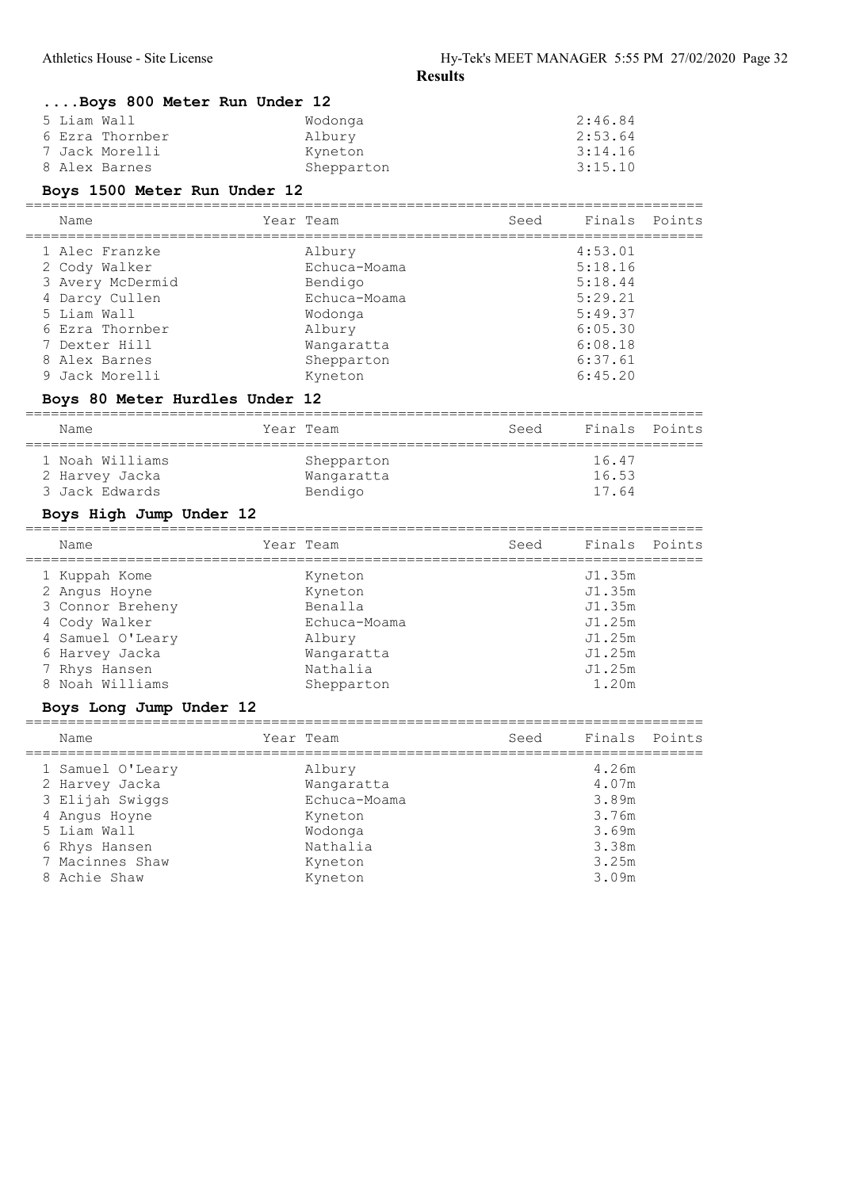**Results**

### ....Boys 800 Meter Run Under 12

| Name | Team | Finals |
|---|---|---|
| 5 Liam Wall | Wodonga | 2:46.84 |
| 6 Ezra Thornber | Albury | 2:53.64 |
| 7 Jack Morelli | Kyneton | 3:14.16 |
| 8 Alex Barnes | Shepparton | 3:15.10 |

### Boys 1500 Meter Run Under 12

| Name | Year | Team | Seed | Finals | Points |
|---|---|---|---|---|---|
| 1 Alec Franzke | | Albury | | 4:53.01 | |
| 2 Cody Walker | | Echuca-Moama | | 5:18.16 | |
| 3 Avery McDermid | | Bendigo | | 5:18.44 | |
| 4 Darcy Cullen | | Echuca-Moama | | 5:29.21 | |
| 5 Liam Wall | | Wodonga | | 5:49.37 | |
| 6 Ezra Thornber | | Albury | | 6:05.30 | |
| 7 Dexter Hill | | Wangaratta | | 6:08.18 | |
| 8 Alex Barnes | | Shepparton | | 6:37.61 | |
| 9 Jack Morelli | | Kyneton | | 6:45.20 | |

### Boys 80 Meter Hurdles Under 12

| Name | Year | Team | Seed | Finals | Points |
|---|---|---|---|---|---|
| 1 Noah Williams | | Shepparton | | 16.47 | |
| 2 Harvey Jacka | | Wangaratta | | 16.53 | |
| 3 Jack Edwards | | Bendigo | | 17.64 | |

### Boys High Jump Under 12

| Name | Year | Team | Seed | Finals | Points |
|---|---|---|---|---|---|
| 1 Kuppah Kome | | Kyneton | | J1.35m | |
| 2 Angus Hoyne | | Kyneton | | J1.35m | |
| 3 Connor Breheny | | Benalla | | J1.35m | |
| 4 Cody Walker | | Echuca-Moama | | J1.25m | |
| 4 Samuel O'Leary | | Albury | | J1.25m | |
| 6 Harvey Jacka | | Wangaratta | | J1.25m | |
| 7 Rhys Hansen | | Nathalia | | J1.25m | |
| 8 Noah Williams | | Shepparton | | 1.20m | |

### Boys Long Jump Under 12

| Name | Year | Team | Seed | Finals | Points |
|---|---|---|---|---|---|
| 1 Samuel O'Leary | | Albury | | 4.26m | |
| 2 Harvey Jacka | | Wangaratta | | 4.07m | |
| 3 Elijah Swiggs | | Echuca-Moama | | 3.89m | |
| 4 Angus Hoyne | | Kyneton | | 3.76m | |
| 5 Liam Wall | | Wodonga | | 3.69m | |
| 6 Rhys Hansen | | Nathalia | | 3.38m | |
| 7 Macinnes Shaw | | Kyneton | | 3.25m | |
| 8 Achie Shaw | | Kyneton | | 3.09m | |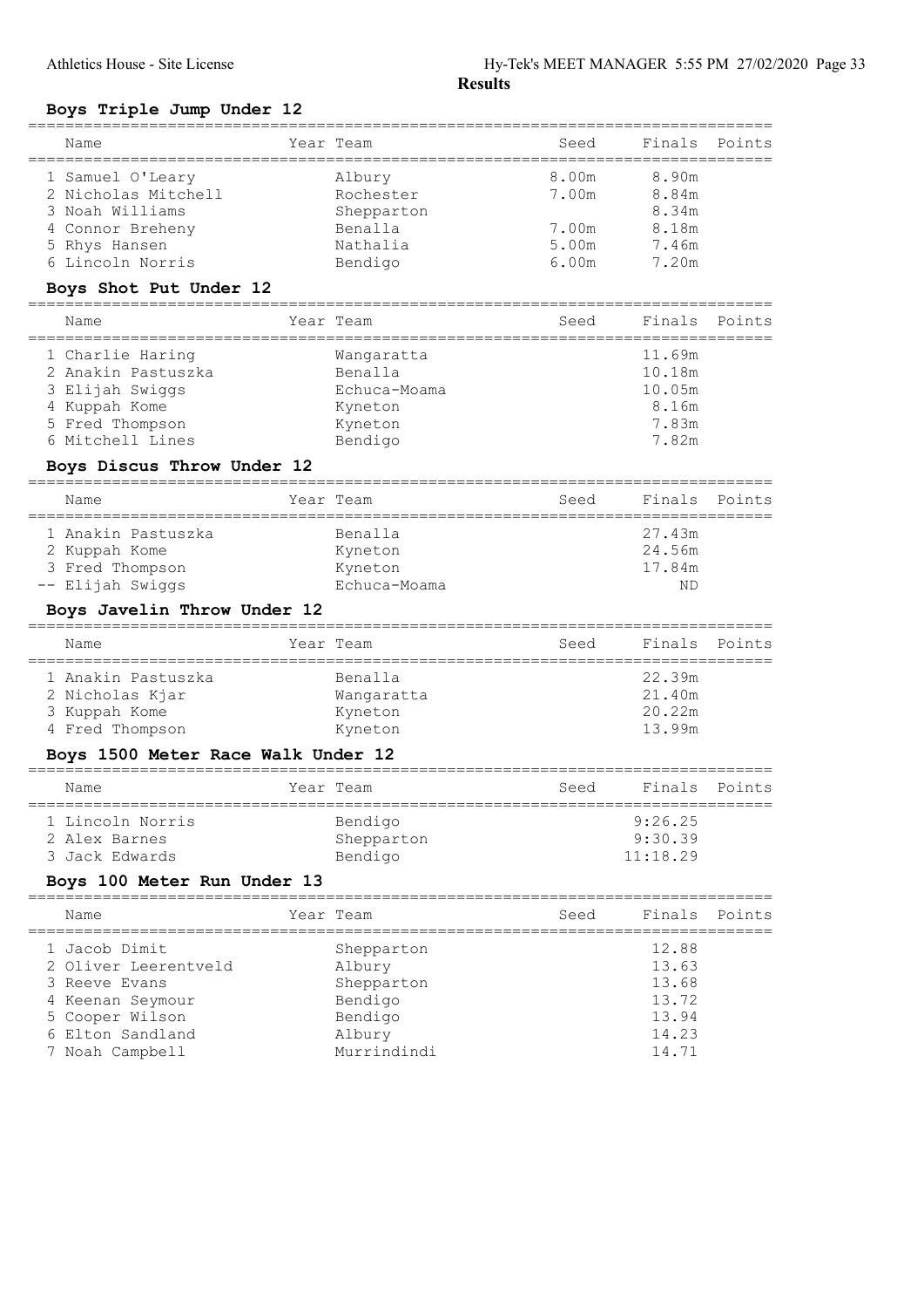## Results

### Boys Triple Jump Under 12

| Name | Year | Team | Seed | Finals | Points |
|---|---|---|---|---|---|
| 1 Samuel O'Leary | | Albury | 8.00m | 8.90m | |
| 2 Nicholas Mitchell | | Rochester | 7.00m | 8.84m | |
| 3 Noah Williams | | Shepparton | | 8.34m | |
| 4 Connor Breheny | | Benalla | 7.00m | 8.18m | |
| 5 Rhys Hansen | | Nathalia | 5.00m | 7.46m | |
| 6 Lincoln Norris | | Bendigo | 6.00m | 7.20m | |

### Boys Shot Put Under 12

| Name | Year | Team | Seed | Finals | Points |
|---|---|---|---|---|---|
| 1 Charlie Haring | | Wangaratta | | 11.69m | |
| 2 Anakin Pastuszka | | Benalla | | 10.18m | |
| 3 Elijah Swiggs | | Echuca-Moama | | 10.05m | |
| 4 Kuppah Kome | | Kyneton | | 8.16m | |
| 5 Fred Thompson | | Kyneton | | 7.83m | |
| 6 Mitchell Lines | | Bendigo | | 7.82m | |

### Boys Discus Throw Under 12

| Name | Year | Team | Seed | Finals | Points |
|---|---|---|---|---|---|
| 1 Anakin Pastuszka | | Benalla | | 27.43m | |
| 2 Kuppah Kome | | Kyneton | | 24.56m | |
| 3 Fred Thompson | | Kyneton | | 17.84m | |
| -- Elijah Swiggs | | Echuca-Moama | | ND | |

### Boys Javelin Throw Under 12

| Name | Year | Team | Seed | Finals | Points |
|---|---|---|---|---|---|
| 1 Anakin Pastuszka | | Benalla | | 22.39m | |
| 2 Nicholas Kjar | | Wangaratta | | 21.40m | |
| 3 Kuppah Kome | | Kyneton | | 20.22m | |
| 4 Fred Thompson | | Kyneton | | 13.99m | |

### Boys 1500 Meter Race Walk Under 12

| Name | Year | Team | Seed | Finals | Points |
|---|---|---|---|---|---|
| 1 Lincoln Norris | | Bendigo | | 9:26.25 | |
| 2 Alex Barnes | | Shepparton | | 9:30.39 | |
| 3 Jack Edwards | | Bendigo | | 11:18.29 | |

### Boys 100 Meter Run Under 13

| Name | Year | Team | Seed | Finals | Points |
|---|---|---|---|---|---|
| 1 Jacob Dimit | | Shepparton | | 12.88 | |
| 2 Oliver Leerentveld | | Albury | | 13.63 | |
| 3 Reeve Evans | | Shepparton | | 13.68 | |
| 4 Keenan Seymour | | Bendigo | | 13.72 | |
| 5 Cooper Wilson | | Bendigo | | 13.94 | |
| 6 Elton Sandland | | Albury | | 14.23 | |
| 7 Noah Campbell | | Murrindindi | | 14.71 | |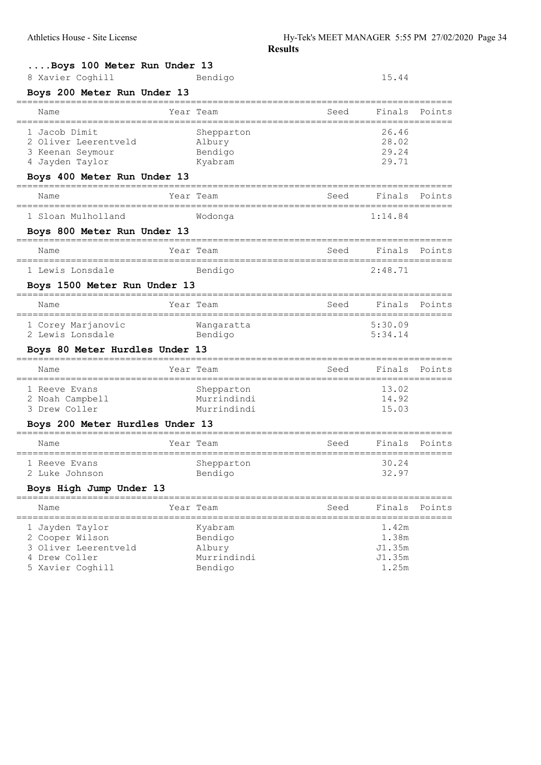**Results**

## ....Boys 100 Meter Run Under 13

| Name | Year | Team | Seed | Finals | Points |
|---|---|---|---|---|---|
| 8 Xavier Coghill | | Bendigo | | 15.44 | |

## Boys 200 Meter Run Under 13

| Name | Year | Team | Seed | Finals | Points |
|---|---|---|---|---|---|
| 1 Jacob Dimit | | Shepparton | | 26.46 | |
| 2 Oliver Leerentveld | | Albury | | 28.02 | |
| 3 Keenan Seymour | | Bendigo | | 29.24 | |
| 4 Jayden Taylor | | Kyabram | | 29.71 | |

## Boys 400 Meter Run Under 13

| Name | Year | Team | Seed | Finals | Points |
|---|---|---|---|---|---|
| 1 Sloan Mulholland | | Wodonga | | 1:14.84 | |

## Boys 800 Meter Run Under 13

| Name | Year | Team | Seed | Finals | Points |
|---|---|---|---|---|---|
| 1 Lewis Lonsdale | | Bendigo | | 2:48.71 | |

## Boys 1500 Meter Run Under 13

| Name | Year | Team | Seed | Finals | Points |
|---|---|---|---|---|---|
| 1 Corey Marjanovic | | Wangaratta | | 5:30.09 | |
| 2 Lewis Lonsdale | | Bendigo | | 5:34.14 | |

## Boys 80 Meter Hurdles Under 13

| Name | Year | Team | Seed | Finals | Points |
|---|---|---|---|---|---|
| 1 Reeve Evans | | Shepparton | | 13.02 | |
| 2 Noah Campbell | | Murrindindi | | 14.92 | |
| 3 Drew Coller | | Murrindindi | | 15.03 | |

## Boys 200 Meter Hurdles Under 13

| Name | Year | Team | Seed | Finals | Points |
|---|---|---|---|---|---|
| 1 Reeve Evans | | Shepparton | | 30.24 | |
| 2 Luke Johnson | | Bendigo | | 32.97 | |

## Boys High Jump Under 13

| Name | Year | Team | Seed | Finals | Points |
|---|---|---|---|---|---|
| 1 Jayden Taylor | | Kyabram | | 1.42m | |
| 2 Cooper Wilson | | Bendigo | | 1.38m | |
| 3 Oliver Leerentveld | | Albury | | J1.35m | |
| 4 Drew Coller | | Murrindindi | | J1.35m | |
| 5 Xavier Coghill | | Bendigo | | 1.25m | |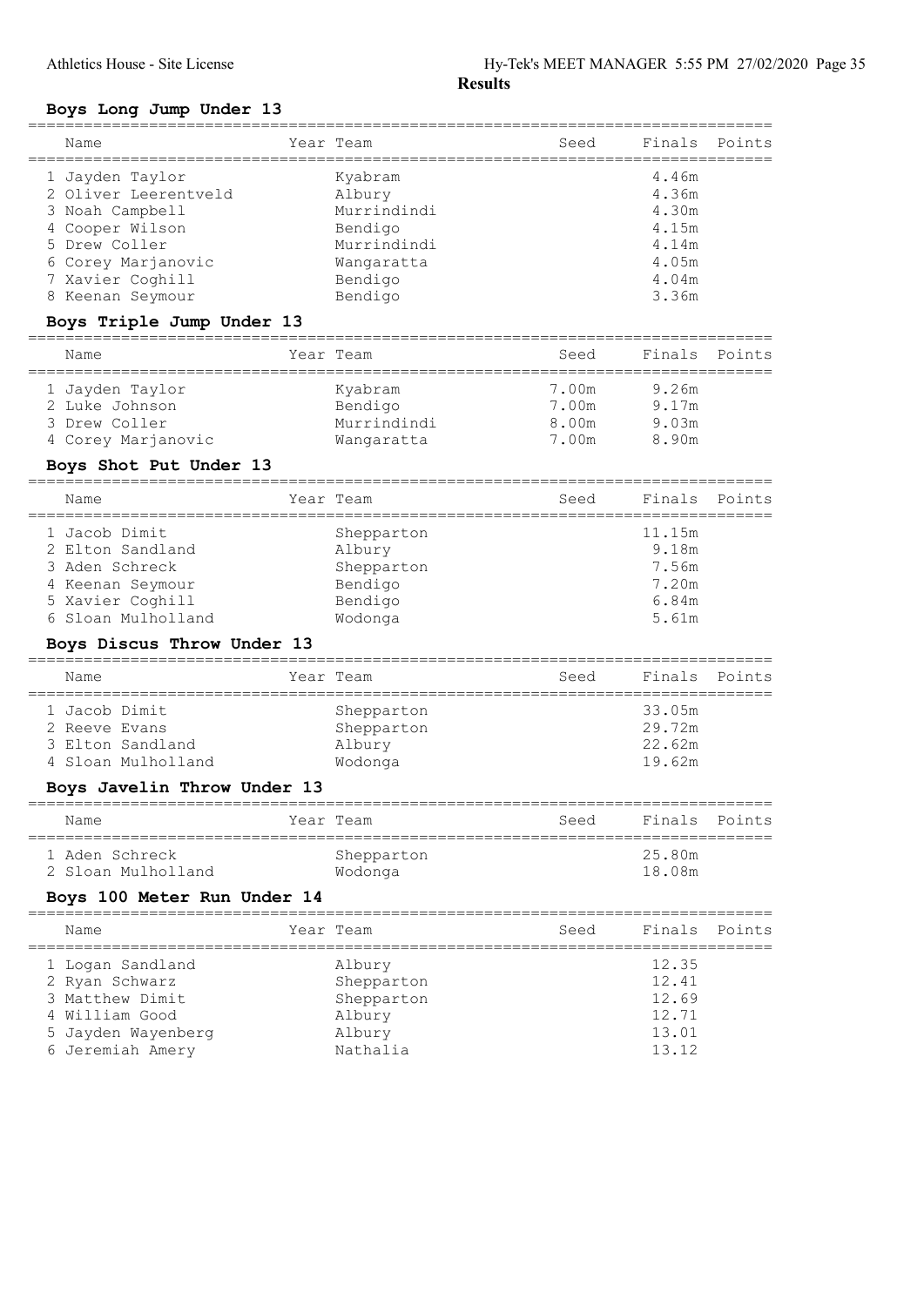# Results

## Boys Long Jump Under 13

| Name | Year | Team | Seed | Finals | Points |
|---|---|---|---|---|---|
| 1 Jayden Taylor | | Kyabram | | 4.46m | |
| 2 Oliver Leerentveld | | Albury | | 4.36m | |
| 3 Noah Campbell | | Murrindindi | | 4.30m | |
| 4 Cooper Wilson | | Bendigo | | 4.15m | |
| 5 Drew Coller | | Murrindindi | | 4.14m | |
| 6 Corey Marjanovic | | Wangaratta | | 4.05m | |
| 7 Xavier Coghill | | Bendigo | | 4.04m | |
| 8 Keenan Seymour | | Bendigo | | 3.36m | |

## Boys Triple Jump Under 13

| Name | Year | Team | Seed | Finals | Points |
|---|---|---|---|---|---|
| 1 Jayden Taylor | | Kyabram | 7.00m | 9.26m | |
| 2 Luke Johnson | | Bendigo | 7.00m | 9.17m | |
| 3 Drew Coller | | Murrindindi | 8.00m | 9.03m | |
| 4 Corey Marjanovic | | Wangaratta | 7.00m | 8.90m | |

## Boys Shot Put Under 13

| Name | Year | Team | Seed | Finals | Points |
|---|---|---|---|---|---|
| 1 Jacob Dimit | | Shepparton | | 11.15m | |
| 2 Elton Sandland | | Albury | | 9.18m | |
| 3 Aden Schreck | | Shepparton | | 7.56m | |
| 4 Keenan Seymour | | Bendigo | | 7.20m | |
| 5 Xavier Coghill | | Bendigo | | 6.84m | |
| 6 Sloan Mulholland | | Wodonga | | 5.61m | |

## Boys Discus Throw Under 13

| Name | Year | Team | Seed | Finals | Points |
|---|---|---|---|---|---|
| 1 Jacob Dimit | | Shepparton | | 33.05m | |
| 2 Reeve Evans | | Shepparton | | 29.72m | |
| 3 Elton Sandland | | Albury | | 22.62m | |
| 4 Sloan Mulholland | | Wodonga | | 19.62m | |

## Boys Javelin Throw Under 13

| Name | Year | Team | Seed | Finals | Points |
|---|---|---|---|---|---|
| 1 Aden Schreck | | Shepparton | | 25.80m | |
| 2 Sloan Mulholland | | Wodonga | | 18.08m | |

## Boys 100 Meter Run Under 14

| Name | Year | Team | Seed | Finals | Points |
|---|---|---|---|---|---|
| 1 Logan Sandland | | Albury | | 12.35 | |
| 2 Ryan Schwarz | | Shepparton | | 12.41 | |
| 3 Matthew Dimit | | Shepparton | | 12.69 | |
| 4 William Good | | Albury | | 12.71 | |
| 5 Jayden Wayenberg | | Albury | | 13.01 | |
| 6 Jeremiah Amery | | Nathalia | | 13.12 | |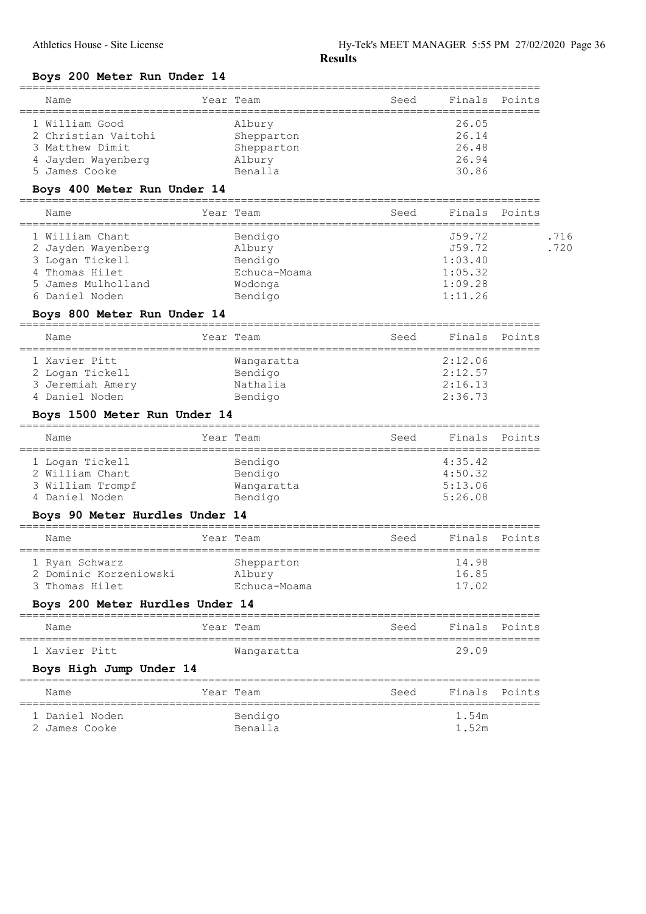## Results

### Boys 200 Meter Run Under 14

| Name | Year | Team | Seed | Finals | Points |
|---|---|---|---|---|---|
| 1 William Good | | Albury | | 26.05 | |
| 2 Christian Vaitohi | | Shepparton | | 26.14 | |
| 3 Matthew Dimit | | Shepparton | | 26.48 | |
| 4 Jayden Wayenberg | | Albury | | 26.94 | |
| 5 James Cooke | | Benalla | | 30.86 | |

### Boys 400 Meter Run Under 14

| Name | Year | Team | Seed | Finals | Points | |
|---|---|---|---|---|---|---|
| 1 William Chant | | Bendigo | | J59.72 | | .716 |
| 2 Jayden Wayenberg | | Albury | | J59.72 | | .720 |
| 3 Logan Tickell | | Bendigo | | 1:03.40 | | |
| 4 Thomas Hilet | | Echuca-Moama | | 1:05.32 | | |
| 5 James Mulholland | | Wodonga | | 1:09.28 | | |
| 6 Daniel Noden | | Bendigo | | 1:11.26 | | |

### Boys 800 Meter Run Under 14

| Name | Year | Team | Seed | Finals | Points |
|---|---|---|---|---|---|
| 1 Xavier Pitt | | Wangaratta | | 2:12.06 | |
| 2 Logan Tickell | | Bendigo | | 2:12.57 | |
| 3 Jeremiah Amery | | Nathalia | | 2:16.13 | |
| 4 Daniel Noden | | Bendigo | | 2:36.73 | |

### Boys 1500 Meter Run Under 14

| Name | Year | Team | Seed | Finals | Points |
|---|---|---|---|---|---|
| 1 Logan Tickell | | Bendigo | | 4:35.42 | |
| 2 William Chant | | Bendigo | | 4:50.32 | |
| 3 William Trompf | | Wangaratta | | 5:13.06 | |
| 4 Daniel Noden | | Bendigo | | 5:26.08 | |

### Boys 90 Meter Hurdles Under 14

| Name | Year | Team | Seed | Finals | Points |
|---|---|---|---|---|---|
| 1 Ryan Schwarz | | Shepparton | | 14.98 | |
| 2 Dominic Korzeniowski | | Albury | | 16.85 | |
| 3 Thomas Hilet | | Echuca-Moama | | 17.02 | |

### Boys 200 Meter Hurdles Under 14

| Name | Year | Team | Seed | Finals | Points |
|---|---|---|---|---|---|
| 1 Xavier Pitt | | Wangaratta | | 29.09 | |

### Boys High Jump Under 14

| Name | Year | Team | Seed | Finals | Points |
|---|---|---|---|---|---|
| 1 Daniel Noden | | Bendigo | | 1.54m | |
| 2 James Cooke | | Benalla | | 1.52m | |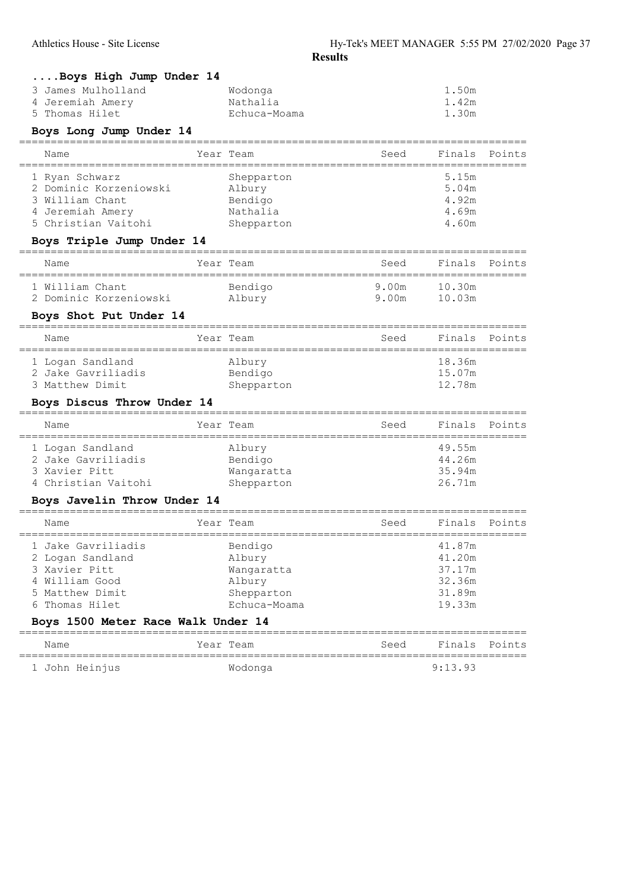**Results**

### ....Boys High Jump Under 14

| Name | Year | Team | Seed | Finals | Points |
|---|---|---|---|---|---|
| 3 James Mulholland | | Wodonga | | 1.50m | |
| 4 Jeremiah Amery | | Nathalia | | 1.42m | |
| 5 Thomas Hilet | | Echuca-Moama | | 1.30m | |

### Boys Long Jump Under 14

| Name | Year | Team | Seed | Finals | Points |
|---|---|---|---|---|---|
| 1 Ryan Schwarz | | Shepparton | | 5.15m | |
| 2 Dominic Korzeniowski | | Albury | | 5.04m | |
| 3 William Chant | | Bendigo | | 4.92m | |
| 4 Jeremiah Amery | | Nathalia | | 4.69m | |
| 5 Christian Vaitohi | | Shepparton | | 4.60m | |

### Boys Triple Jump Under 14

| Name | Year | Team | Seed | Finals | Points |
|---|---|---|---|---|---|
| 1 William Chant | | Bendigo | 9.00m | 10.30m | |
| 2 Dominic Korzeniowski | | Albury | 9.00m | 10.03m | |

### Boys Shot Put Under 14

| Name | Year | Team | Seed | Finals | Points |
|---|---|---|---|---|---|
| 1 Logan Sandland | | Albury | | 18.36m | |
| 2 Jake Gavriliadis | | Bendigo | | 15.07m | |
| 3 Matthew Dimit | | Shepparton | | 12.78m | |

### Boys Discus Throw Under 14

| Name | Year | Team | Seed | Finals | Points |
|---|---|---|---|---|---|
| 1 Logan Sandland | | Albury | | 49.55m | |
| 2 Jake Gavriliadis | | Bendigo | | 44.26m | |
| 3 Xavier Pitt | | Wangaratta | | 35.94m | |
| 4 Christian Vaitohi | | Shepparton | | 26.71m | |

### Boys Javelin Throw Under 14

| Name | Year | Team | Seed | Finals | Points |
|---|---|---|---|---|---|
| 1 Jake Gavriliadis | | Bendigo | | 41.87m | |
| 2 Logan Sandland | | Albury | | 41.20m | |
| 3 Xavier Pitt | | Wangaratta | | 37.17m | |
| 4 William Good | | Albury | | 32.36m | |
| 5 Matthew Dimit | | Shepparton | | 31.89m | |
| 6 Thomas Hilet | | Echuca-Moama | | 19.33m | |

### Boys 1500 Meter Race Walk Under 14

| Name | Year | Team | Seed | Finals | Points |
|---|---|---|---|---|---|
| 1 John Heinjus | | Wodonga | | 9:13.93 | |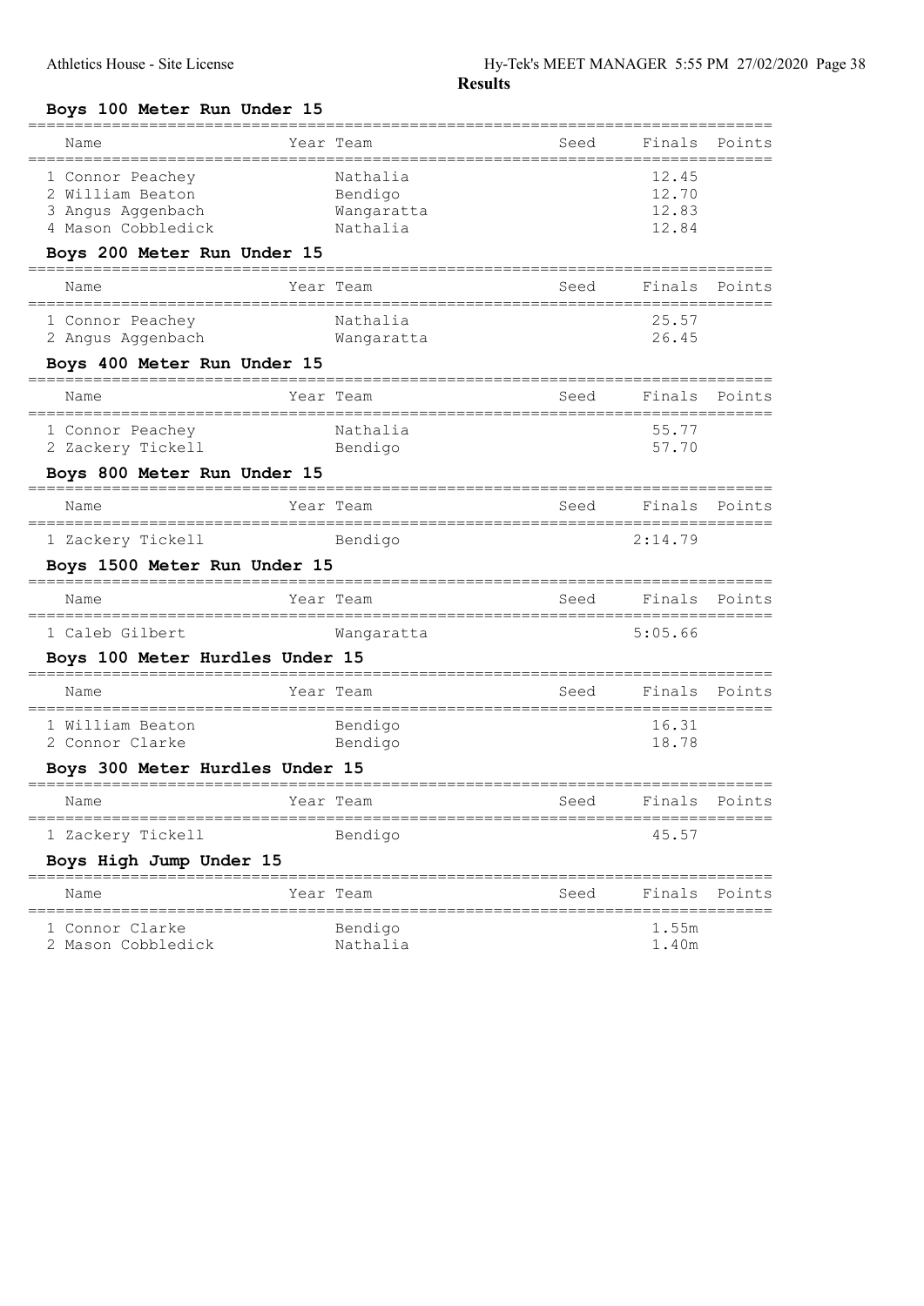## Results

### Boys 100 Meter Run Under 15

| Name | Year | Team | Seed | Finals | Points |
|---|---|---|---|---|---|
| 1 Connor Peachey | | Nathalia | | 12.45 | |
| 2 William Beaton | | Bendigo | | 12.70 | |
| 3 Angus Aggenbach | | Wangaratta | | 12.83 | |
| 4 Mason Cobbledick | | Nathalia | | 12.84 | |

### Boys 200 Meter Run Under 15

| Name | Year | Team | Seed | Finals | Points |
|---|---|---|---|---|---|
| 1 Connor Peachey | | Nathalia | | 25.57 | |
| 2 Angus Aggenbach | | Wangaratta | | 26.45 | |

### Boys 400 Meter Run Under 15

| Name | Year | Team | Seed | Finals | Points |
|---|---|---|---|---|---|
| 1 Connor Peachey | | Nathalia | | 55.77 | |
| 2 Zackery Tickell | | Bendigo | | 57.70 | |

### Boys 800 Meter Run Under 15

| Name | Year | Team | Seed | Finals | Points |
|---|---|---|---|---|---|
| 1 Zackery Tickell | | Bendigo | | 2:14.79 | |

### Boys 1500 Meter Run Under 15

| Name | Year | Team | Seed | Finals | Points |
|---|---|---|---|---|---|
| 1 Caleb Gilbert | | Wangaratta | | 5:05.66 | |

### Boys 100 Meter Hurdles Under 15

| Name | Year | Team | Seed | Finals | Points |
|---|---|---|---|---|---|
| 1 William Beaton | | Bendigo | | 16.31 | |
| 2 Connor Clarke | | Bendigo | | 18.78 | |

### Boys 300 Meter Hurdles Under 15

| Name | Year | Team | Seed | Finals | Points |
|---|---|---|---|---|---|
| 1 Zackery Tickell | | Bendigo | | 45.57 | |

### Boys High Jump Under 15

| Name | Year | Team | Seed | Finals | Points |
|---|---|---|---|---|---|
| 1 Connor Clarke | | Bendigo | | 1.55m | |
| 2 Mason Cobbledick | | Nathalia | | 1.40m | |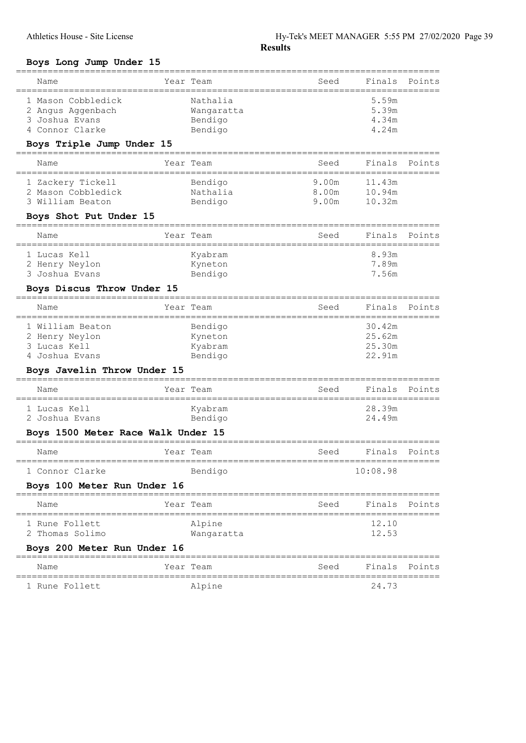**Results**

### Boys Long Jump Under 15

| Name | Year | Team | Seed | Finals | Points |
|---|---|---|---|---|---|
| 1 Mason Cobbledick | | Nathalia | | 5.59m | |
| 2 Angus Aggenbach | | Wangaratta | | 5.39m | |
| 3 Joshua Evans | | Bendigo | | 4.34m | |
| 4 Connor Clarke | | Bendigo | | 4.24m | |

### Boys Triple Jump Under 15

| Name | Year | Team | Seed | Finals | Points |
|---|---|---|---|---|---|
| 1 Zackery Tickell | | Bendigo | 9.00m | 11.43m | |
| 2 Mason Cobbledick | | Nathalia | 8.00m | 10.94m | |
| 3 William Beaton | | Bendigo | 9.00m | 10.32m | |

### Boys Shot Put Under 15

| Name | Year | Team | Seed | Finals | Points |
|---|---|---|---|---|---|
| 1 Lucas Kell | | Kyabram | | 8.93m | |
| 2 Henry Neylon | | Kyneton | | 7.89m | |
| 3 Joshua Evans | | Bendigo | | 7.56m | |

### Boys Discus Throw Under 15

| Name | Year | Team | Seed | Finals | Points |
|---|---|---|---|---|---|
| 1 William Beaton | | Bendigo | | 30.42m | |
| 2 Henry Neylon | | Kyneton | | 25.62m | |
| 3 Lucas Kell | | Kyabram | | 25.30m | |
| 4 Joshua Evans | | Bendigo | | 22.91m | |

### Boys Javelin Throw Under 15

| Name | Year | Team | Seed | Finals | Points |
|---|---|---|---|---|---|
| 1 Lucas Kell | | Kyabram | | 28.39m | |
| 2 Joshua Evans | | Bendigo | | 24.49m | |

### Boys 1500 Meter Race Walk Under 15

| Name | Year | Team | Seed | Finals | Points |
|---|---|---|---|---|---|
| 1 Connor Clarke | | Bendigo | | 10:08.98 | |

### Boys 100 Meter Run Under 16

| Name | Year | Team | Seed | Finals | Points |
|---|---|---|---|---|---|
| 1 Rune Follett | | Alpine | | 12.10 | |
| 2 Thomas Solimo | | Wangaratta | | 12.53 | |

### Boys 200 Meter Run Under 16

| Name | Year | Team | Seed | Finals | Points |
|---|---|---|---|---|---|
| 1 Rune Follett | | Alpine | | 24.73 | |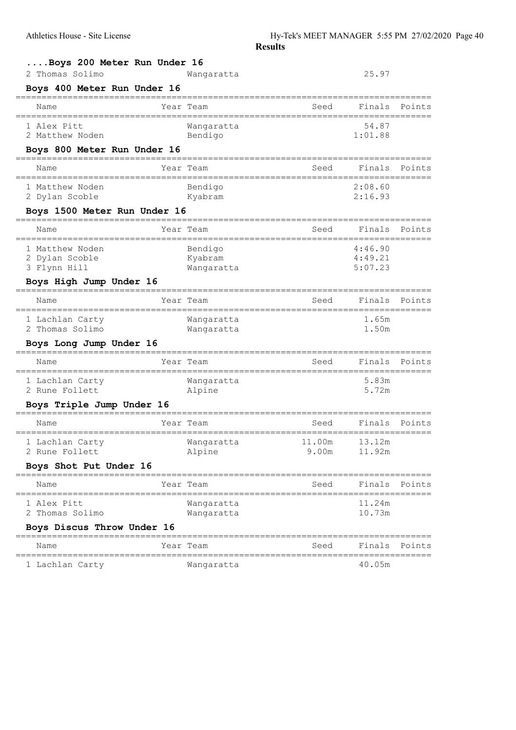**Results**

### ....Boys 200 Meter Run Under 16

| Name | Year | Team | Seed | Finals | Points |
|---|---|---|---|---|---|
| 2 Thomas Solimo | | Wangaratta | | 25.97 | |

### Boys 400 Meter Run Under 16

| Name | Year | Team | Seed | Finals | Points |
|---|---|---|---|---|---|
| 1 Alex Pitt | | Wangaratta | | 54.87 | |
| 2 Matthew Noden | | Bendigo | | 1:01.88 | |

### Boys 800 Meter Run Under 16

| Name | Year | Team | Seed | Finals | Points |
|---|---|---|---|---|---|
| 1 Matthew Noden | | Bendigo | | 2:08.60 | |
| 2 Dylan Scoble | | Kyabram | | 2:16.93 | |

### Boys 1500 Meter Run Under 16

| Name | Year | Team | Seed | Finals | Points |
|---|---|---|---|---|---|
| 1 Matthew Noden | | Bendigo | | 4:46.90 | |
| 2 Dylan Scoble | | Kyabram | | 4:49.21 | |
| 3 Flynn Hill | | Wangaratta | | 5:07.23 | |

### Boys High Jump Under 16

| Name | Year | Team | Seed | Finals | Points |
|---|---|---|---|---|---|
| 1 Lachlan Carty | | Wangaratta | | 1.65m | |
| 2 Thomas Solimo | | Wangaratta | | 1.50m | |

### Boys Long Jump Under 16

| Name | Year | Team | Seed | Finals | Points |
|---|---|---|---|---|---|
| 1 Lachlan Carty | | Wangaratta | | 5.83m | |
| 2 Rune Follett | | Alpine | | 5.72m | |

### Boys Triple Jump Under 16

| Name | Year | Team | Seed | Finals | Points |
|---|---|---|---|---|---|
| 1 Lachlan Carty | | Wangaratta | 11.00m | 13.12m | |
| 2 Rune Follett | | Alpine | 9.00m | 11.92m | |

### Boys Shot Put Under 16

| Name | Year | Team | Seed | Finals | Points |
|---|---|---|---|---|---|
| 1 Alex Pitt | | Wangaratta | | 11.24m | |
| 2 Thomas Solimo | | Wangaratta | | 10.73m | |

### Boys Discus Throw Under 16

| Name | Year | Team | Seed | Finals | Points |
|---|---|---|---|---|---|
| 1 Lachlan Carty | | Wangaratta | | 40.05m | |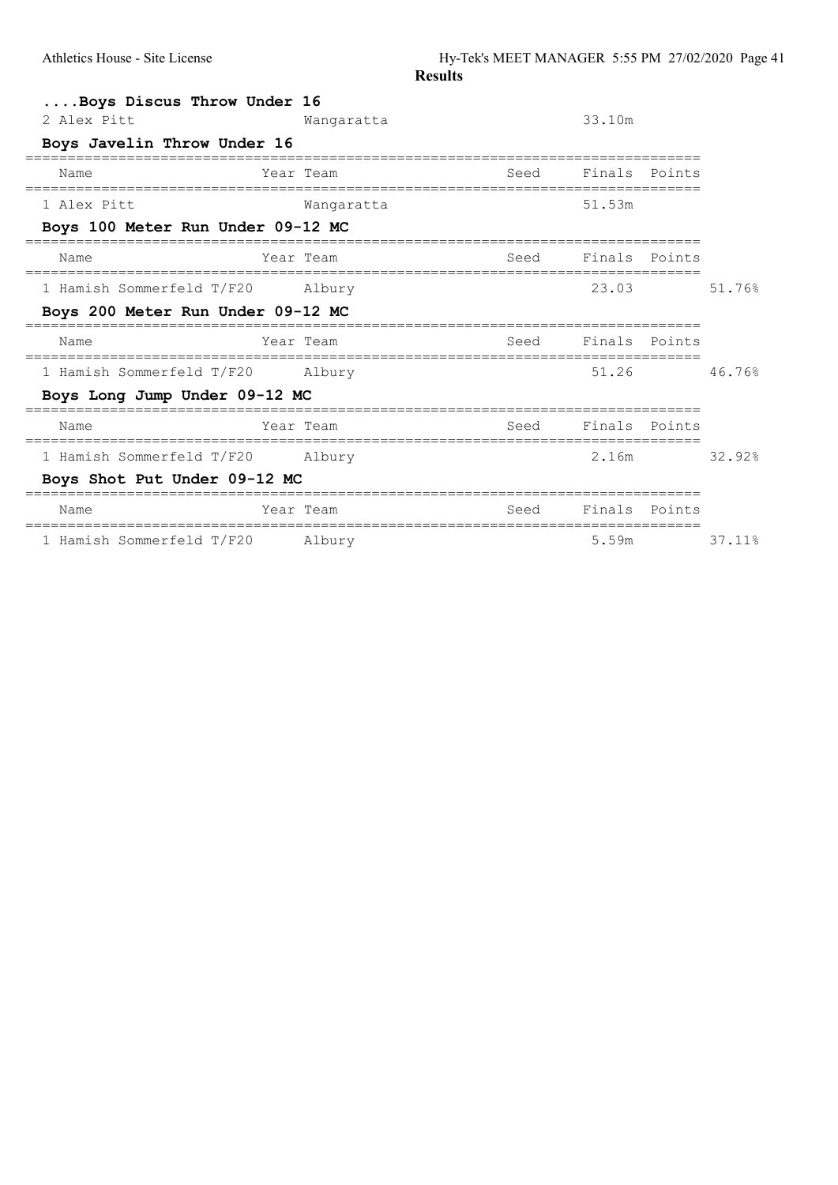## ....Boys Discus Throw Under 16

| | | | | |
|---|---|---|---|---|
| 2 Alex Pitt | Wangaratta | | 33.10m | |

## Boys Javelin Throw Under 16

| Name | Year Team | Seed | Finals | Points |
|---|---|---|---|---|
| 1 Alex Pitt | Wangaratta | | 51.53m | |

## Boys 100 Meter Run Under 09-12 MC

| Name | Year Team | Seed | Finals | Points | |
|---|---|---|---|---|---|
| 1 Hamish Sommerfeld T/F20 | Albury | | 23.03 | | 51.76% |

## Boys 200 Meter Run Under 09-12 MC

| Name | Year Team | Seed | Finals | Points | |
|---|---|---|---|---|---|
| 1 Hamish Sommerfeld T/F20 | Albury | | 51.26 | | 46.76% |

## Boys Long Jump Under 09-12 MC

| Name | Year Team | Seed | Finals | Points | |
|---|---|---|---|---|---|
| 1 Hamish Sommerfeld T/F20 | Albury | | 2.16m | | 32.92% |

## Boys Shot Put Under 09-12 MC

| Name | Year Team | Seed | Finals | Points | |
|---|---|---|---|---|---|
| 1 Hamish Sommerfeld T/F20 | Albury | | 5.59m | | 37.11% |